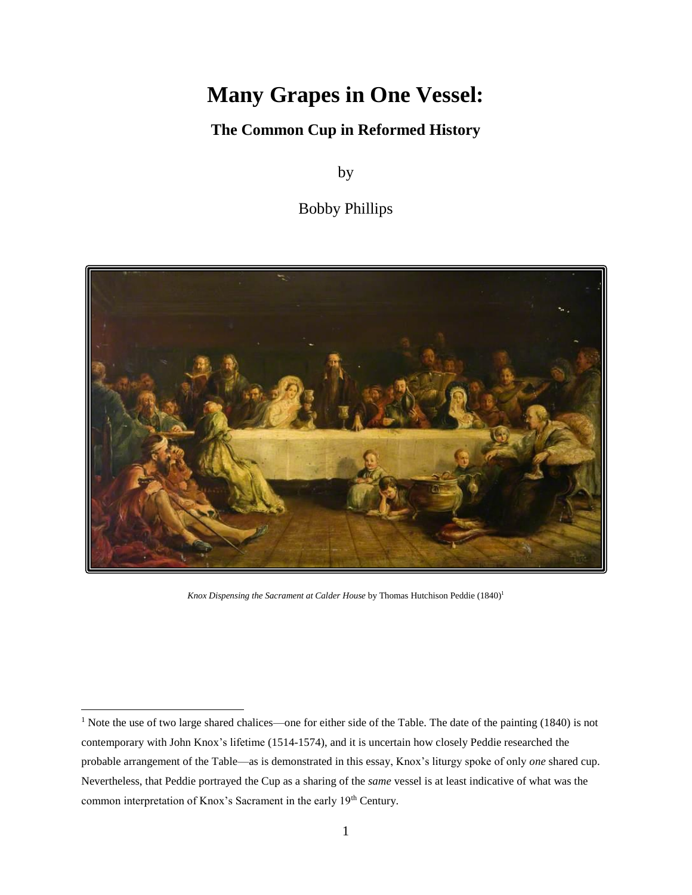# Many Grapes in One Vessel:

## The Common Cup in Reformed History

by

Bobby Phillips

*Knox Dispensing the Sacrament at Calder House* by Thomas Hutchison Peddie (1840)[1]

[1] Note the use of two large shared chalices—one for either side of the Table. The date of the painting (1840) is not contemporary with John Knox's lifetime (1514-1574), and it is uncertain how closely Peddie researched the probable arrangement of the Table—as is demonstrated in this essay, Knox's liturgy spoke of only *one* shared cup. Nevertheless, that Peddie portrayed the Cup as a sharing of the *same* vessel is at least indicative of what was the common interpretation of Knox's Sacrament in the early 19th Century.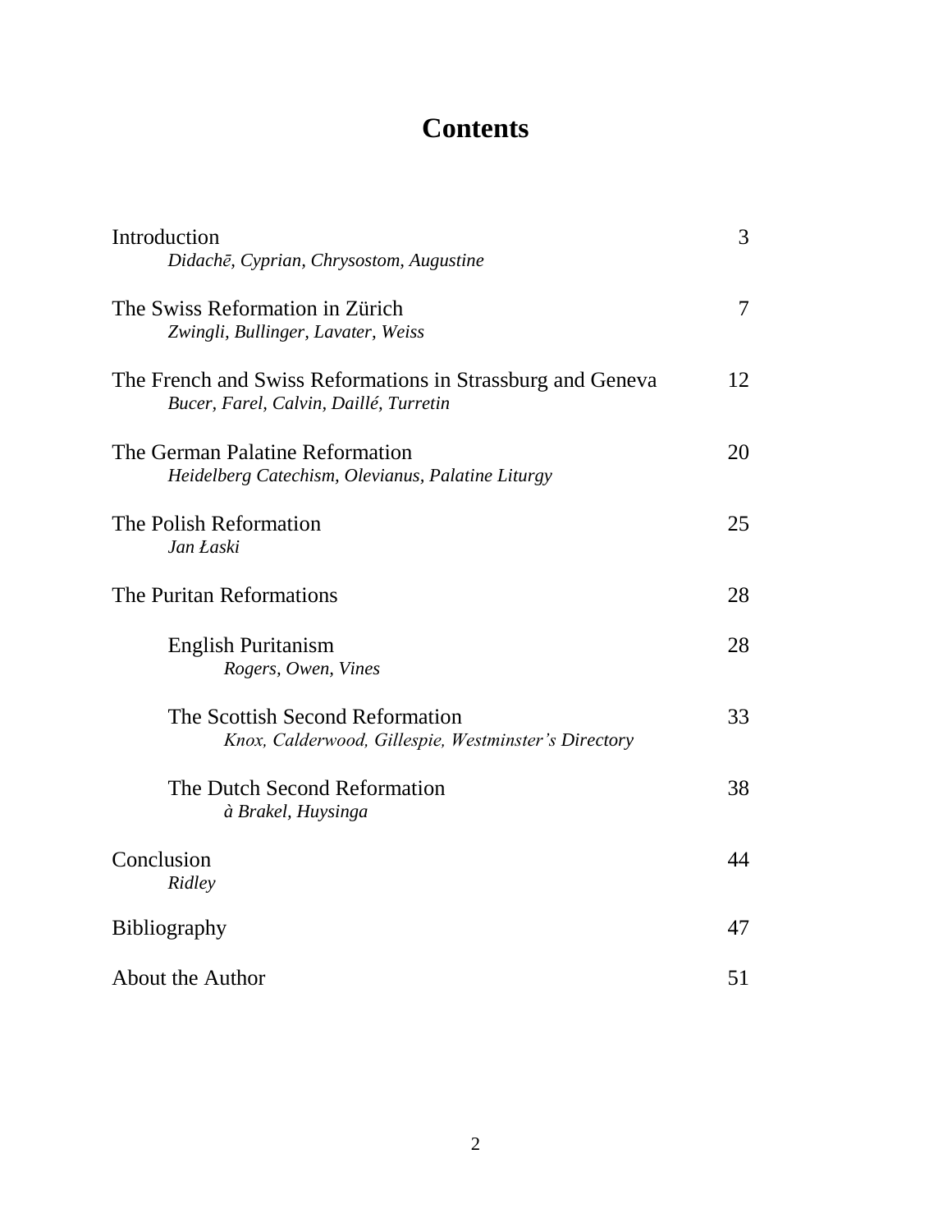# Contents

| | |
|---|---|
| Introduction<br>*Didachē, Cyprian, Chrysostom, Augustine* | 3 |
| The Swiss Reformation in Zürich<br>*Zwingli, Bullinger, Lavater, Weiss* | 7 |
| The French and Swiss Reformations in Strassburg and Geneva<br>*Bucer, Farel, Calvin, Daillé, Turretin* | 12 |
| The German Palatine Reformation<br>*Heidelberg Catechism, Olevianus, Palatine Liturgy* | 20 |
| The Polish Reformation<br>*Jan Łaski* | 25 |
| The Puritan Reformations | 28 |
| English Puritanism<br>*Rogers, Owen, Vines* | 28 |
| The Scottish Second Reformation<br>*Knox, Calderwood, Gillespie, Westminster's Directory* | 33 |
| The Dutch Second Reformation<br>*à Brakel, Huysinga* | 38 |
| Conclusion<br>*Ridley* | 44 |
| Bibliography | 47 |
| About the Author | 51 |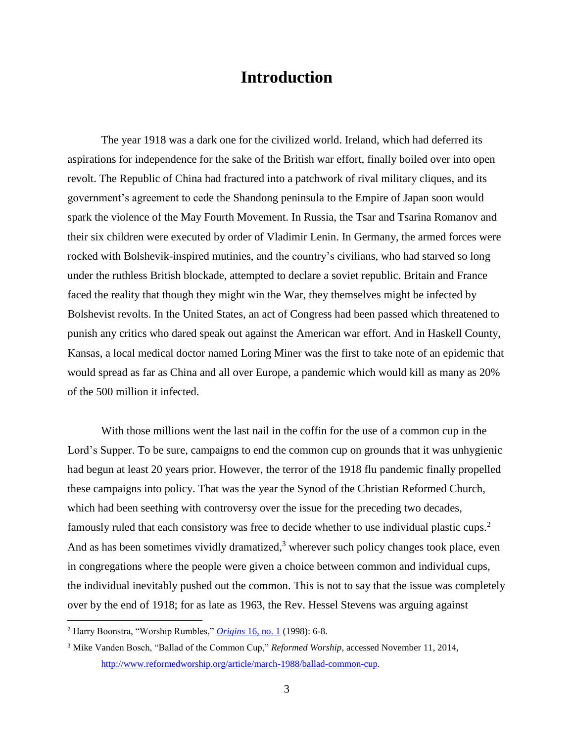# Introduction

The year 1918 was a dark one for the civilized world. Ireland, which had deferred its aspirations for independence for the sake of the British war effort, finally boiled over into open revolt. The Republic of China had fractured into a patchwork of rival military cliques, and its government's agreement to cede the Shandong peninsula to the Empire of Japan soon would spark the violence of the May Fourth Movement. In Russia, the Tsar and Tsarina Romanov and their six children were executed by order of Vladimir Lenin. In Germany, the armed forces were rocked with Bolshevik-inspired mutinies, and the country's civilians, who had starved so long under the ruthless British blockade, attempted to declare a soviet republic. Britain and France faced the reality that though they might win the War, they themselves might be infected by Bolshevist revolts. In the United States, an act of Congress had been passed which threatened to punish any critics who dared speak out against the American war effort. And in Haskell County, Kansas, a local medical doctor named Loring Miner was the first to take note of an epidemic that would spread as far as China and all over Europe, a pandemic which would kill as many as 20% of the 500 million it infected.

With those millions went the last nail in the coffin for the use of a common cup in the Lord's Supper. To be sure, campaigns to end the common cup on grounds that it was unhygienic had begun at least 20 years prior. However, the terror of the 1918 flu pandemic finally propelled these campaigns into policy. That was the year the Synod of the Christian Reformed Church, which had been seething with controversy over the issue for the preceding two decades, famously ruled that each consistory was free to decide whether to use individual plastic cups.[2] And as has been sometimes vividly dramatized,[3] wherever such policy changes took place, even in congregations where the people were given a choice between common and individual cups, the individual inevitably pushed out the common. This is not to say that the issue was completely over by the end of 1918; for as late as 1963, the Rev. Hessel Stevens was arguing against

[2] Harry Boonstra, "Worship Rumbles," *Origins* 16, no. 1 (1998): 6-8.

[3] Mike Vanden Bosch, "Ballad of the Common Cup," *Reformed Worship,* accessed November 11, 2014, http://www.reformedworship.org/article/march-1988/ballad-common-cup.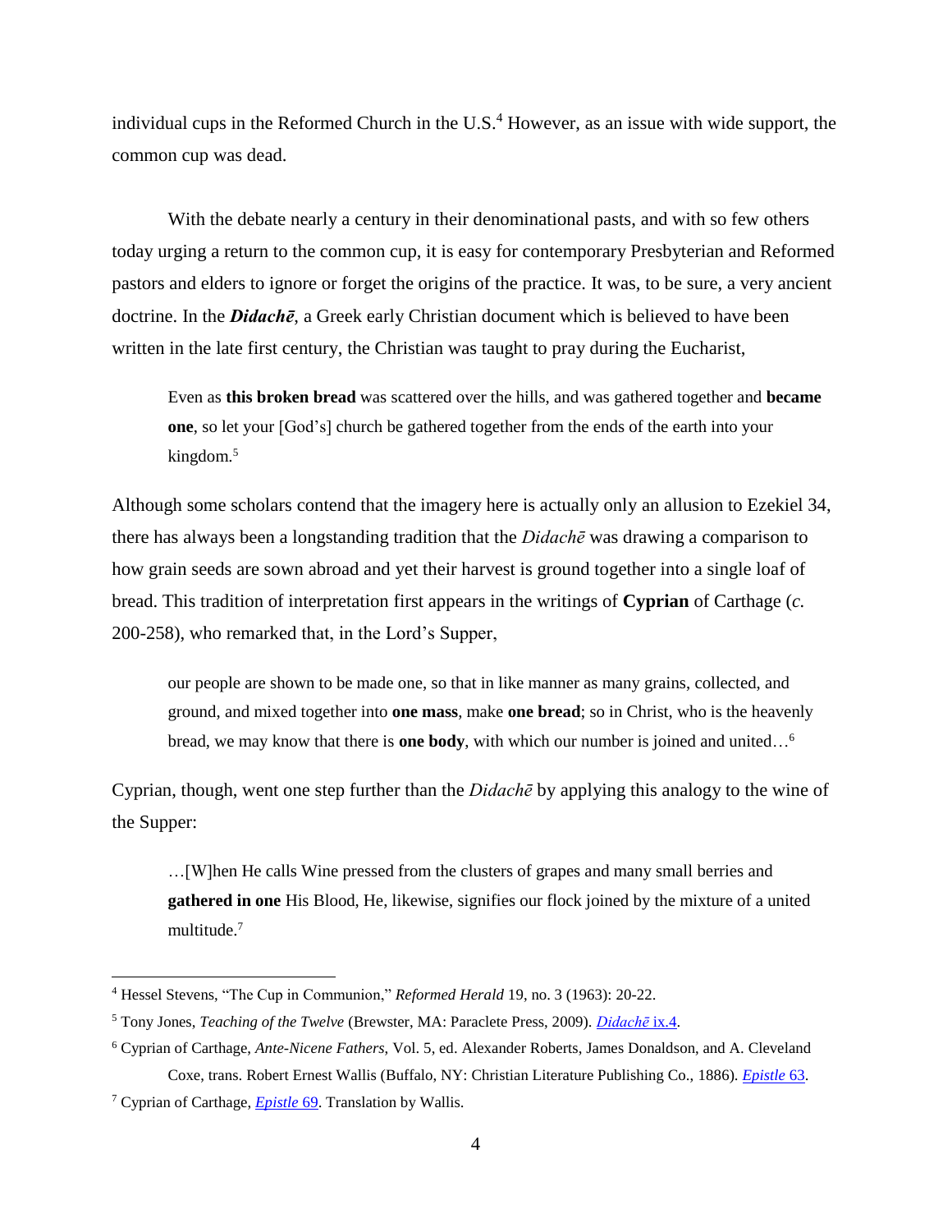individual cups in the Reformed Church in the U.S.[4] However, as an issue with wide support, the common cup was dead.

With the debate nearly a century in their denominational pasts, and with so few others today urging a return to the common cup, it is easy for contemporary Presbyterian and Reformed pastors and elders to ignore or forget the origins of the practice. It was, to be sure, a very ancient doctrine. In the ***Didachē***, a Greek early Christian document which is believed to have been written in the late first century, the Christian was taught to pray during the Eucharist,

> Even as **this broken bread** was scattered over the hills, and was gathered together and **became one**, so let your [God's] church be gathered together from the ends of the earth into your kingdom.[5]

Although some scholars contend that the imagery here is actually only an allusion to Ezekiel 34, there has always been a longstanding tradition that the *Didachē* was drawing a comparison to how grain seeds are sown abroad and yet their harvest is ground together into a single loaf of bread. This tradition of interpretation first appears in the writings of **Cyprian** of Carthage (*c.* 200-258), who remarked that, in the Lord's Supper,

> our people are shown to be made one, so that in like manner as many grains, collected, and ground, and mixed together into **one mass**, make **one bread**; so in Christ, who is the heavenly bread, we may know that there is **one body**, with which our number is joined and united…[6]

Cyprian, though, went one step further than the *Didachē* by applying this analogy to the wine of the Supper:

> …[W]hen He calls Wine pressed from the clusters of grapes and many small berries and **gathered in one** His Blood, He, likewise, signifies our flock joined by the mixture of a united multitude.[7]

---

[4] Hessel Stevens, "The Cup in Communion," *Reformed Herald* 19, no. 3 (1963): 20-22.

[5] Tony Jones, *Teaching of the Twelve* (Brewster, MA: Paraclete Press, 2009). *Didachē* ix.4.

[6] Cyprian of Carthage, *Ante-Nicene Fathers*, Vol. 5, ed. Alexander Roberts, James Donaldson, and A. Cleveland Coxe, trans. Robert Ernest Wallis (Buffalo, NY: Christian Literature Publishing Co., 1886). *Epistle* 63.

[7] Cyprian of Carthage, *Epistle* 69. Translation by Wallis.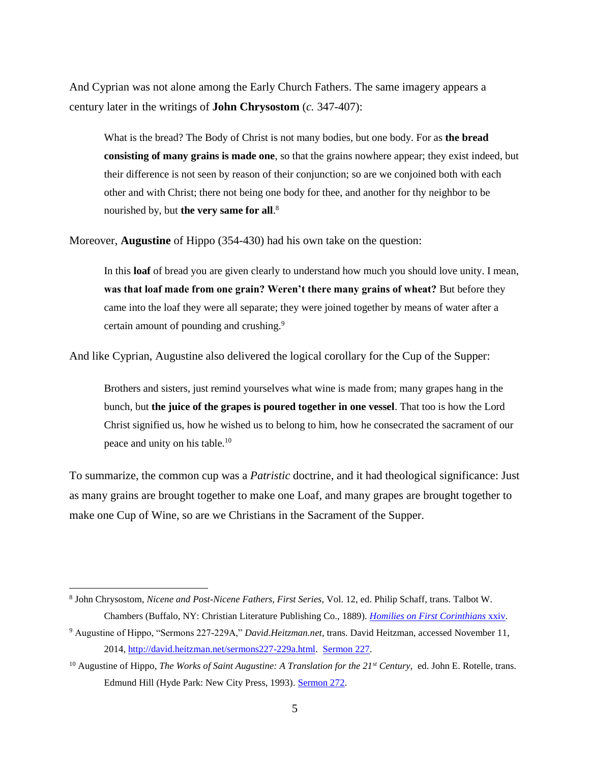And Cyprian was not alone among the Early Church Fathers. The same imagery appears a century later in the writings of **John Chrysostom** (*c.* 347-407):

> What is the bread? The Body of Christ is not many bodies, but one body. For as **the bread consisting of many grains is made one**, so that the grains nowhere appear; they exist indeed, but their difference is not seen by reason of their conjunction; so are we conjoined both with each other and with Christ; there not being one body for thee, and another for thy neighbor to be nourished by, but **the very same for all**.[8]

Moreover, **Augustine** of Hippo (354-430) had his own take on the question:

> In this **loaf** of bread you are given clearly to understand how much you should love unity. I mean, **was that loaf made from one grain? Weren't there many grains of wheat?** But before they came into the loaf they were all separate; they were joined together by means of water after a certain amount of pounding and crushing.[9]

And like Cyprian, Augustine also delivered the logical corollary for the Cup of the Supper:

> Brothers and sisters, just remind yourselves what wine is made from; many grapes hang in the bunch, but **the juice of the grapes is poured together in one vessel**. That too is how the Lord Christ signified us, how he wished us to belong to him, how he consecrated the sacrament of our peace and unity on his table.[10]

To summarize, the common cup was a *Patristic* doctrine, and it had theological significance: Just as many grains are brought together to make one Loaf, and many grapes are brought together to make one Cup of Wine, so are we Christians in the Sacrament of the Supper.

---

[8] John Chrysostom, *Nicene and Post-Nicene Fathers, First Series*, Vol. 12, ed. Philip Schaff, trans. Talbot W. Chambers (Buffalo, NY: Christian Literature Publishing Co., 1889). *Homilies on First Corinthians* xxiv.

[9] Augustine of Hippo, "Sermons 227-229A," *David.Heitzman.net*, trans. David Heitzman, accessed November 11, 2014, http://david.heitzman.net/sermons227-229a.html. Sermon 227.

[10] Augustine of Hippo, *The Works of Saint Augustine: A Translation for the 21st Century*, ed. John E. Rotelle, trans. Edmund Hill (Hyde Park: New City Press, 1993). Sermon 272.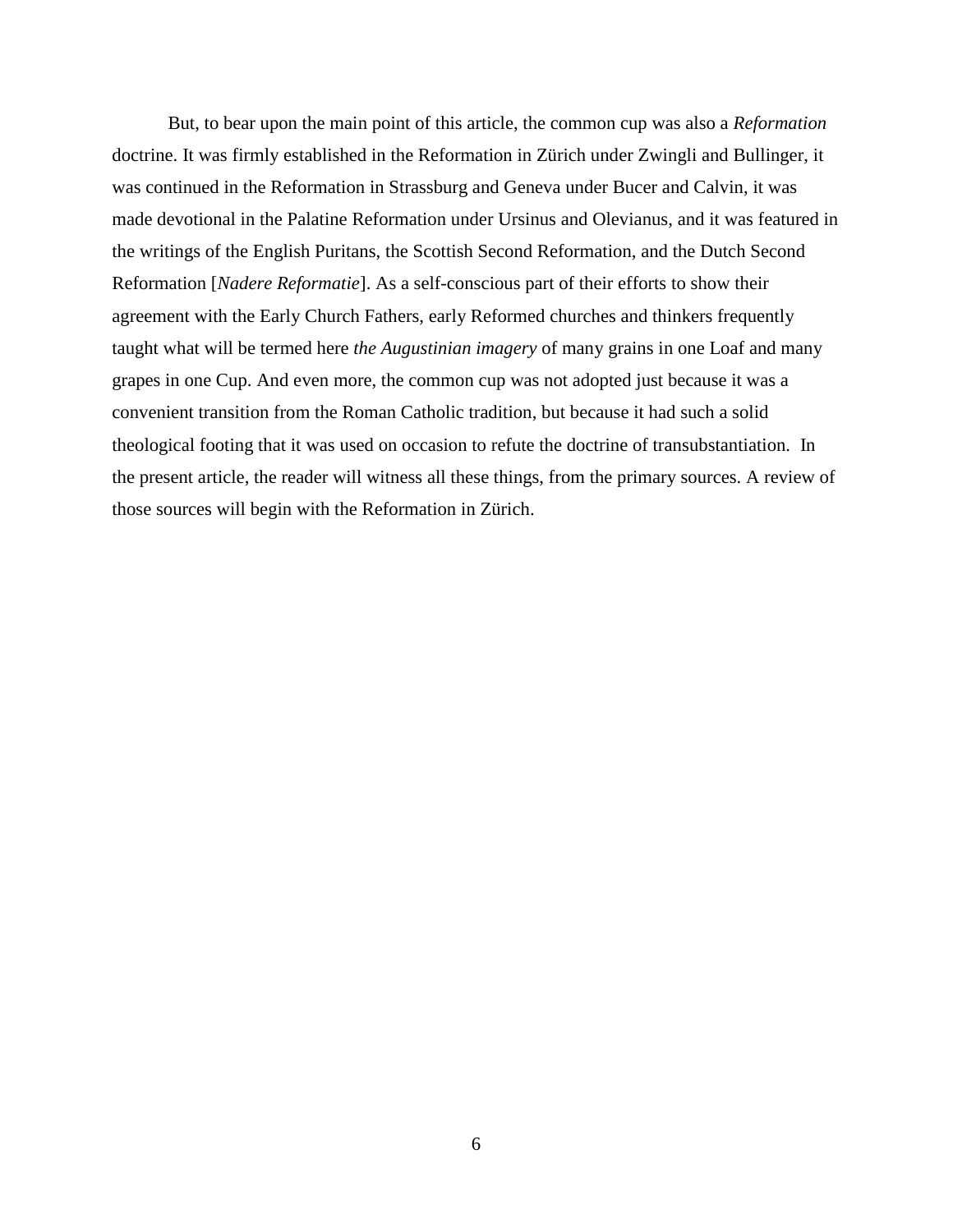But, to bear upon the main point of this article, the common cup was also a *Reformation* doctrine. It was firmly established in the Reformation in Zürich under Zwingli and Bullinger, it was continued in the Reformation in Strassburg and Geneva under Bucer and Calvin, it was made devotional in the Palatine Reformation under Ursinus and Olevianus, and it was featured in the writings of the English Puritans, the Scottish Second Reformation, and the Dutch Second Reformation [*Nadere Reformatie*]. As a self-conscious part of their efforts to show their agreement with the Early Church Fathers, early Reformed churches and thinkers frequently taught what will be termed here *the Augustinian imagery* of many grains in one Loaf and many grapes in one Cup. And even more, the common cup was not adopted just because it was a convenient transition from the Roman Catholic tradition, but because it had such a solid theological footing that it was used on occasion to refute the doctrine of transubstantiation. In the present article, the reader will witness all these things, from the primary sources. A review of those sources will begin with the Reformation in Zürich.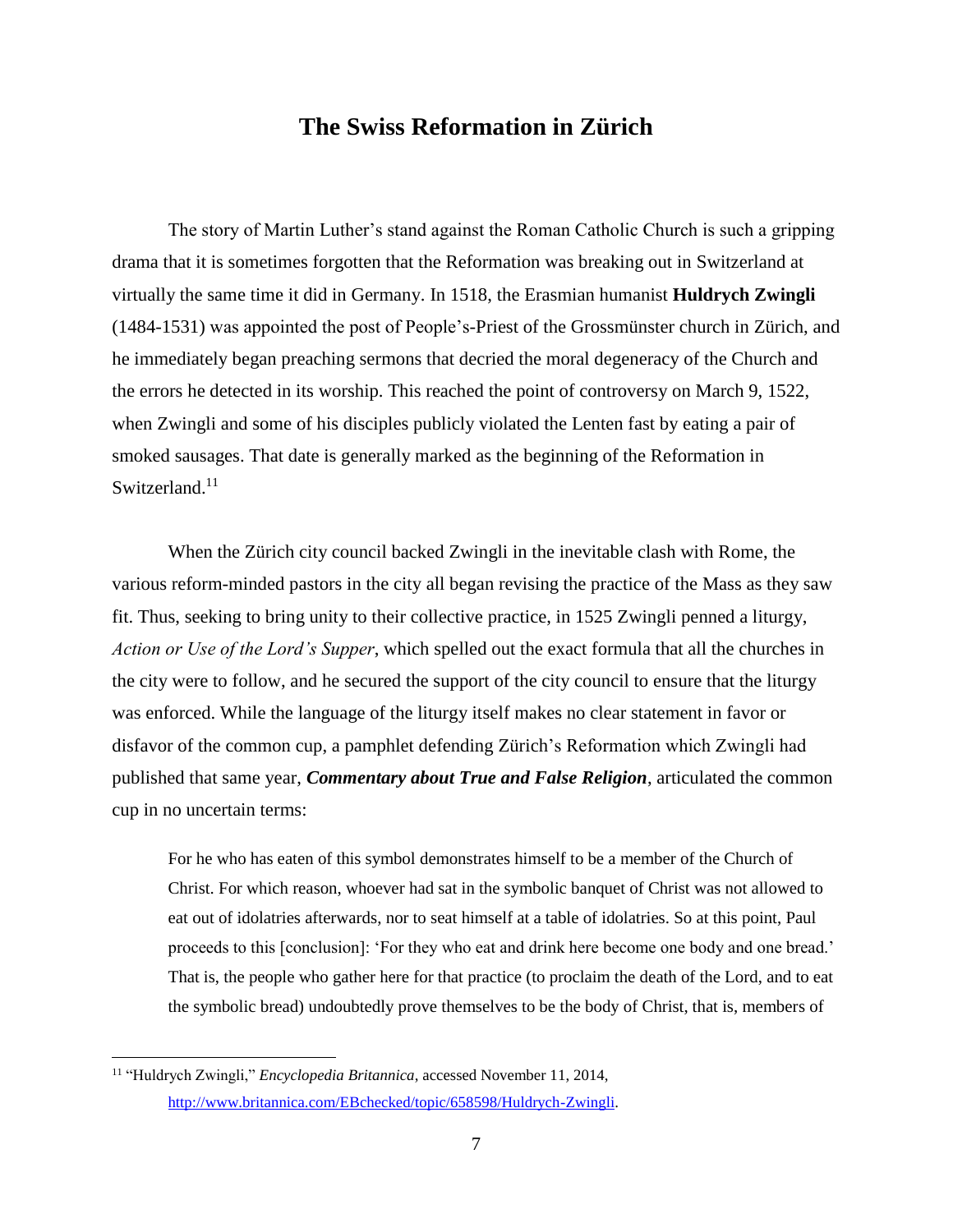# The Swiss Reformation in Zürich

The story of Martin Luther's stand against the Roman Catholic Church is such a gripping drama that it is sometimes forgotten that the Reformation was breaking out in Switzerland at virtually the same time it did in Germany. In 1518, the Erasmian humanist **Huldrych Zwingli** (1484-1531) was appointed the post of People's-Priest of the Grossmünster church in Zürich, and he immediately began preaching sermons that decried the moral degeneracy of the Church and the errors he detected in its worship. This reached the point of controversy on March 9, 1522, when Zwingli and some of his disciples publicly violated the Lenten fast by eating a pair of smoked sausages. That date is generally marked as the beginning of the Reformation in Switzerland.[11]

When the Zürich city council backed Zwingli in the inevitable clash with Rome, the various reform-minded pastors in the city all began revising the practice of the Mass as they saw fit. Thus, seeking to bring unity to their collective practice, in 1525 Zwingli penned a liturgy, *Action or Use of the Lord's Supper*, which spelled out the exact formula that all the churches in the city were to follow, and he secured the support of the city council to ensure that the liturgy was enforced. While the language of the liturgy itself makes no clear statement in favor or disfavor of the common cup, a pamphlet defending Zürich's Reformation which Zwingli had published that same year, ***Commentary about True and False Religion***, articulated the common cup in no uncertain terms:

> For he who has eaten of this symbol demonstrates himself to be a member of the Church of Christ. For which reason, whoever had sat in the symbolic banquet of Christ was not allowed to eat out of idolatries afterwards, nor to seat himself at a table of idolatries. So at this point, Paul proceeds to this [conclusion]: 'For they who eat and drink here become one body and one bread.' That is, the people who gather here for that practice (to proclaim the death of the Lord, and to eat the symbolic bread) undoubtedly prove themselves to be the body of Christ, that is, members of

[11] "Huldrych Zwingli," *Encyclopedia Britannica*, accessed November 11, 2014, http://www.britannica.com/EBchecked/topic/658598/Huldrych-Zwingli.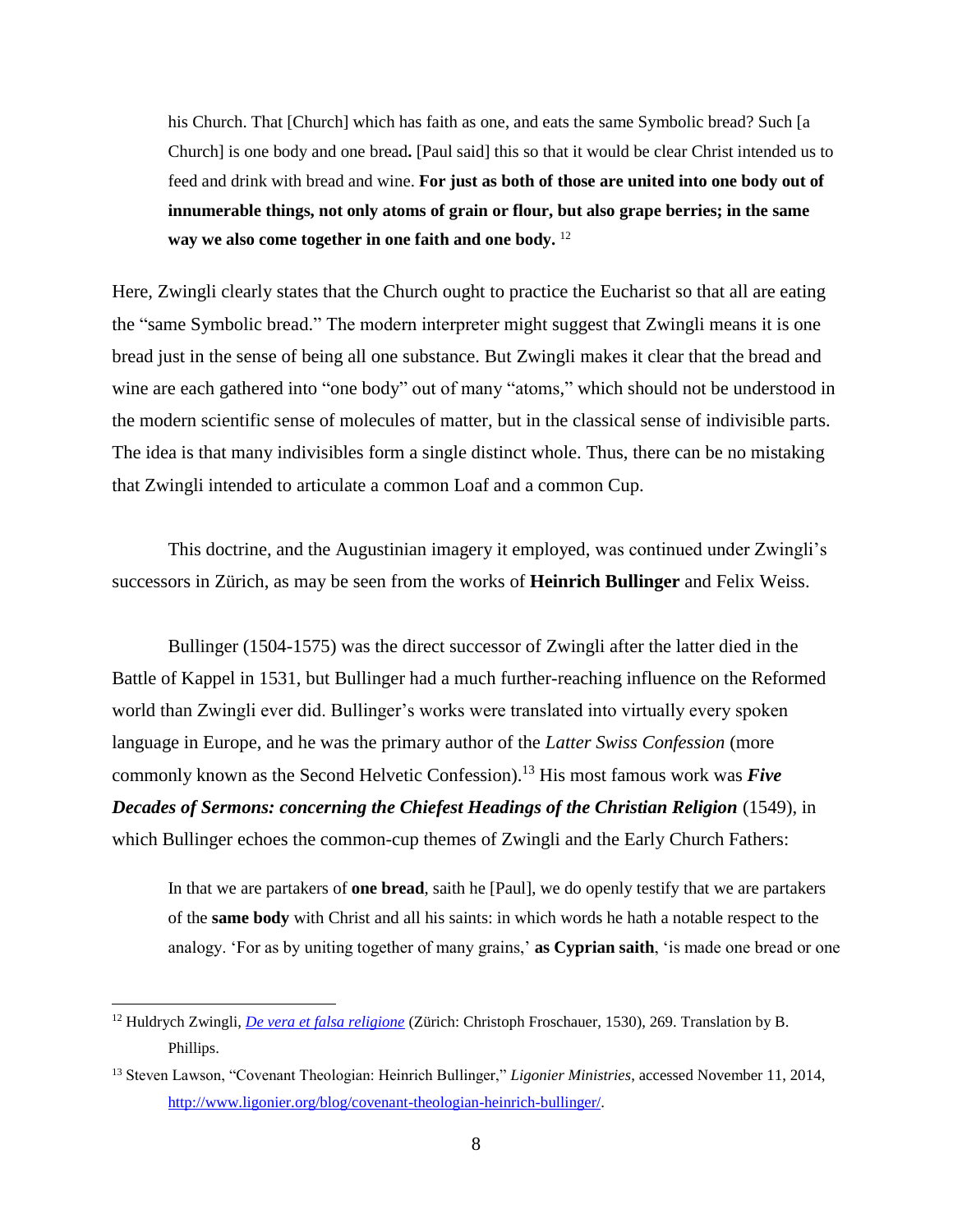> his Church. That [Church] which has faith as one, and eats the same Symbolic bread? Such [a Church] is one body and one bread**.** [Paul said] this so that it would be clear Christ intended us to feed and drink with bread and wine. **For just as both of those are united into one body out of innumerable things, not only atoms of grain or flour, but also grape berries; in the same way we also come together in one faith and one body.** [12]

Here, Zwingli clearly states that the Church ought to practice the Eucharist so that all are eating the "same Symbolic bread." The modern interpreter might suggest that Zwingli means it is one bread just in the sense of being all one substance. But Zwingli makes it clear that the bread and wine are each gathered into "one body" out of many "atoms," which should not be understood in the modern scientific sense of molecules of matter, but in the classical sense of indivisible parts. The idea is that many indivisibles form a single distinct whole. Thus, there can be no mistaking that Zwingli intended to articulate a common Loaf and a common Cup.

This doctrine, and the Augustinian imagery it employed, was continued under Zwingli's successors in Zürich, as may be seen from the works of **Heinrich Bullinger** and Felix Weiss.

Bullinger (1504-1575) was the direct successor of Zwingli after the latter died in the Battle of Kappel in 1531, but Bullinger had a much further-reaching influence on the Reformed world than Zwingli ever did. Bullinger's works were translated into virtually every spoken language in Europe, and he was the primary author of the *Latter Swiss Confession* (more commonly known as the Second Helvetic Confession).[13] His most famous work was ***Five Decades of Sermons: concerning the Chiefest Headings of the Christian Religion*** (1549), in which Bullinger echoes the common-cup themes of Zwingli and the Early Church Fathers:

> In that we are partakers of **one bread**, saith he [Paul], we do openly testify that we are partakers of the **same body** with Christ and all his saints: in which words he hath a notable respect to the analogy. 'For as by uniting together of many grains,' **as Cyprian saith**, 'is made one bread or one

---

[12] Huldrych Zwingli, *De vera et falsa religione* (Zürich: Christoph Froschauer, 1530), 269. Translation by B. Phillips.

[13] Steven Lawson, "Covenant Theologian: Heinrich Bullinger," *Ligonier Ministries*, accessed November 11, 2014, http://www.ligonier.org/blog/covenant-theologian-heinrich-bullinger/.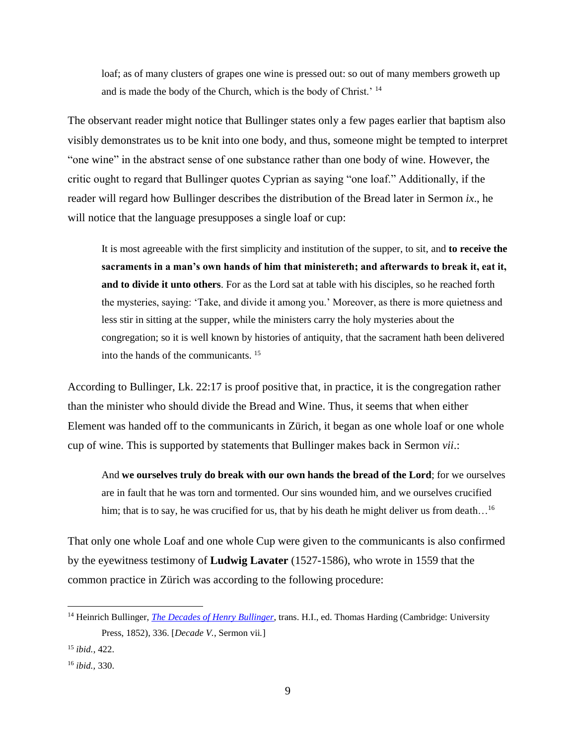> loaf; as of many clusters of grapes one wine is pressed out: so out of many members groweth up and is made the body of the Church, which is the body of Christ.' [14]

The observant reader might notice that Bullinger states only a few pages earlier that baptism also visibly demonstrates us to be knit into one body, and thus, someone might be tempted to interpret "one wine" in the abstract sense of one substance rather than one body of wine. However, the critic ought to regard that Bullinger quotes Cyprian as saying "one loaf." Additionally, if the reader will regard how Bullinger describes the distribution of the Bread later in Sermon *ix*., he will notice that the language presupposes a single loaf or cup:

> It is most agreeable with the first simplicity and institution of the supper, to sit, and **to receive the sacraments in a man's own hands of him that ministereth; and afterwards to break it, eat it, and to divide it unto others**. For as the Lord sat at table with his disciples, so he reached forth the mysteries, saying: 'Take, and divide it among you.' Moreover, as there is more quietness and less stir in sitting at the supper, while the ministers carry the holy mysteries about the congregation; so it is well known by histories of antiquity, that the sacrament hath been delivered into the hands of the communicants. [15]

According to Bullinger, Lk. 22:17 is proof positive that, in practice, it is the congregation rather than the minister who should divide the Bread and Wine. Thus, it seems that when either Element was handed off to the communicants in Zürich, it began as one whole loaf or one whole cup of wine. This is supported by statements that Bullinger makes back in Sermon *vii*.:

> And **we ourselves truly do break with our own hands the bread of the Lord**; for we ourselves are in fault that he was torn and tormented. Our sins wounded him, and we ourselves crucified him; that is to say, he was crucified for us, that by his death he might deliver us from death…[16]

That only one whole Loaf and one whole Cup were given to the communicants is also confirmed by the eyewitness testimony of **Ludwig Lavater** (1527-1586), who wrote in 1559 that the common practice in Zürich was according to the following procedure:

---

[14] Heinrich Bullinger, *The Decades of Henry Bullinger*, trans. H.I., ed. Thomas Harding (Cambridge: University Press, 1852), 336. [*Decade V.*, Sermon vii.]

[15] *ibid.,* 422.

[16] *ibid.,* 330.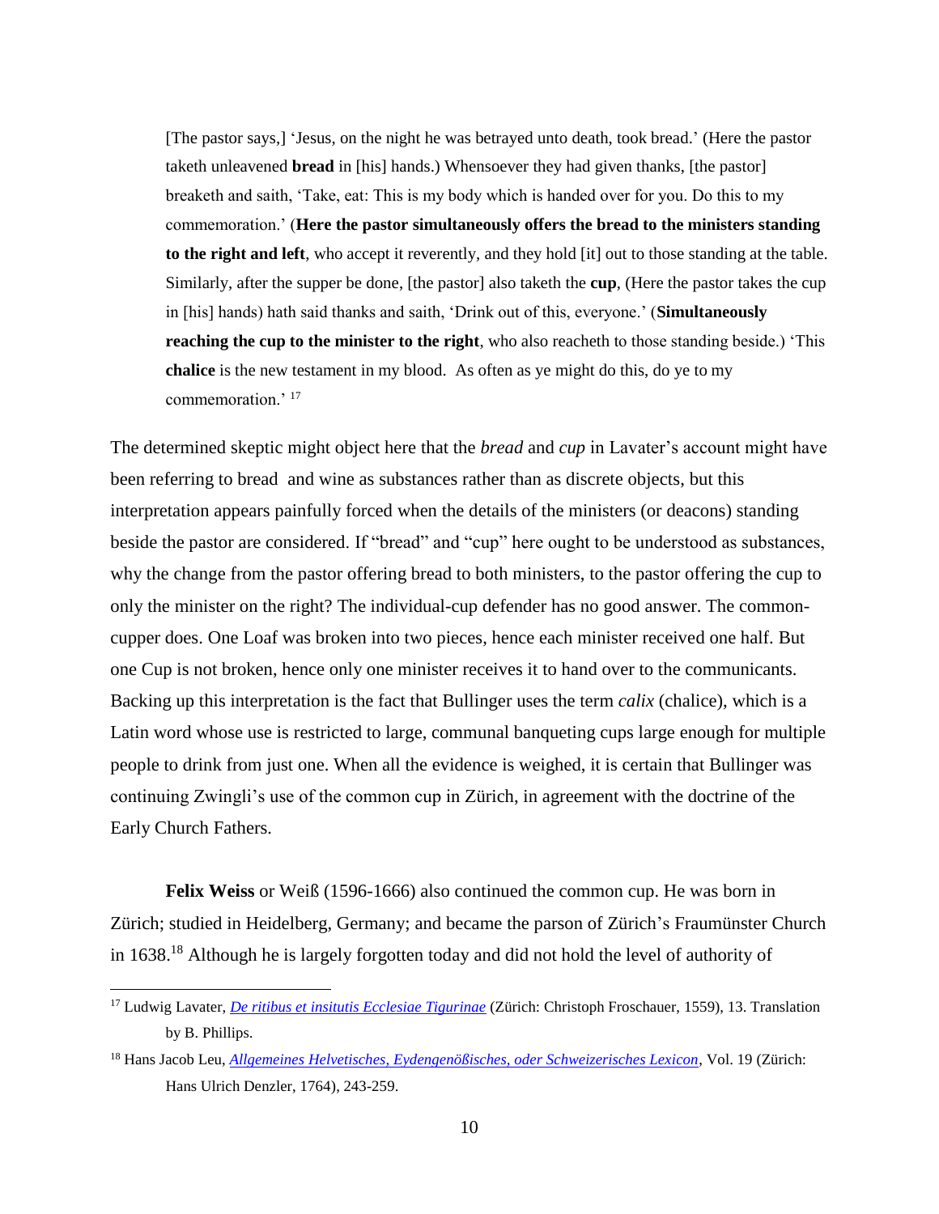> [The pastor says,] 'Jesus, on the night he was betrayed unto death, took bread.' (Here the pastor taketh unleavened **bread** in [his] hands.) Whensoever they had given thanks, [the pastor] breaketh and saith, 'Take, eat: This is my body which is handed over for you. Do this to my commemoration.' (**Here the pastor simultaneously offers the bread to the ministers standing to the right and left**, who accept it reverently, and they hold [it] out to those standing at the table. Similarly, after the supper be done, [the pastor] also taketh the **cup**, (Here the pastor takes the cup in [his] hands) hath said thanks and saith, 'Drink out of this, everyone.' (**Simultaneously reaching the cup to the minister to the right**, who also reacheth to those standing beside.) 'This **chalice** is the new testament in my blood. As often as ye might do this, do ye to my commemoration.' [17]

The determined skeptic might object here that the *bread* and *cup* in Lavater's account might have been referring to bread and wine as substances rather than as discrete objects, but this interpretation appears painfully forced when the details of the ministers (or deacons) standing beside the pastor are considered. If "bread" and "cup" here ought to be understood as substances, why the change from the pastor offering bread to both ministers, to the pastor offering the cup to only the minister on the right? The individual-cup defender has no good answer. The common-cupper does. One Loaf was broken into two pieces, hence each minister received one half. But one Cup is not broken, hence only one minister receives it to hand over to the communicants. Backing up this interpretation is the fact that Bullinger uses the term *calix* (chalice), which is a Latin word whose use is restricted to large, communal banqueting cups large enough for multiple people to drink from just one. When all the evidence is weighed, it is certain that Bullinger was continuing Zwingli's use of the common cup in Zürich, in agreement with the doctrine of the Early Church Fathers.

**Felix Weiss** or Weiß (1596-1666) also continued the common cup. He was born in Zürich; studied in Heidelberg, Germany; and became the parson of Zürich's Fraumünster Church in 1638.[18] Although he is largely forgotten today and did not hold the level of authority of

---

[17] Ludwig Lavater, *De ritibus et insitutis Ecclesiae Tigurinae* (Zürich: Christoph Froschauer, 1559), 13. Translation by B. Phillips.

[18] Hans Jacob Leu, *Allgemeines Helvetisches, Eydengenößisches, oder Schweizerisches Lexicon*, Vol. 19 (Zürich: Hans Ulrich Denzler, 1764), 243-259.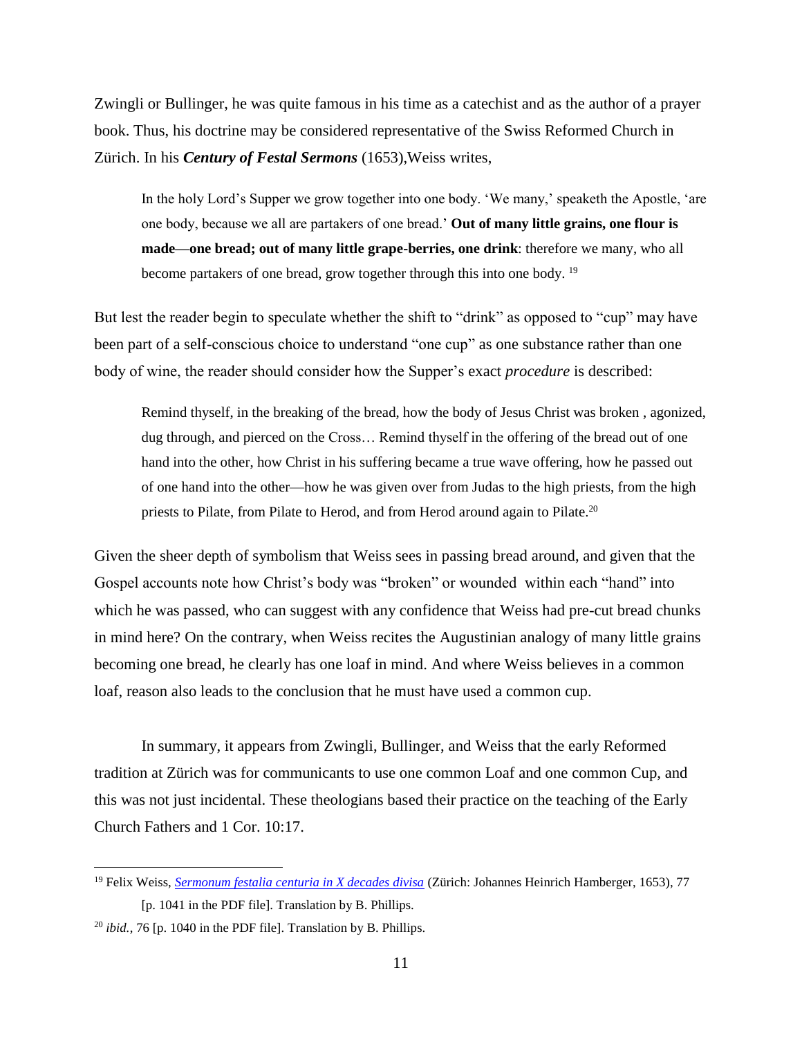Zwingli or Bullinger, he was quite famous in his time as a catechist and as the author of a prayer book. Thus, his doctrine may be considered representative of the Swiss Reformed Church in Zürich. In his ***Century of Festal Sermons*** (1653),Weiss writes,

> In the holy Lord's Supper we grow together into one body. 'We many,' speaketh the Apostle, 'are one body, because we all are partakers of one bread.' **Out of many little grains, one flour is made—one bread; out of many little grape-berries, one drink**: therefore we many, who all become partakers of one bread, grow together through this into one body. [19]

But lest the reader begin to speculate whether the shift to "drink" as opposed to "cup" may have been part of a self-conscious choice to understand "one cup" as one substance rather than one body of wine, the reader should consider how the Supper's exact *procedure* is described:

> Remind thyself, in the breaking of the bread, how the body of Jesus Christ was broken , agonized, dug through, and pierced on the Cross… Remind thyself in the offering of the bread out of one hand into the other, how Christ in his suffering became a true wave offering, how he passed out of one hand into the other—how he was given over from Judas to the high priests, from the high priests to Pilate, from Pilate to Herod, and from Herod around again to Pilate.[20]

Given the sheer depth of symbolism that Weiss sees in passing bread around, and given that the Gospel accounts note how Christ's body was "broken" or wounded within each "hand" into which he was passed, who can suggest with any confidence that Weiss had pre-cut bread chunks in mind here? On the contrary, when Weiss recites the Augustinian analogy of many little grains becoming one bread, he clearly has one loaf in mind. And where Weiss believes in a common loaf, reason also leads to the conclusion that he must have used a common cup.

In summary, it appears from Zwingli, Bullinger, and Weiss that the early Reformed tradition at Zürich was for communicants to use one common Loaf and one common Cup, and this was not just incidental. These theologians based their practice on the teaching of the Early Church Fathers and 1 Cor. 10:17.

---

[19] Felix Weiss, *Sermonum festalia centuria in X decades divisa* (Zürich: Johannes Heinrich Hamberger, 1653), 77 [p. 1041 in the PDF file]. Translation by B. Phillips.

[20] *ibid.*, 76 [p. 1040 in the PDF file]. Translation by B. Phillips.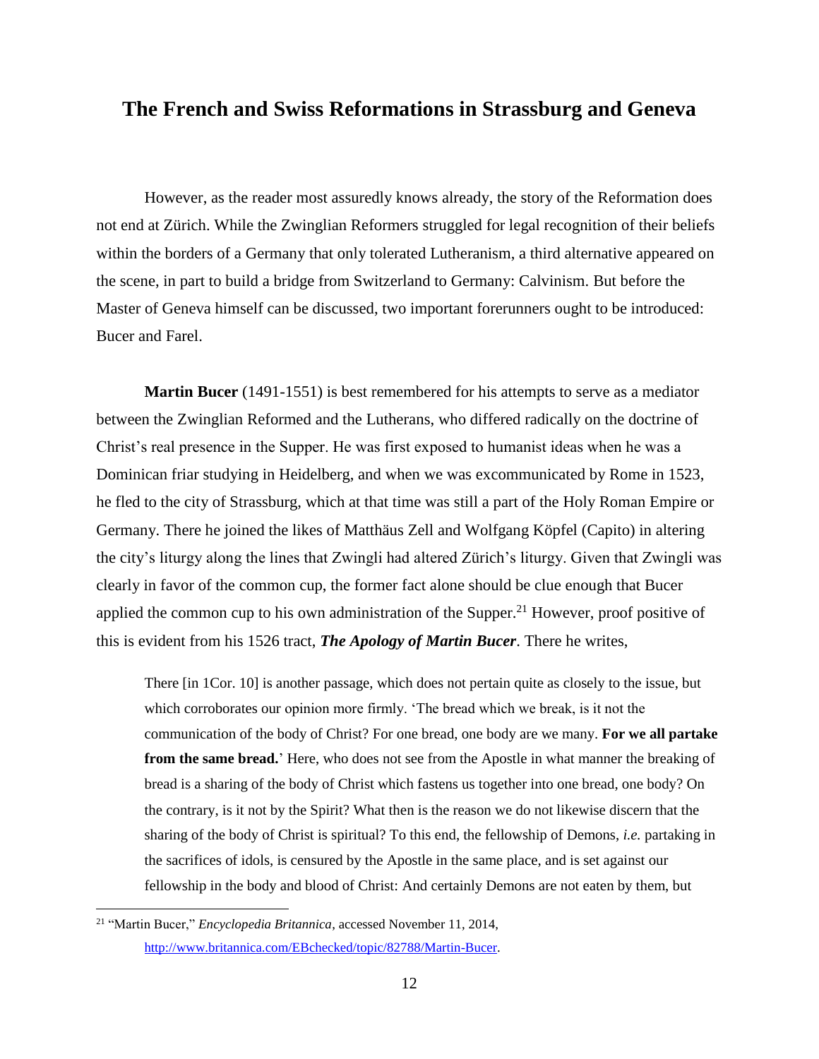## The French and Swiss Reformations in Strassburg and Geneva

However, as the reader most assuredly knows already, the story of the Reformation does not end at Zürich. While the Zwinglian Reformers struggled for legal recognition of their beliefs within the borders of a Germany that only tolerated Lutheranism, a third alternative appeared on the scene, in part to build a bridge from Switzerland to Germany: Calvinism. But before the Master of Geneva himself can be discussed, two important forerunners ought to be introduced: Bucer and Farel.

**Martin Bucer** (1491-1551) is best remembered for his attempts to serve as a mediator between the Zwinglian Reformed and the Lutherans, who differed radically on the doctrine of Christ's real presence in the Supper. He was first exposed to humanist ideas when he was a Dominican friar studying in Heidelberg, and when we was excommunicated by Rome in 1523, he fled to the city of Strassburg, which at that time was still a part of the Holy Roman Empire or Germany. There he joined the likes of Matthäus Zell and Wolfgang Köpfel (Capito) in altering the city's liturgy along the lines that Zwingli had altered Zürich's liturgy. Given that Zwingli was clearly in favor of the common cup, the former fact alone should be clue enough that Bucer applied the common cup to his own administration of the Supper.[21] However, proof positive of this is evident from his 1526 tract, ***The Apology of Martin Bucer***. There he writes,

> There [in 1Cor. 10] is another passage, which does not pertain quite as closely to the issue, but which corroborates our opinion more firmly. 'The bread which we break, is it not the communication of the body of Christ? For one bread, one body are we many. **For we all partake from the same bread.**' Here, who does not see from the Apostle in what manner the breaking of bread is a sharing of the body of Christ which fastens us together into one bread, one body? On the contrary, is it not by the Spirit? What then is the reason we do not likewise discern that the sharing of the body of Christ is spiritual? To this end, the fellowship of Demons, *i.e.* partaking in the sacrifices of idols, is censured by the Apostle in the same place, and is set against our fellowship in the body and blood of Christ: And certainly Demons are not eaten by them, but

[21] "Martin Bucer," *Encyclopedia Britannica*, accessed November 11, 2014, http://www.britannica.com/EBchecked/topic/82788/Martin-Bucer.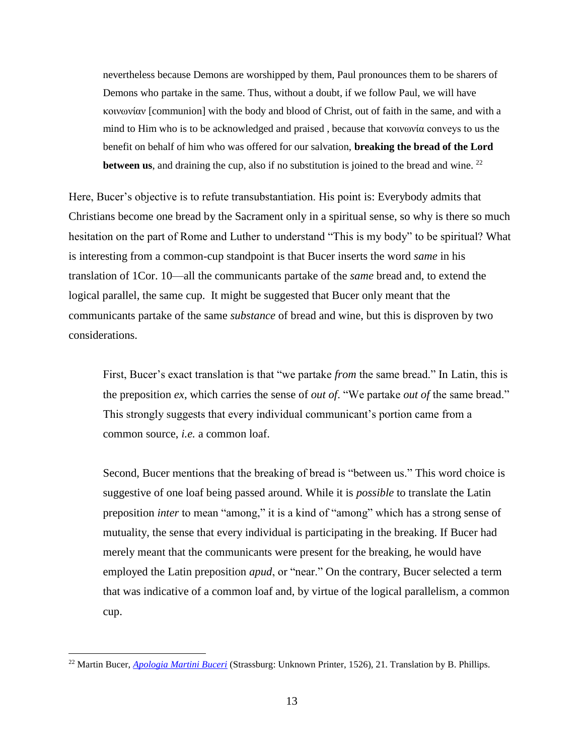> nevertheless because Demons are worshipped by them, Paul pronounces them to be sharers of Demons who partake in the same. Thus, without a doubt, if we follow Paul, we will have κοινωνίαν [communion] with the body and blood of Christ, out of faith in the same, and with a mind to Him who is to be acknowledged and praised , because that κοινωνία conveys to us the benefit on behalf of him who was offered for our salvation, **breaking the bread of the Lord between us**, and draining the cup, also if no substitution is joined to the bread and wine. [22]

Here, Bucer's objective is to refute transubstantiation. His point is: Everybody admits that Christians become one bread by the Sacrament only in a spiritual sense, so why is there so much hesitation on the part of Rome and Luther to understand "This is my body" to be spiritual? What is interesting from a common-cup standpoint is that Bucer inserts the word *same* in his translation of 1Cor. 10—all the communicants partake of the *same* bread and, to extend the logical parallel, the same cup. It might be suggested that Bucer only meant that the communicants partake of the same *substance* of bread and wine, but this is disproven by two considerations.

> First, Bucer's exact translation is that "we partake *from* the same bread." In Latin, this is the preposition *ex*, which carries the sense of *out of*. "We partake *out of* the same bread." This strongly suggests that every individual communicant's portion came from a common source, *i.e.* a common loaf.
>
> Second, Bucer mentions that the breaking of bread is "between us." This word choice is suggestive of one loaf being passed around. While it is *possible* to translate the Latin preposition *inter* to mean "among," it is a kind of "among" which has a strong sense of mutuality, the sense that every individual is participating in the breaking. If Bucer had merely meant that the communicants were present for the breaking, he would have employed the Latin preposition *apud*, or "near." On the contrary, Bucer selected a term that was indicative of a common loaf and, by virtue of the logical parallelism, a common cup.

---

[22] Martin Bucer, *Apologia Martini Buceri* (Strassburg: Unknown Printer, 1526), 21. Translation by B. Phillips.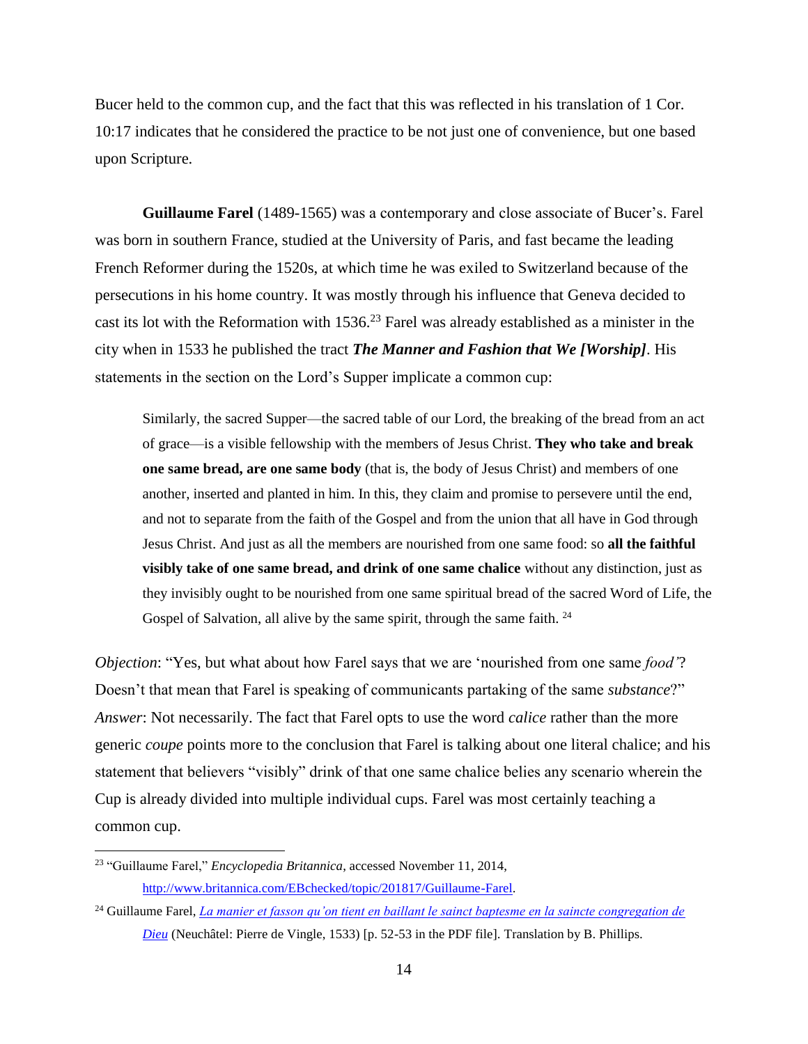Bucer held to the common cup, and the fact that this was reflected in his translation of 1 Cor. 10:17 indicates that he considered the practice to be not just one of convenience, but one based upon Scripture.

**Guillaume Farel** (1489-1565) was a contemporary and close associate of Bucer's. Farel was born in southern France, studied at the University of Paris, and fast became the leading French Reformer during the 1520s, at which time he was exiled to Switzerland because of the persecutions in his home country. It was mostly through his influence that Geneva decided to cast its lot with the Reformation with 1536.[23] Farel was already established as a minister in the city when in 1533 he published the tract ***The Manner and Fashion that We [Worship]***. His statements in the section on the Lord's Supper implicate a common cup:

> Similarly, the sacred Supper—the sacred table of our Lord, the breaking of the bread from an act of grace—is a visible fellowship with the members of Jesus Christ. **They who take and break one same bread, are one same body** (that is, the body of Jesus Christ) and members of one another, inserted and planted in him. In this, they claim and promise to persevere until the end, and not to separate from the faith of the Gospel and from the union that all have in God through Jesus Christ. And just as all the members are nourished from one same food: so **all the faithful visibly take of one same bread, and drink of one same chalice** without any distinction, just as they invisibly ought to be nourished from one same spiritual bread of the sacred Word of Life, the Gospel of Salvation, all alive by the same spirit, through the same faith. [24]

*Objection*: "Yes, but what about how Farel says that we are 'nourished from one same *food'*? Doesn't that mean that Farel is speaking of communicants partaking of the same *substance*?" *Answer*: Not necessarily. The fact that Farel opts to use the word *calice* rather than the more generic *coupe* points more to the conclusion that Farel is talking about one literal chalice; and his statement that believers "visibly" drink of that one same chalice belies any scenario wherein the Cup is already divided into multiple individual cups. Farel was most certainly teaching a common cup.

---

[23] "Guillaume Farel," *Encyclopedia Britannica*, accessed November 11, 2014, http://www.britannica.com/EBchecked/topic/201817/Guillaume-Farel.

[24] Guillaume Farel, *La manier et fasson qu'on tient en baillant le sainct baptesme en la saincte congregation de Dieu* (Neuchâtel: Pierre de Vingle, 1533) [p. 52-53 in the PDF file]. Translation by B. Phillips.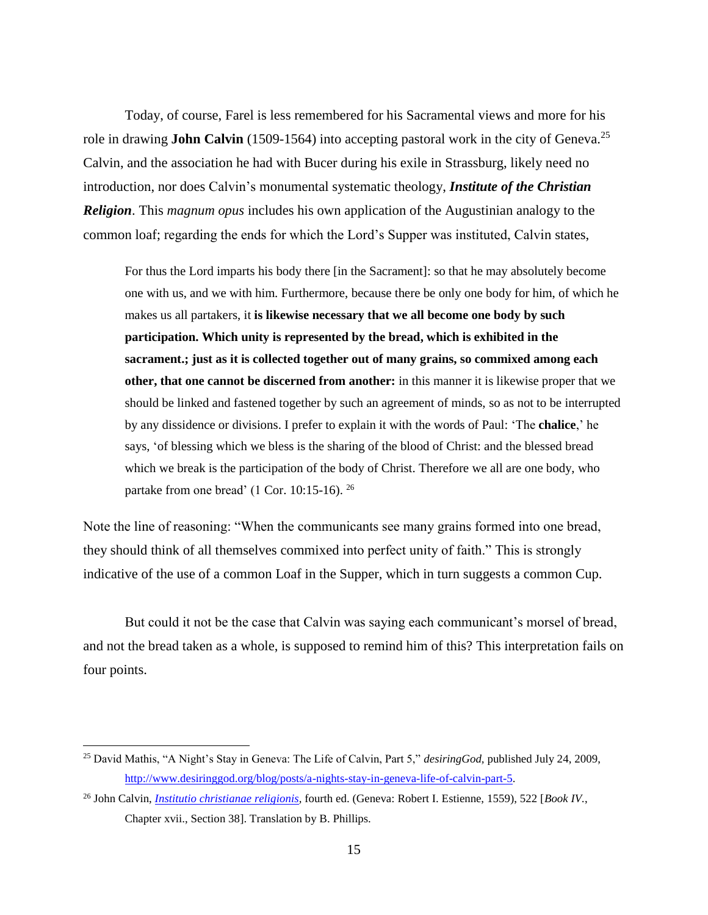Today, of course, Farel is less remembered for his Sacramental views and more for his role in drawing **John Calvin** (1509-1564) into accepting pastoral work in the city of Geneva.[25] Calvin, and the association he had with Bucer during his exile in Strassburg, likely need no introduction, nor does Calvin's monumental systematic theology, ***Institute of the Christian Religion***. This *magnum opus* includes his own application of the Augustinian analogy to the common loaf; regarding the ends for which the Lord's Supper was instituted, Calvin states,

> For thus the Lord imparts his body there [in the Sacrament]: so that he may absolutely become one with us, and we with him. Furthermore, because there be only one body for him, of which he makes us all partakers, it **is likewise necessary that we all become one body by such participation. Which unity is represented by the bread, which is exhibited in the sacrament.; just as it is collected together out of many grains, so commixed among each other, that one cannot be discerned from another:** in this manner it is likewise proper that we should be linked and fastened together by such an agreement of minds, so as not to be interrupted by any dissidence or divisions. I prefer to explain it with the words of Paul: 'The **chalice**,' he says, 'of blessing which we bless is the sharing of the blood of Christ: and the blessed bread which we break is the participation of the body of Christ. Therefore we all are one body, who partake from one bread' (1 Cor. 10:15-16). [26]

Note the line of reasoning: "When the communicants see many grains formed into one bread, they should think of all themselves commixed into perfect unity of faith." This is strongly indicative of the use of a common Loaf in the Supper, which in turn suggests a common Cup.

But could it not be the case that Calvin was saying each communicant's morsel of bread, and not the bread taken as a whole, is supposed to remind him of this? This interpretation fails on four points.

---

[25] David Mathis, "A Night's Stay in Geneva: The Life of Calvin, Part 5," *desiringGod,* published July 24, 2009, http://www.desiringgod.org/blog/posts/a-nights-stay-in-geneva-life-of-calvin-part-5.

[26] John Calvin, *Institutio christianae religionis*, fourth ed. (Geneva: Robert I. Estienne, 1559), 522 [*Book IV.*, Chapter xvii., Section 38]. Translation by B. Phillips.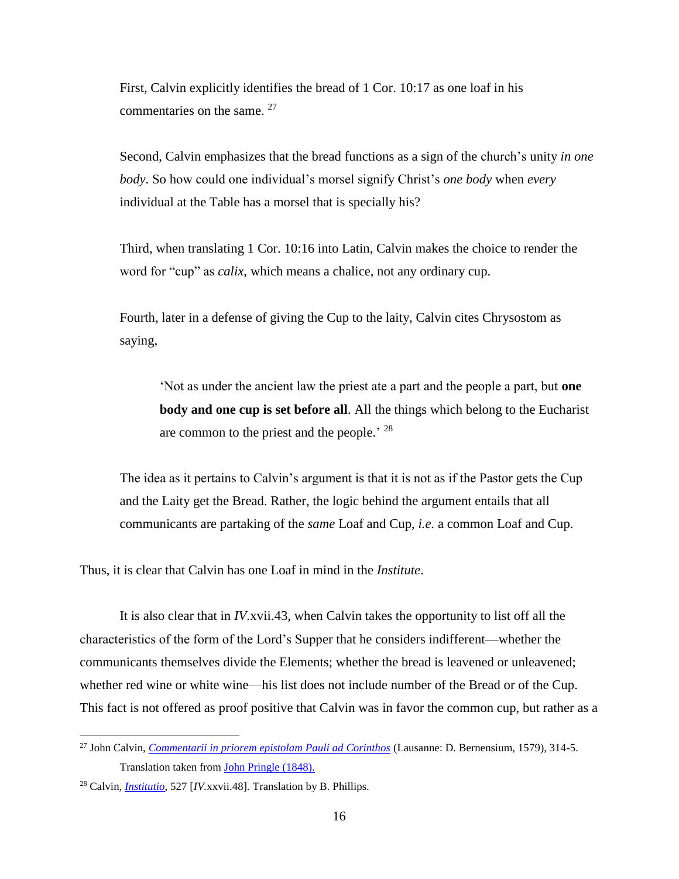First, Calvin explicitly identifies the bread of 1 Cor. 10:17 as one loaf in his commentaries on the same. [27]

Second, Calvin emphasizes that the bread functions as a sign of the church's unity *in one body*. So how could one individual's morsel signify Christ's *one body* when *every* individual at the Table has a morsel that is specially his?

Third, when translating 1 Cor. 10:16 into Latin, Calvin makes the choice to render the word for "cup" as *calix,* which means a chalice, not any ordinary cup.

Fourth, later in a defense of giving the Cup to the laity, Calvin cites Chrysostom as saying,

> 'Not as under the ancient law the priest ate a part and the people a part, but **one body and one cup is set before all**. All the things which belong to the Eucharist are common to the priest and the people.' [28]

The idea as it pertains to Calvin's argument is that it is not as if the Pastor gets the Cup and the Laity get the Bread. Rather, the logic behind the argument entails that all communicants are partaking of the *same* Loaf and Cup, *i.e.* a common Loaf and Cup.

Thus, it is clear that Calvin has one Loaf in mind in the *Institute*.

It is also clear that in *IV*.xvii.43, when Calvin takes the opportunity to list off all the characteristics of the form of the Lord's Supper that he considers indifferent—whether the communicants themselves divide the Elements; whether the bread is leavened or unleavened; whether red wine or white wine—his list does not include number of the Bread or of the Cup. This fact is not offered as proof positive that Calvin was in favor the common cup, but rather as a

---

[27] John Calvin, *Commentarii in priorem epistolam Pauli ad Corinthos* (Lausanne: D. Bernensium, 1579), 314-5. Translation taken from John Pringle (1848).

[28] Calvin, *Institutio*, 527 [*IV*.xxvii.48]. Translation by B. Phillips.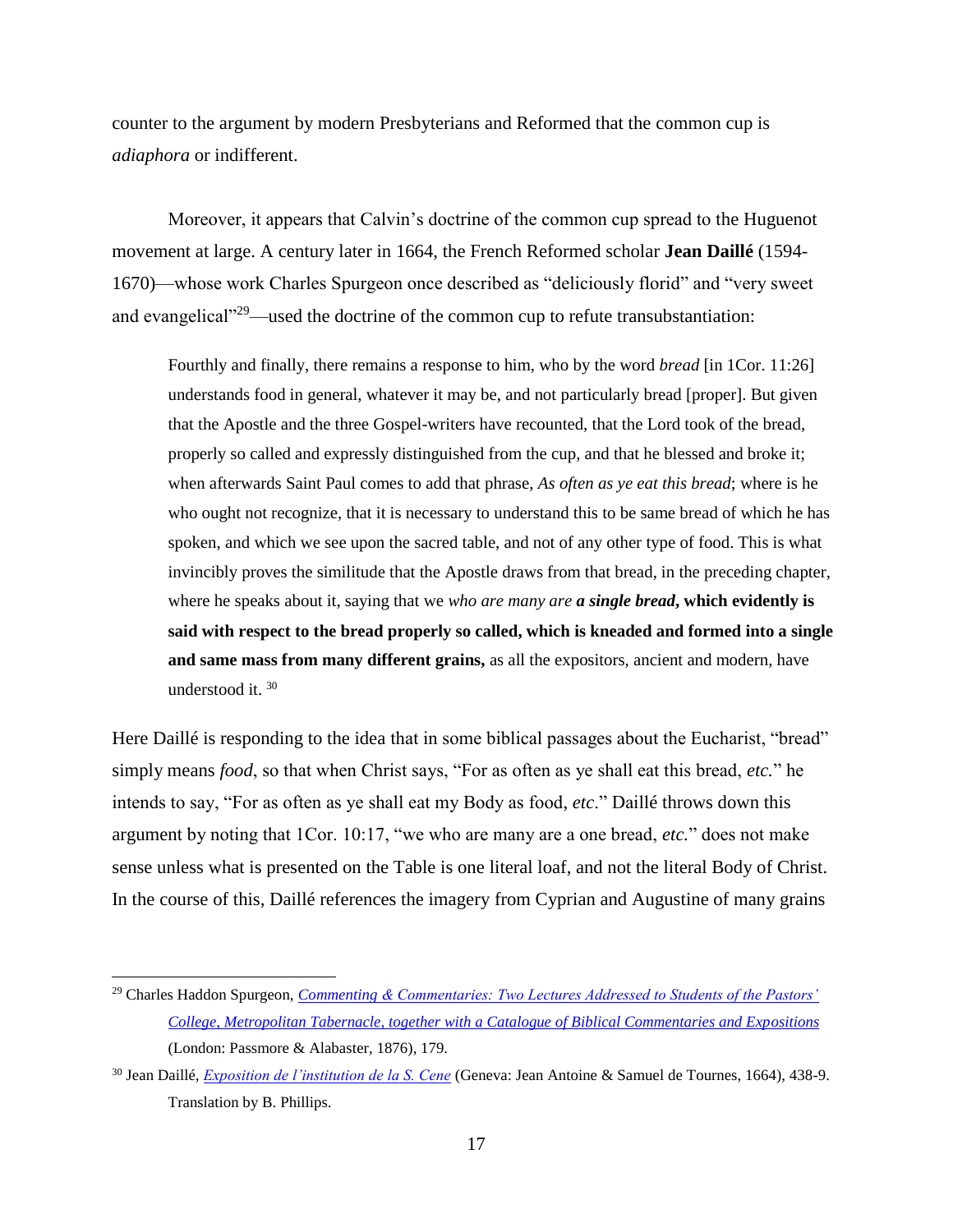counter to the argument by modern Presbyterians and Reformed that the common cup is *adiaphora* or indifferent.

Moreover, it appears that Calvin's doctrine of the common cup spread to the Huguenot movement at large. A century later in 1664, the French Reformed scholar **Jean Daillé** (1594-1670)—whose work Charles Spurgeon once described as "deliciously florid" and "very sweet and evangelical"[29]—used the doctrine of the common cup to refute transubstantiation:

> Fourthly and finally, there remains a response to him, who by the word *bread* [in 1Cor. 11:26] understands food in general, whatever it may be, and not particularly bread [proper]. But given that the Apostle and the three Gospel-writers have recounted, that the Lord took of the bread, properly so called and expressly distinguished from the cup, and that he blessed and broke it; when afterwards Saint Paul comes to add that phrase, *As often as ye eat this bread*; where is he who ought not recognize, that it is necessary to understand this to be same bread of which he has spoken, and which we see upon the sacred table, and not of any other type of food. This is what invincibly proves the similitude that the Apostle draws from that bread, in the preceding chapter, where he speaks about it, saying that we *who are many are* ***a single bread*****, which evidently is said with respect to the bread properly so called, which is kneaded and formed into a single and same mass from many different grains,** as all the expositors, ancient and modern, have understood it.[30]

Here Daillé is responding to the idea that in some biblical passages about the Eucharist, "bread" simply means *food*, so that when Christ says, "For as often as ye shall eat this bread, *etc.*" he intends to say, "For as often as ye shall eat my Body as food, *etc*." Daillé throws down this argument by noting that 1Cor. 10:17, "we who are many are a one bread, *etc.*" does not make sense unless what is presented on the Table is one literal loaf, and not the literal Body of Christ. In the course of this, Daillé references the imagery from Cyprian and Augustine of many grains

---

[29] Charles Haddon Spurgeon, *Commenting & Commentaries: Two Lectures Addressed to Students of the Pastors' College, Metropolitan Tabernacle, together with a Catalogue of Biblical Commentaries and Expositions* (London: Passmore & Alabaster, 1876), 179.

[30] Jean Daillé, *Exposition de l'institution de la S. Cene* (Geneva: Jean Antoine & Samuel de Tournes, 1664), 438-9. Translation by B. Phillips.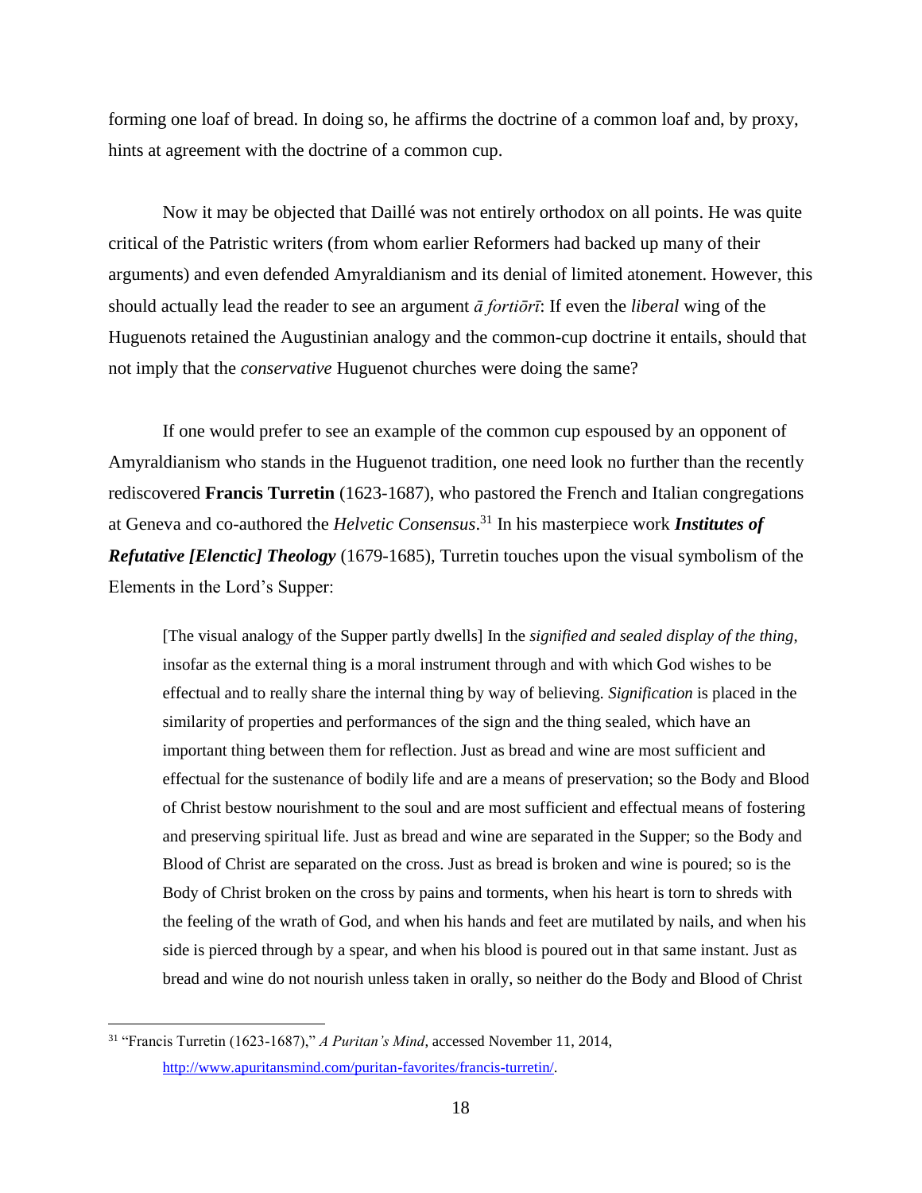forming one loaf of bread. In doing so, he affirms the doctrine of a common loaf and, by proxy, hints at agreement with the doctrine of a common cup.

Now it may be objected that Daillé was not entirely orthodox on all points. He was quite critical of the Patristic writers (from whom earlier Reformers had backed up many of their arguments) and even defended Amyraldianism and its denial of limited atonement. However, this should actually lead the reader to see an argument *ā fortiōrī*: If even the *liberal* wing of the Huguenots retained the Augustinian analogy and the common-cup doctrine it entails, should that not imply that the *conservative* Huguenot churches were doing the same?

If one would prefer to see an example of the common cup espoused by an opponent of Amyraldianism who stands in the Huguenot tradition, one need look no further than the recently rediscovered **Francis Turretin** (1623-1687), who pastored the French and Italian congregations at Geneva and co-authored the *Helvetic Consensus*.[31] In his masterpiece work ***Institutes of Refutative [Elenctic] Theology*** (1679-1685), Turretin touches upon the visual symbolism of the Elements in the Lord's Supper:

> [The visual analogy of the Supper partly dwells] In the *signified and sealed display of the thing*, insofar as the external thing is a moral instrument through and with which God wishes to be effectual and to really share the internal thing by way of believing. *Signification* is placed in the similarity of properties and performances of the sign and the thing sealed, which have an important thing between them for reflection. Just as bread and wine are most sufficient and effectual for the sustenance of bodily life and are a means of preservation; so the Body and Blood of Christ bestow nourishment to the soul and are most sufficient and effectual means of fostering and preserving spiritual life. Just as bread and wine are separated in the Supper; so the Body and Blood of Christ are separated on the cross. Just as bread is broken and wine is poured; so is the Body of Christ broken on the cross by pains and torments, when his heart is torn to shreds with the feeling of the wrath of God, and when his hands and feet are mutilated by nails, and when his side is pierced through by a spear, and when his blood is poured out in that same instant. Just as bread and wine do not nourish unless taken in orally, so neither do the Body and Blood of Christ

[31] "Francis Turretin (1623-1687)," *A Puritan's Mind*, accessed November 11, 2014, http://www.apuritansmind.com/puritan-favorites/francis-turretin/.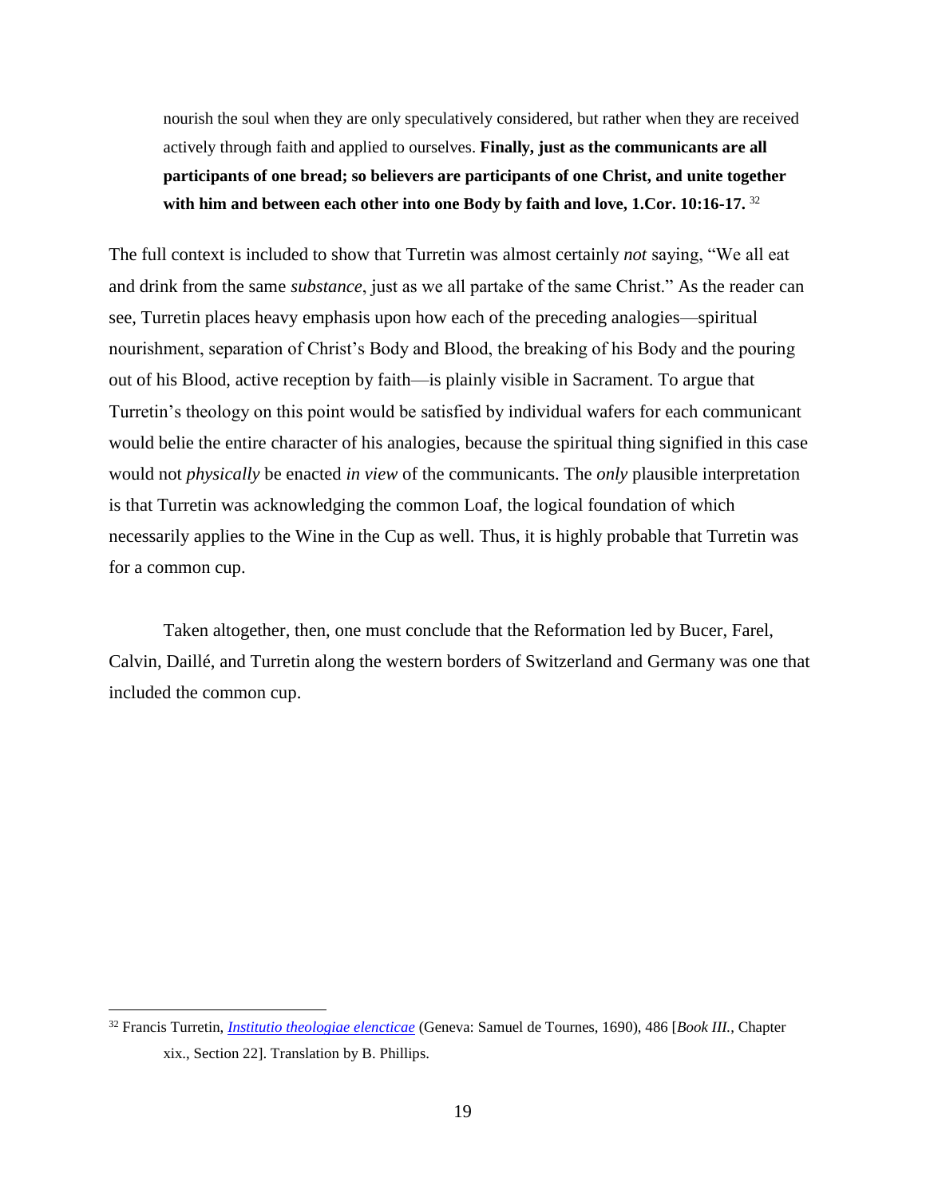> nourish the soul when they are only speculatively considered, but rather when they are received actively through faith and applied to ourselves. **Finally, just as the communicants are all participants of one bread; so believers are participants of one Christ, and unite together with him and between each other into one Body by faith and love, 1.Cor. 10:16-17.** [32]

The full context is included to show that Turretin was almost certainly *not* saying, "We all eat and drink from the same *substance*, just as we all partake of the same Christ." As the reader can see, Turretin places heavy emphasis upon how each of the preceding analogies—spiritual nourishment, separation of Christ's Body and Blood, the breaking of his Body and the pouring out of his Blood, active reception by faith—is plainly visible in Sacrament. To argue that Turretin's theology on this point would be satisfied by individual wafers for each communicant would belie the entire character of his analogies, because the spiritual thing signified in this case would not *physically* be enacted *in view* of the communicants. The *only* plausible interpretation is that Turretin was acknowledging the common Loaf, the logical foundation of which necessarily applies to the Wine in the Cup as well. Thus, it is highly probable that Turretin was for a common cup.

Taken altogether, then, one must conclude that the Reformation led by Bucer, Farel, Calvin, Daillé, and Turretin along the western borders of Switzerland and Germany was one that included the common cup.

---

[32] Francis Turretin, *Institutio theologiae elencticae* (Geneva: Samuel de Tournes, 1690), 486 [*Book III.*, Chapter xix., Section 22]. Translation by B. Phillips.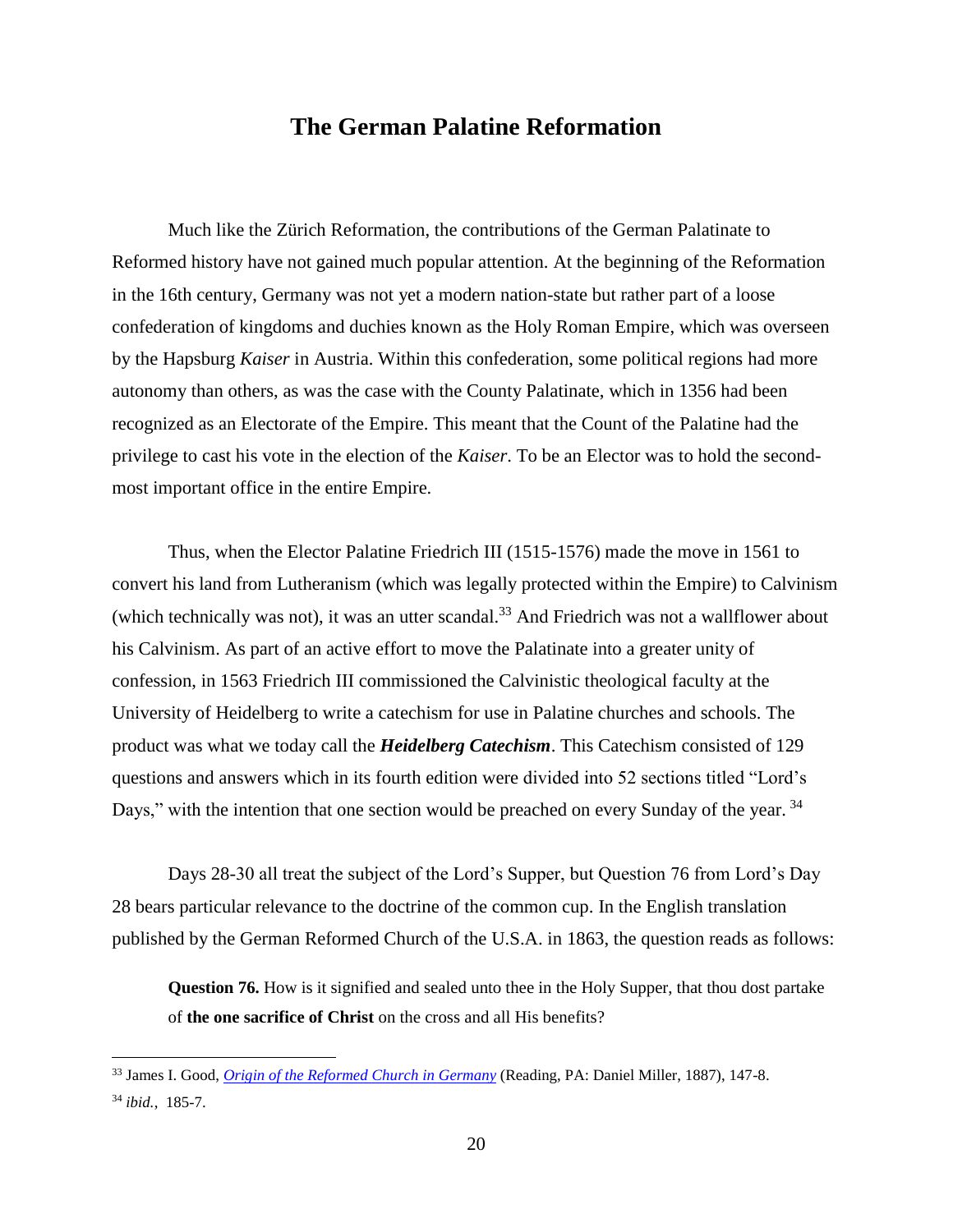## The German Palatine Reformation

Much like the Zürich Reformation, the contributions of the German Palatinate to Reformed history have not gained much popular attention. At the beginning of the Reformation in the 16th century, Germany was not yet a modern nation-state but rather part of a loose confederation of kingdoms and duchies known as the Holy Roman Empire, which was overseen by the Hapsburg *Kaiser* in Austria. Within this confederation, some political regions had more autonomy than others, as was the case with the County Palatinate, which in 1356 had been recognized as an Electorate of the Empire. This meant that the Count of the Palatine had the privilege to cast his vote in the election of the *Kaiser*. To be an Elector was to hold the second-most important office in the entire Empire.

Thus, when the Elector Palatine Friedrich III (1515-1576) made the move in 1561 to convert his land from Lutheranism (which was legally protected within the Empire) to Calvinism (which technically was not), it was an utter scandal.[33] And Friedrich was not a wallflower about his Calvinism. As part of an active effort to move the Palatinate into a greater unity of confession, in 1563 Friedrich III commissioned the Calvinistic theological faculty at the University of Heidelberg to write a catechism for use in Palatine churches and schools. The product was what we today call the ***Heidelberg Catechism***. This Catechism consisted of 129 questions and answers which in its fourth edition were divided into 52 sections titled "Lord's Days," with the intention that one section would be preached on every Sunday of the year. [34]

Days 28-30 all treat the subject of the Lord's Supper, but Question 76 from Lord's Day 28 bears particular relevance to the doctrine of the common cup. In the English translation published by the German Reformed Church of the U.S.A. in 1863, the question reads as follows:

> **Question 76.** How is it signified and sealed unto thee in the Holy Supper, that thou dost partake of **the one sacrifice of Christ** on the cross and all His benefits?

---

[33] James I. Good, *Origin of the Reformed Church in Germany* (Reading, PA: Daniel Miller, 1887), 147-8.

[34] *ibid.*, 185-7.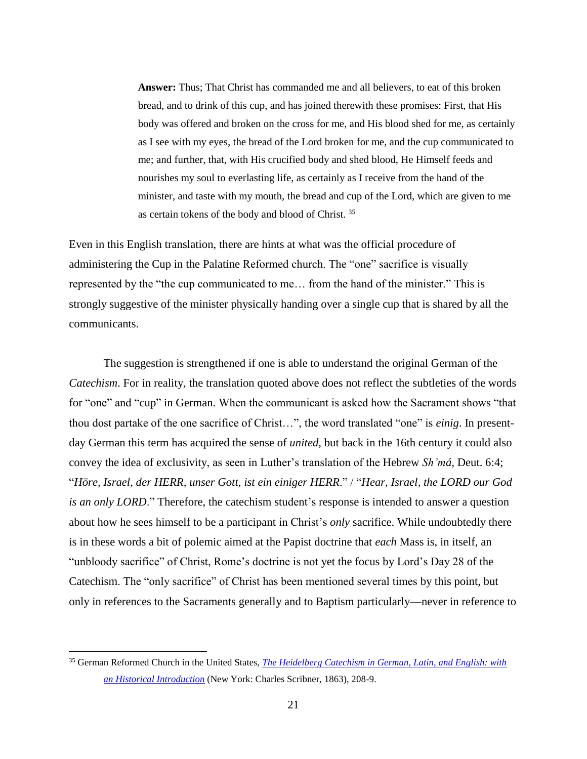> **Answer:** Thus; That Christ has commanded me and all believers, to eat of this broken bread, and to drink of this cup, and has joined therewith these promises: First, that His body was offered and broken on the cross for me, and His blood shed for me, as certainly as I see with my eyes, the bread of the Lord broken for me, and the cup communicated to me; and further, that, with His crucified body and shed blood, He Himself feeds and nourishes my soul to everlasting life, as certainly as I receive from the hand of the minister, and taste with my mouth, the bread and cup of the Lord, which are given to me as certain tokens of the body and blood of Christ. [35]

Even in this English translation, there are hints at what was the official procedure of administering the Cup in the Palatine Reformed church. The "one" sacrifice is visually represented by the "the cup communicated to me… from the hand of the minister." This is strongly suggestive of the minister physically handing over a single cup that is shared by all the communicants.

The suggestion is strengthened if one is able to understand the original German of the *Catechism*. For in reality, the translation quoted above does not reflect the subtleties of the words for "one" and "cup" in German. When the communicant is asked how the Sacrament shows "that thou dost partake of the one sacrifice of Christ…", the word translated "one" is *einig*. In present-day German this term has acquired the sense of *united*, but back in the 16th century it could also convey the idea of exclusivity, as seen in Luther's translation of the Hebrew *Sh'má*, Deut. 6:4; "*Höre, Israel, der HERR, unser Gott, ist ein einiger HERR*." / "*Hear, Israel, the LORD our God is an only LORD*." Therefore, the catechism student's response is intended to answer a question about how he sees himself to be a participant in Christ's *only* sacrifice. While undoubtedly there is in these words a bit of polemic aimed at the Papist doctrine that *each* Mass is, in itself, an "unbloody sacrifice" of Christ, Rome's doctrine is not yet the focus by Lord's Day 28 of the Catechism. The "only sacrifice" of Christ has been mentioned several times by this point, but only in references to the Sacraments generally and to Baptism particularly—never in reference to

---

[35] German Reformed Church in the United States, *The Heidelberg Catechism in German, Latin, and English: with an Historical Introduction* (New York: Charles Scribner, 1863), 208-9.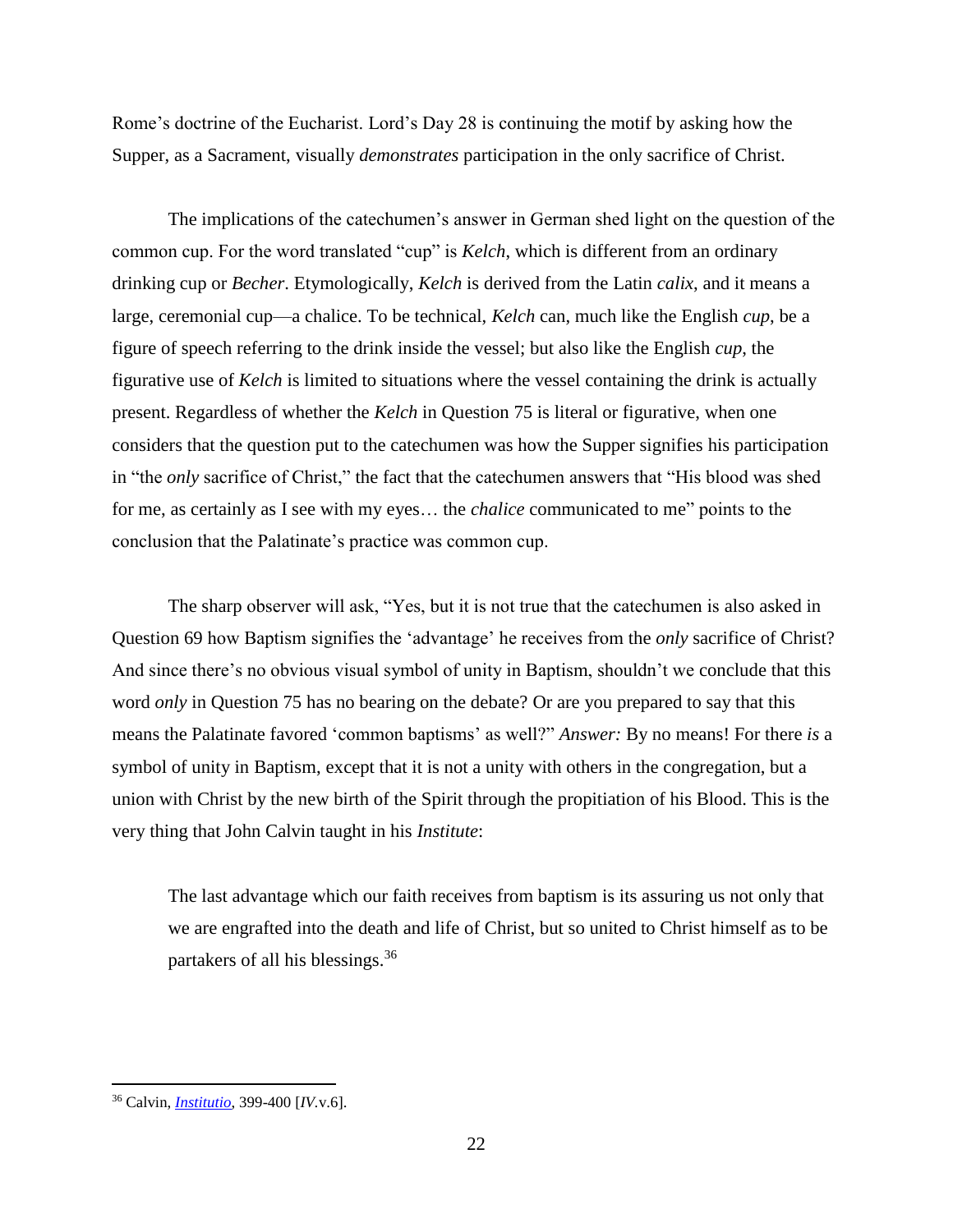Rome's doctrine of the Eucharist. Lord's Day 28 is continuing the motif by asking how the Supper, as a Sacrament, visually *demonstrates* participation in the only sacrifice of Christ.

The implications of the catechumen's answer in German shed light on the question of the common cup. For the word translated "cup" is *Kelch*, which is different from an ordinary drinking cup or *Becher*. Etymologically, *Kelch* is derived from the Latin *calix*, and it means a large, ceremonial cup—a chalice. To be technical, *Kelch* can, much like the English *cup*, be a figure of speech referring to the drink inside the vessel; but also like the English *cup*, the figurative use of *Kelch* is limited to situations where the vessel containing the drink is actually present. Regardless of whether the *Kelch* in Question 75 is literal or figurative, when one considers that the question put to the catechumen was how the Supper signifies his participation in "the *only* sacrifice of Christ," the fact that the catechumen answers that "His blood was shed for me, as certainly as I see with my eyes… the *chalice* communicated to me" points to the conclusion that the Palatinate's practice was common cup.

The sharp observer will ask, "Yes, but it is not true that the catechumen is also asked in Question 69 how Baptism signifies the 'advantage' he receives from the *only* sacrifice of Christ? And since there's no obvious visual symbol of unity in Baptism, shouldn't we conclude that this word *only* in Question 75 has no bearing on the debate? Or are you prepared to say that this means the Palatinate favored 'common baptisms' as well?" *Answer:* By no means! For there *is* a symbol of unity in Baptism, except that it is not a unity with others in the congregation, but a union with Christ by the new birth of the Spirit through the propitiation of his Blood. This is the very thing that John Calvin taught in his *Institute*:

> The last advantage which our faith receives from baptism is its assuring us not only that we are engrafted into the death and life of Christ, but so united to Christ himself as to be partakers of all his blessings.[36]

---

[36] Calvin, *Institutio*, 399-400 [*IV*.v.6].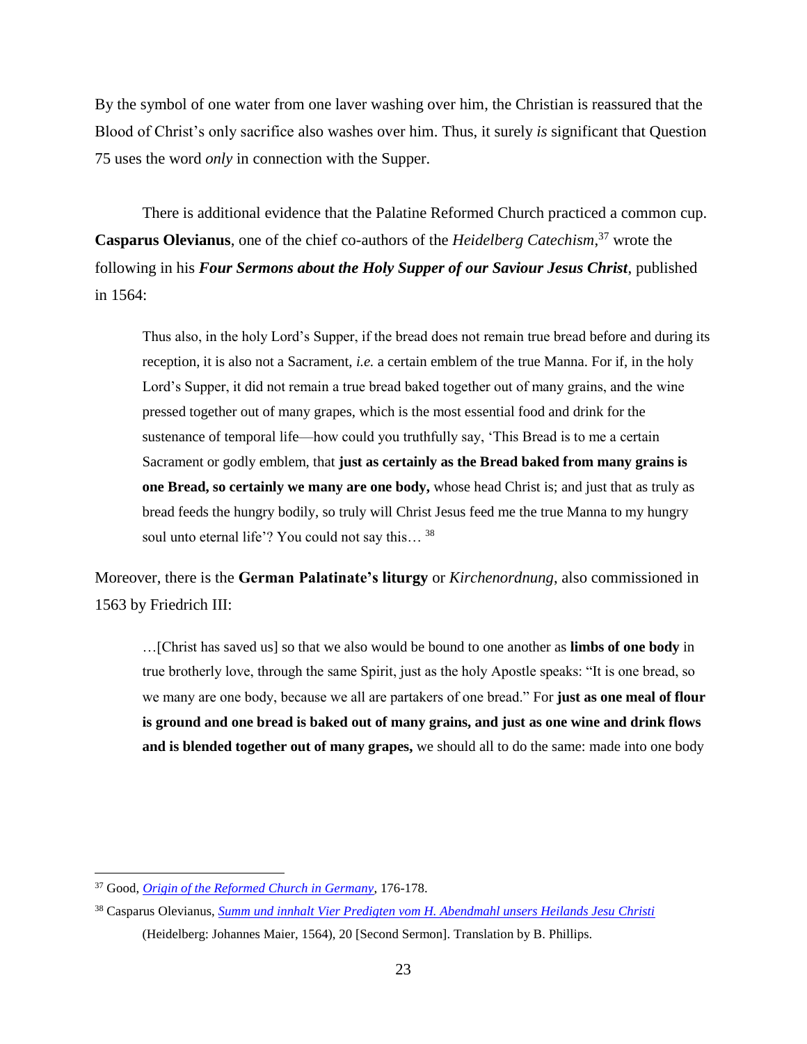By the symbol of one water from one laver washing over him, the Christian is reassured that the Blood of Christ's only sacrifice also washes over him. Thus, it surely *is* significant that Question 75 uses the word *only* in connection with the Supper.

There is additional evidence that the Palatine Reformed Church practiced a common cup. **Casparus Olevianus**, one of the chief co-authors of the *Heidelberg Catechism*,[37] wrote the following in his ***Four Sermons about the Holy Supper of our Saviour Jesus Christ***, published in 1564:

> Thus also, in the holy Lord's Supper, if the bread does not remain true bread before and during its reception, it is also not a Sacrament, *i.e.* a certain emblem of the true Manna. For if, in the holy Lord's Supper, it did not remain a true bread baked together out of many grains, and the wine pressed together out of many grapes, which is the most essential food and drink for the sustenance of temporal life—how could you truthfully say, 'This Bread is to me a certain Sacrament or godly emblem, that **just as certainly as the Bread baked from many grains is one Bread, so certainly we many are one body,** whose head Christ is; and just that as truly as bread feeds the hungry bodily, so truly will Christ Jesus feed me the true Manna to my hungry soul unto eternal life'? You could not say this…[38]

Moreover, there is the **German Palatinate's liturgy** or *Kirchenordnung*, also commissioned in 1563 by Friedrich III:

> …[Christ has saved us] so that we also would be bound to one another as **limbs of one body** in true brotherly love, through the same Spirit, just as the holy Apostle speaks: "It is one bread, so we many are one body, because we all are partakers of one bread." For **just as one meal of flour is ground and one bread is baked out of many grains, and just as one wine and drink flows and is blended together out of many grapes,** we should all to do the same: made into one body

---

[37] Good, *Origin of the Reformed Church in Germany*, 176-178.

[38] Casparus Olevianus, *Summ und innhalt Vier Predigten vom H. Abendmahl unsers Heilands Jesu Christi* (Heidelberg: Johannes Maier, 1564), 20 [Second Sermon]. Translation by B. Phillips.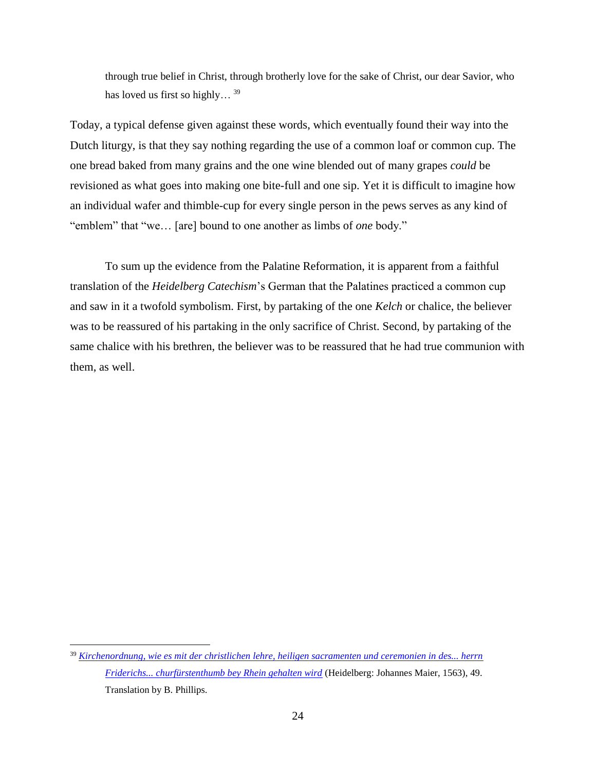> through true belief in Christ, through brotherly love for the sake of Christ, our dear Savior, who has loved us first so highly…[39]

Today, a typical defense given against these words, which eventually found their way into the Dutch liturgy, is that they say nothing regarding the use of a common loaf or common cup. The one bread baked from many grains and the one wine blended out of many grapes *could* be revisioned as what goes into making one bite-full and one sip. Yet it is difficult to imagine how an individual wafer and thimble-cup for every single person in the pews serves as any kind of "emblem" that "we… [are] bound to one another as limbs of *one* body."

To sum up the evidence from the Palatine Reformation, it is apparent from a faithful translation of the *Heidelberg Catechism*'s German that the Palatines practiced a common cup and saw in it a twofold symbolism. First, by partaking of the one *Kelch* or chalice, the believer was to be reassured of his partaking in the only sacrifice of Christ. Second, by partaking of the same chalice with his brethren, the believer was to be reassured that he had true communion with them, as well.

---

[39] *Kirchenordnung, wie es mit der christlichen lehre, heiligen sacramenten und ceremonien in des... herrn Friderichs... churfürstenthumb bey Rhein gehalten wird* (Heidelberg: Johannes Maier, 1563), 49. Translation by B. Phillips.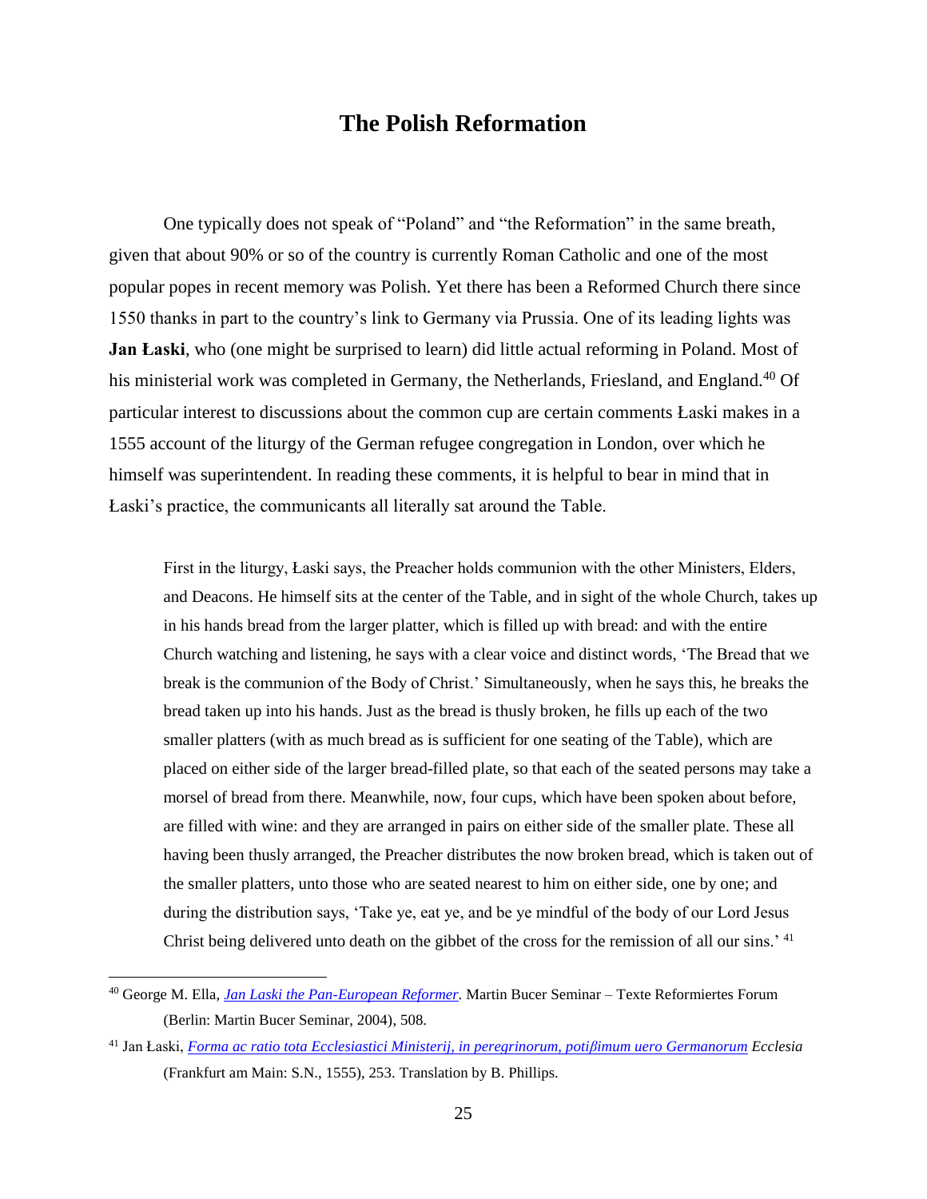# The Polish Reformation

One typically does not speak of "Poland" and "the Reformation" in the same breath, given that about 90% or so of the country is currently Roman Catholic and one of the most popular popes in recent memory was Polish. Yet there has been a Reformed Church there since 1550 thanks in part to the country's link to Germany via Prussia. One of its leading lights was **Jan Łaski**, who (one might be surprised to learn) did little actual reforming in Poland. Most of his ministerial work was completed in Germany, the Netherlands, Friesland, and England.[40] Of particular interest to discussions about the common cup are certain comments Łaski makes in a 1555 account of the liturgy of the German refugee congregation in London, over which he himself was superintendent. In reading these comments, it is helpful to bear in mind that in Łaski's practice, the communicants all literally sat around the Table.

> First in the liturgy, Łaski says, the Preacher holds communion with the other Ministers, Elders, and Deacons. He himself sits at the center of the Table, and in sight of the whole Church, takes up in his hands bread from the larger platter, which is filled up with bread: and with the entire Church watching and listening, he says with a clear voice and distinct words, 'The Bread that we break is the communion of the Body of Christ.' Simultaneously, when he says this, he breaks the bread taken up into his hands. Just as the bread is thusly broken, he fills up each of the two smaller platters (with as much bread as is sufficient for one seating of the Table), which are placed on either side of the larger bread-filled plate, so that each of the seated persons may take a morsel of bread from there. Meanwhile, now, four cups, which have been spoken about before, are filled with wine: and they are arranged in pairs on either side of the smaller plate. These all having been thusly arranged, the Preacher distributes the now broken bread, which is taken out of the smaller platters, unto those who are seated nearest to him on either side, one by one; and during the distribution says, 'Take ye, eat ye, and be ye mindful of the body of our Lord Jesus Christ being delivered unto death on the gibbet of the cross for the remission of all our sins.' [41]

---

[40] George M. Ella, *Jan Laski the Pan-European Reformer.* Martin Bucer Seminar – Texte Reformiertes Forum (Berlin: Martin Bucer Seminar, 2004), 508.

[41] Jan Łaski, *Forma ac ratio tota Ecclesiastici Ministerij, in peregrinorum, potißimum uero Germanorum Ecclesia* (Frankfurt am Main: S.N., 1555), 253. Translation by B. Phillips.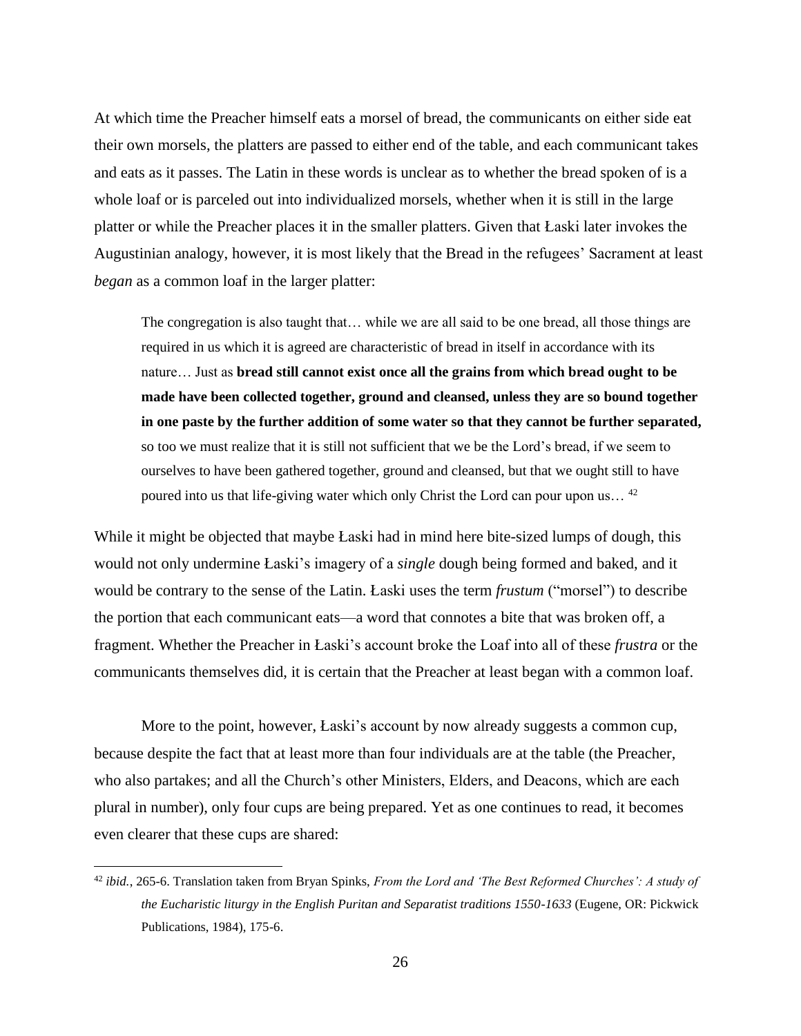At which time the Preacher himself eats a morsel of bread, the communicants on either side eat their own morsels, the platters are passed to either end of the table, and each communicant takes and eats as it passes. The Latin in these words is unclear as to whether the bread spoken of is a whole loaf or is parceled out into individualized morsels, whether when it is still in the large platter or while the Preacher places it in the smaller platters. Given that Łaski later invokes the Augustinian analogy, however, it is most likely that the Bread in the refugees' Sacrament at least *began* as a common loaf in the larger platter:

> The congregation is also taught that… while we are all said to be one bread, all those things are required in us which it is agreed are characteristic of bread in itself in accordance with its nature… Just as **bread still cannot exist once all the grains from which bread ought to be made have been collected together, ground and cleansed, unless they are so bound together in one paste by the further addition of some water so that they cannot be further separated,** so too we must realize that it is still not sufficient that we be the Lord's bread, if we seem to ourselves to have been gathered together, ground and cleansed, but that we ought still to have poured into us that life-giving water which only Christ the Lord can pour upon us… [42]

While it might be objected that maybe Łaski had in mind here bite-sized lumps of dough, this would not only undermine Łaski's imagery of a *single* dough being formed and baked, and it would be contrary to the sense of the Latin. Łaski uses the term *frustum* ("morsel") to describe the portion that each communicant eats—a word that connotes a bite that was broken off, a fragment. Whether the Preacher in Łaski's account broke the Loaf into all of these *frustra* or the communicants themselves did, it is certain that the Preacher at least began with a common loaf.

More to the point, however, Łaski's account by now already suggests a common cup, because despite the fact that at least more than four individuals are at the table (the Preacher, who also partakes; and all the Church's other Ministers, Elders, and Deacons, which are each plural in number), only four cups are being prepared. Yet as one continues to read, it becomes even clearer that these cups are shared:

---

[42] *ibid.*, 265-6. Translation taken from Bryan Spinks, *From the Lord and 'The Best Reformed Churches': A study of the Eucharistic liturgy in the English Puritan and Separatist traditions 1550-1633* (Eugene, OR: Pickwick Publications, 1984), 175-6.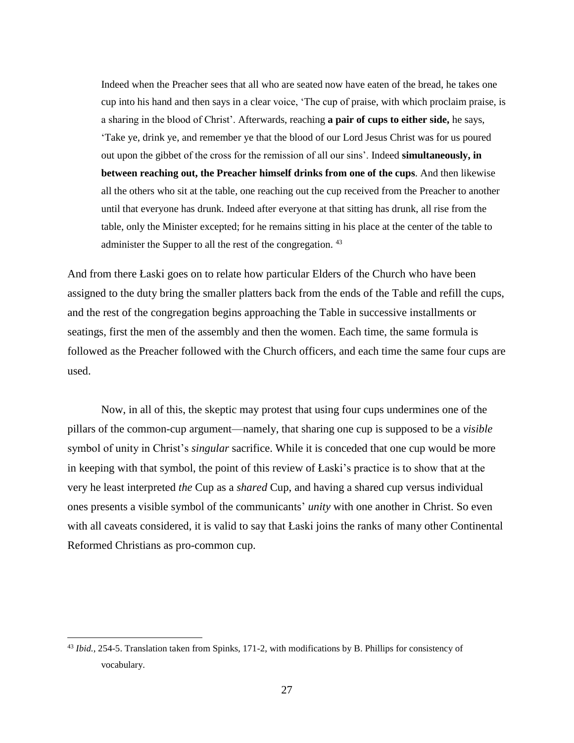> Indeed when the Preacher sees that all who are seated now have eaten of the bread, he takes one cup into his hand and then says in a clear voice, 'The cup of praise, with which proclaim praise, is a sharing in the blood of Christ'. Afterwards, reaching **a pair of cups to either side,** he says, 'Take ye, drink ye, and remember ye that the blood of our Lord Jesus Christ was for us poured out upon the gibbet of the cross for the remission of all our sins'. Indeed **simultaneously, in between reaching out, the Preacher himself drinks from one of the cups**. And then likewise all the others who sit at the table, one reaching out the cup received from the Preacher to another until that everyone has drunk. Indeed after everyone at that sitting has drunk, all rise from the table, only the Minister excepted; for he remains sitting in his place at the center of the table to administer the Supper to all the rest of the congregation. [43]

And from there Łaski goes on to relate how particular Elders of the Church who have been assigned to the duty bring the smaller platters back from the ends of the Table and refill the cups, and the rest of the congregation begins approaching the Table in successive installments or seatings, first the men of the assembly and then the women. Each time, the same formula is followed as the Preacher followed with the Church officers, and each time the same four cups are used.

Now, in all of this, the skeptic may protest that using four cups undermines one of the pillars of the common-cup argument—namely, that sharing one cup is supposed to be a *visible* symbol of unity in Christ's *singular* sacrifice. While it is conceded that one cup would be more in keeping with that symbol, the point of this review of Łaski's practice is to show that at the very he least interpreted *the* Cup as a *shared* Cup, and having a shared cup versus individual ones presents a visible symbol of the communicants' *unity* with one another in Christ. So even with all caveats considered, it is valid to say that Łaski joins the ranks of many other Continental Reformed Christians as pro-common cup.

---

[43] *Ibid.*, 254-5. Translation taken from Spinks, 171-2, with modifications by B. Phillips for consistency of vocabulary.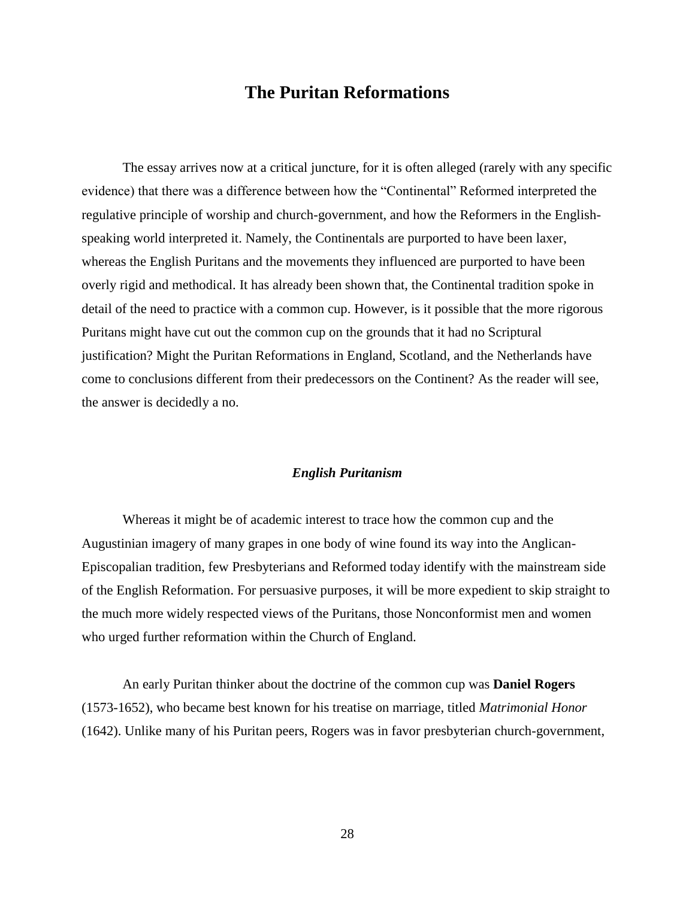# The Puritan Reformations

The essay arrives now at a critical juncture, for it is often alleged (rarely with any specific evidence) that there was a difference between how the "Continental" Reformed interpreted the regulative principle of worship and church-government, and how the Reformers in the English-speaking world interpreted it. Namely, the Continentals are purported to have been laxer, whereas the English Puritans and the movements they influenced are purported to have been overly rigid and methodical. It has already been shown that, the Continental tradition spoke in detail of the need to practice with a common cup. However, is it possible that the more rigorous Puritans might have cut out the common cup on the grounds that it had no Scriptural justification? Might the Puritan Reformations in England, Scotland, and the Netherlands have come to conclusions different from their predecessors on the Continent? As the reader will see, the answer is decidedly a no.

### *English Puritanism*

Whereas it might be of academic interest to trace how the common cup and the Augustinian imagery of many grapes in one body of wine found its way into the Anglican-Episcopalian tradition, few Presbyterians and Reformed today identify with the mainstream side of the English Reformation. For persuasive purposes, it will be more expedient to skip straight to the much more widely respected views of the Puritans, those Nonconformist men and women who urged further reformation within the Church of England.

An early Puritan thinker about the doctrine of the common cup was **Daniel Rogers** (1573-1652), who became best known for his treatise on marriage, titled *Matrimonial Honor* (1642). Unlike many of his Puritan peers, Rogers was in favor presbyterian church-government,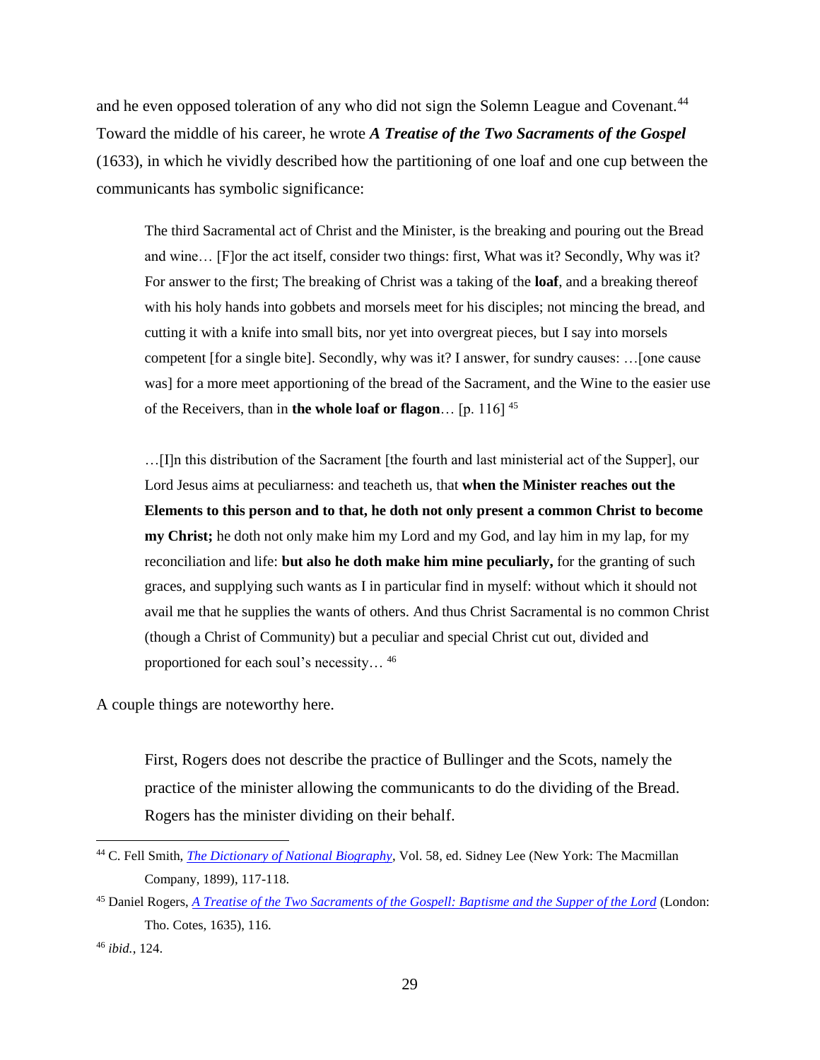and he even opposed toleration of any who did not sign the Solemn League and Covenant.[44] Toward the middle of his career, he wrote ***A Treatise of the Two Sacraments of the Gospel*** (1633), in which he vividly described how the partitioning of one loaf and one cup between the communicants has symbolic significance:

> The third Sacramental act of Christ and the Minister, is the breaking and pouring out the Bread and wine… [F]or the act itself, consider two things: first, What was it? Secondly, Why was it? For answer to the first; The breaking of Christ was a taking of the **loaf**, and a breaking thereof with his holy hands into gobbets and morsels meet for his disciples; not mincing the bread, and cutting it with a knife into small bits, nor yet into overgreat pieces, but I say into morsels competent [for a single bite]. Secondly, why was it? I answer, for sundry causes: …[one cause was] for a more meet apportioning of the bread of the Sacrament, and the Wine to the easier use of the Receivers, than in **the whole loaf or flagon**… [p. 116] [45]

> …[I]n this distribution of the Sacrament [the fourth and last ministerial act of the Supper], our Lord Jesus aims at peculiarness: and teacheth us, that **when the Minister reaches out the Elements to this person and to that, he doth not only present a common Christ to become my Christ;** he doth not only make him my Lord and my God, and lay him in my lap, for my reconciliation and life: **but also he doth make him mine peculiarly,** for the granting of such graces, and supplying such wants as I in particular find in myself: without which it should not avail me that he supplies the wants of others. And thus Christ Sacramental is no common Christ (though a Christ of Community) but a peculiar and special Christ cut out, divided and proportioned for each soul's necessity… [46]

A couple things are noteworthy here.

> First, Rogers does not describe the practice of Bullinger and the Scots, namely the practice of the minister allowing the communicants to do the dividing of the Bread. Rogers has the minister dividing on their behalf.

---

[44] C. Fell Smith, *The Dictionary of National Biography*, Vol. 58, ed. Sidney Lee (New York: The Macmillan Company, 1899), 117-118.

[45] Daniel Rogers, *A Treatise of the Two Sacraments of the Gospell: Baptisme and the Supper of the Lord* (London: Tho. Cotes, 1635), 116.

[46] *ibid.*, 124.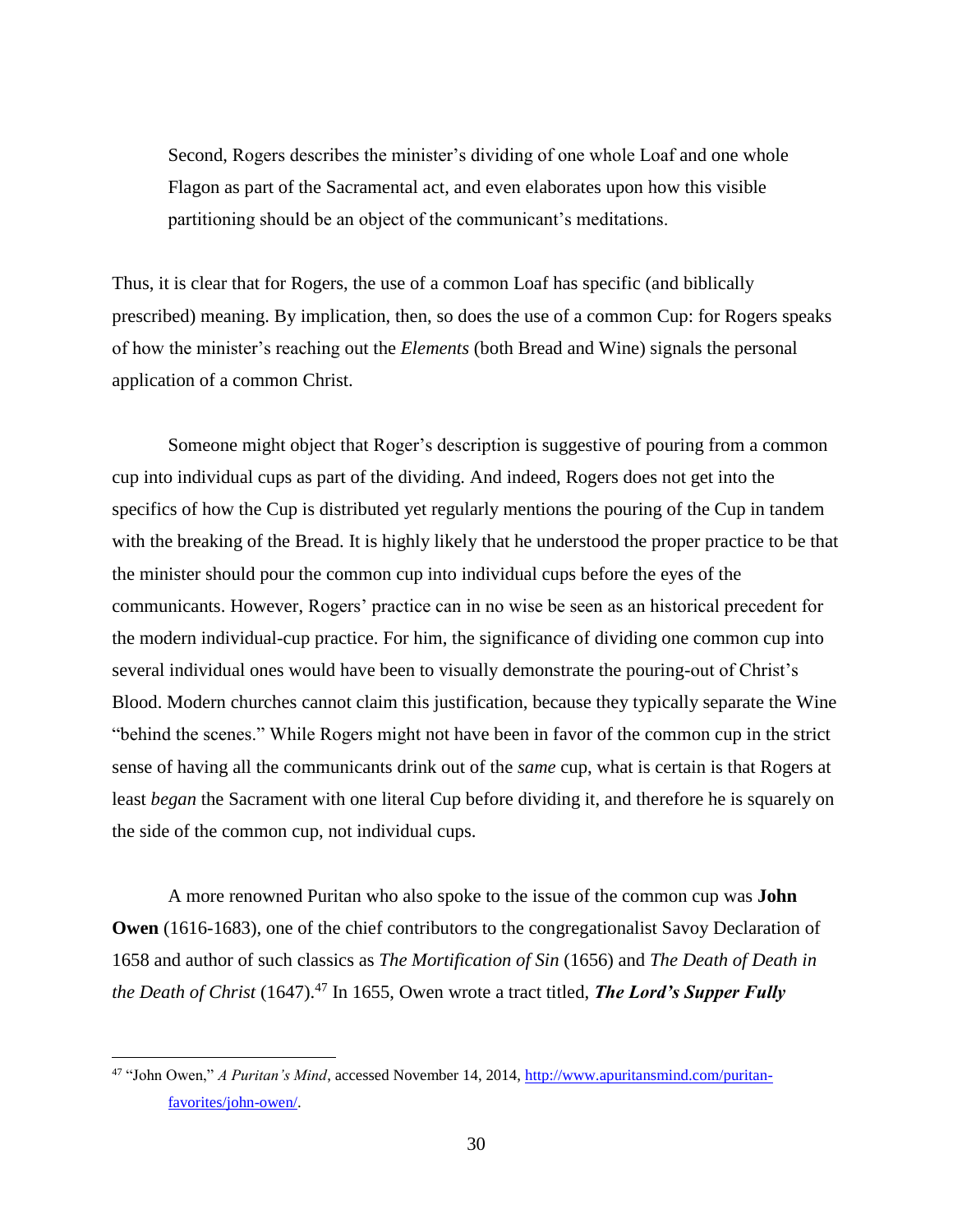Second, Rogers describes the minister's dividing of one whole Loaf and one whole Flagon as part of the Sacramental act, and even elaborates upon how this visible partitioning should be an object of the communicant's meditations.

Thus, it is clear that for Rogers, the use of a common Loaf has specific (and biblically prescribed) meaning. By implication, then, so does the use of a common Cup: for Rogers speaks of how the minister's reaching out the *Elements* (both Bread and Wine) signals the personal application of a common Christ.

Someone might object that Roger's description is suggestive of pouring from a common cup into individual cups as part of the dividing. And indeed, Rogers does not get into the specifics of how the Cup is distributed yet regularly mentions the pouring of the Cup in tandem with the breaking of the Bread. It is highly likely that he understood the proper practice to be that the minister should pour the common cup into individual cups before the eyes of the communicants. However, Rogers' practice can in no wise be seen as an historical precedent for the modern individual-cup practice. For him, the significance of dividing one common cup into several individual ones would have been to visually demonstrate the pouring-out of Christ's Blood. Modern churches cannot claim this justification, because they typically separate the Wine "behind the scenes." While Rogers might not have been in favor of the common cup in the strict sense of having all the communicants drink out of the *same* cup, what is certain is that Rogers at least *began* the Sacrament with one literal Cup before dividing it, and therefore he is squarely on the side of the common cup, not individual cups.

A more renowned Puritan who also spoke to the issue of the common cup was **John Owen** (1616-1683), one of the chief contributors to the congregationalist Savoy Declaration of 1658 and author of such classics as *The Mortification of Sin* (1656) and *The Death of Death in the Death of Christ* (1647).[47] In 1655, Owen wrote a tract titled, ***The Lord's Supper Fully***

[47] "John Owen," *A Puritan's Mind*, accessed November 14, 2014, http://www.apuritansmind.com/puritan-favorites/john-owen/.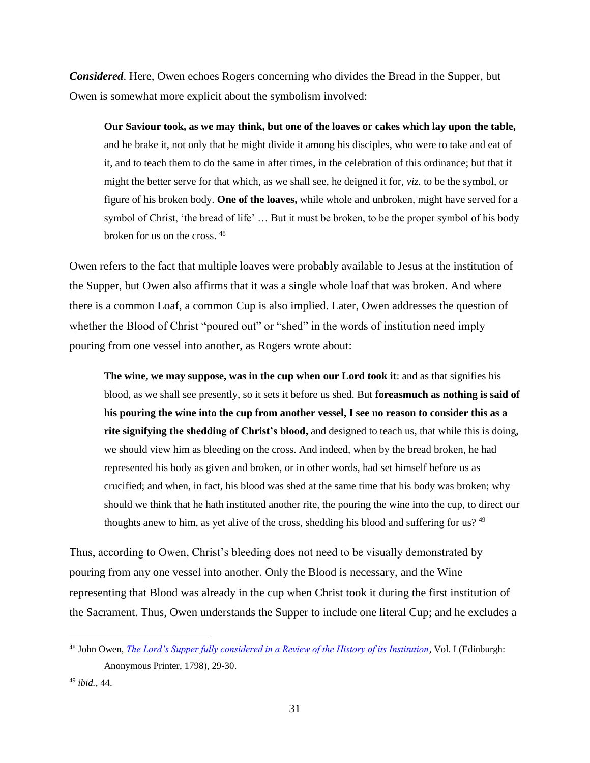***Considered***. Here, Owen echoes Rogers concerning who divides the Bread in the Supper, but Owen is somewhat more explicit about the symbolism involved:

> **Our Saviour took, as we may think, but one of the loaves or cakes which lay upon the table,** and he brake it, not only that he might divide it among his disciples, who were to take and eat of it, and to teach them to do the same in after times, in the celebration of this ordinance; but that it might the better serve for that which, as we shall see, he deigned it for, *viz.* to be the symbol, or figure of his broken body. **One of the loaves,** while whole and unbroken, might have served for a symbol of Christ, 'the bread of life' … But it must be broken, to be the proper symbol of his body broken for us on the cross. [48]

Owen refers to the fact that multiple loaves were probably available to Jesus at the institution of the Supper, but Owen also affirms that it was a single whole loaf that was broken. And where there is a common Loaf, a common Cup is also implied. Later, Owen addresses the question of whether the Blood of Christ "poured out" or "shed" in the words of institution need imply pouring from one vessel into another, as Rogers wrote about:

> **The wine, we may suppose, was in the cup when our Lord took it**: and as that signifies his blood, as we shall see presently, so it sets it before us shed. But **foreasmuch as nothing is said of his pouring the wine into the cup from another vessel, I see no reason to consider this as a rite signifying the shedding of Christ's blood,** and designed to teach us, that while this is doing, we should view him as bleeding on the cross. And indeed, when by the bread broken, he had represented his body as given and broken, or in other words, had set himself before us as crucified; and when, in fact, his blood was shed at the same time that his body was broken; why should we think that he hath instituted another rite, the pouring the wine into the cup, to direct our thoughts anew to him, as yet alive of the cross, shedding his blood and suffering for us? [49]

Thus, according to Owen, Christ's bleeding does not need to be visually demonstrated by pouring from any one vessel into another. Only the Blood is necessary, and the Wine representing that Blood was already in the cup when Christ took it during the first institution of the Sacrament. Thus, Owen understands the Supper to include one literal Cup; and he excludes a

---

[48] John Owen, *The Lord's Supper fully considered in a Review of the History of its Institution*, Vol. I (Edinburgh: Anonymous Printer, 1798), 29-30.

[49] *ibid.*, 44.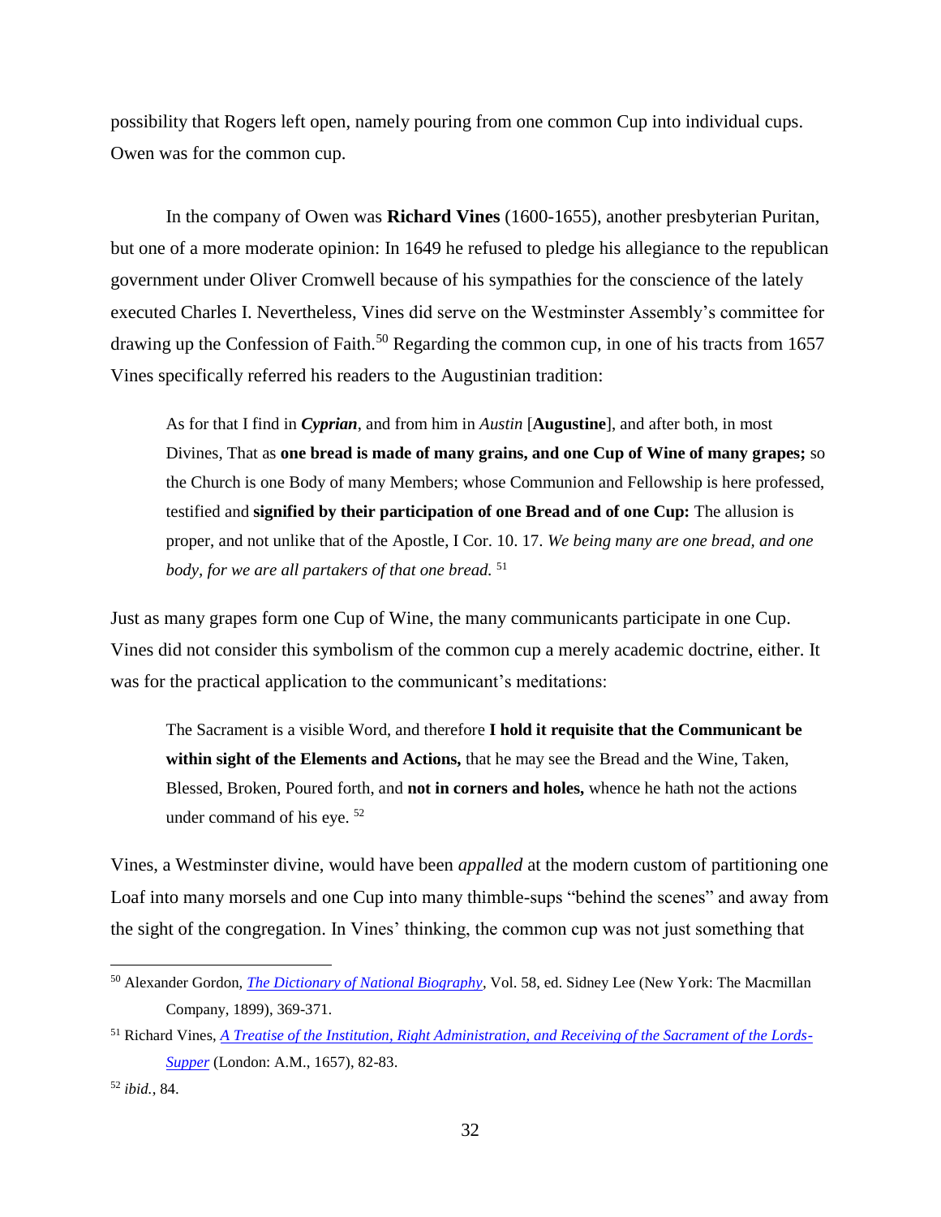possibility that Rogers left open, namely pouring from one common Cup into individual cups. Owen was for the common cup.

In the company of Owen was **Richard Vines** (1600-1655), another presbyterian Puritan, but one of a more moderate opinion: In 1649 he refused to pledge his allegiance to the republican government under Oliver Cromwell because of his sympathies for the conscience of the lately executed Charles I. Nevertheless, Vines did serve on the Westminster Assembly's committee for drawing up the Confession of Faith.[50] Regarding the common cup, in one of his tracts from 1657 Vines specifically referred his readers to the Augustinian tradition:

> As for that I find in ***Cyprian***, and from him in *Austin* [**Augustine**], and after both, in most Divines, That as **one bread is made of many grains, and one Cup of Wine of many grapes;** so the Church is one Body of many Members; whose Communion and Fellowship is here professed, testified and **signified by their participation of one Bread and of one Cup:** The allusion is proper, and not unlike that of the Apostle, I Cor. 10. 17. *We being many are one bread, and one body, for we are all partakers of that one bread.* [51]

Just as many grapes form one Cup of Wine, the many communicants participate in one Cup. Vines did not consider this symbolism of the common cup a merely academic doctrine, either. It was for the practical application to the communicant's meditations:

> The Sacrament is a visible Word, and therefore **I hold it requisite that the Communicant be within sight of the Elements and Actions,** that he may see the Bread and the Wine, Taken, Blessed, Broken, Poured forth, and **not in corners and holes,** whence he hath not the actions under command of his eye. [52]

Vines, a Westminster divine, would have been *appalled* at the modern custom of partitioning one Loaf into many morsels and one Cup into many thimble-sups "behind the scenes" and away from the sight of the congregation. In Vines' thinking, the common cup was not just something that

---

[50] Alexander Gordon, *The Dictionary of National Biography*, Vol. 58, ed. Sidney Lee (New York: The Macmillan Company, 1899), 369-371.

[51] Richard Vines, *A Treatise of the Institution, Right Administration, and Receiving of the Sacrament of the Lords-Supper* (London: A.M., 1657), 82-83.

[52] *ibid.*, 84.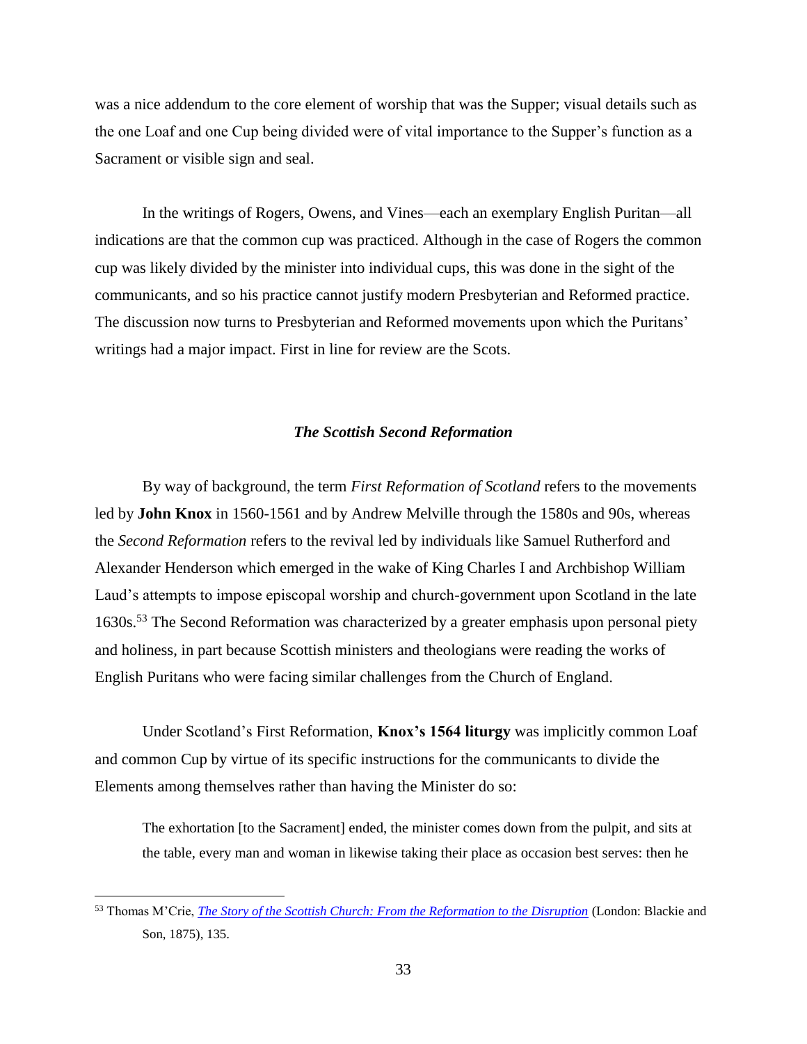was a nice addendum to the core element of worship that was the Supper; visual details such as the one Loaf and one Cup being divided were of vital importance to the Supper's function as a Sacrament or visible sign and seal.

In the writings of Rogers, Owens, and Vines—each an exemplary English Puritan—all indications are that the common cup was practiced. Although in the case of Rogers the common cup was likely divided by the minister into individual cups, this was done in the sight of the communicants, and so his practice cannot justify modern Presbyterian and Reformed practice. The discussion now turns to Presbyterian and Reformed movements upon which the Puritans' writings had a major impact. First in line for review are the Scots.

### ***The Scottish Second Reformation***

By way of background, the term *First Reformation of Scotland* refers to the movements led by **John Knox** in 1560-1561 and by Andrew Melville through the 1580s and 90s, whereas the *Second Reformation* refers to the revival led by individuals like Samuel Rutherford and Alexander Henderson which emerged in the wake of King Charles I and Archbishop William Laud's attempts to impose episcopal worship and church-government upon Scotland in the late 1630s.[53] The Second Reformation was characterized by a greater emphasis upon personal piety and holiness, in part because Scottish ministers and theologians were reading the works of English Puritans who were facing similar challenges from the Church of England.

Under Scotland's First Reformation, **Knox's 1564 liturgy** was implicitly common Loaf and common Cup by virtue of its specific instructions for the communicants to divide the Elements among themselves rather than having the Minister do so:

> The exhortation [to the Sacrament] ended, the minister comes down from the pulpit, and sits at the table, every man and woman in likewise taking their place as occasion best serves: then he

[53] Thomas M'Crie, *The Story of the Scottish Church: From the Reformation to the Disruption* (London: Blackie and Son, 1875), 135.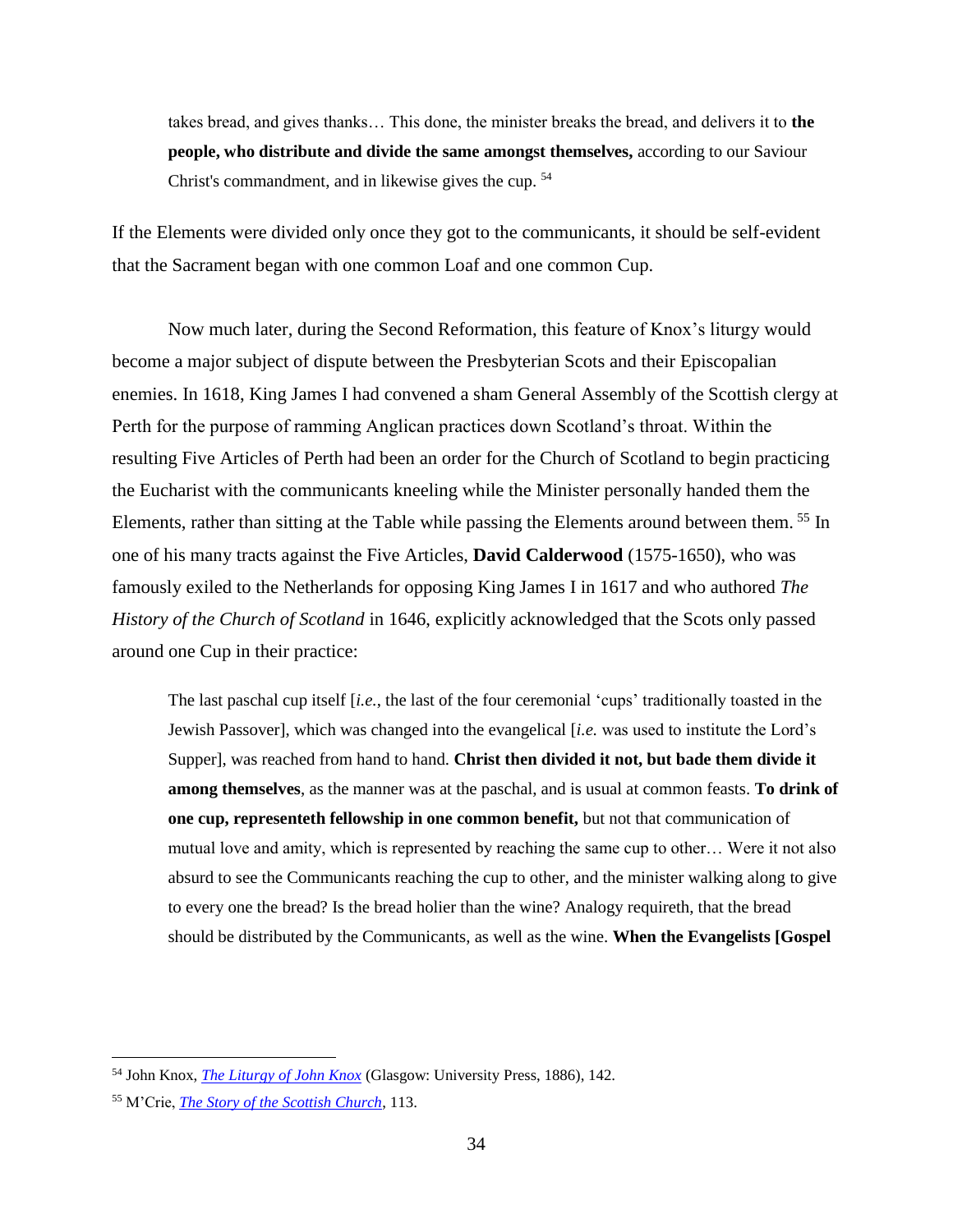> takes bread, and gives thanks… This done, the minister breaks the bread, and delivers it to **the people, who distribute and divide the same amongst themselves,** according to our Saviour Christ's commandment, and in likewise gives the cup. [54]

If the Elements were divided only once they got to the communicants, it should be self-evident that the Sacrament began with one common Loaf and one common Cup.

Now much later, during the Second Reformation, this feature of Knox's liturgy would become a major subject of dispute between the Presbyterian Scots and their Episcopalian enemies. In 1618, King James I had convened a sham General Assembly of the Scottish clergy at Perth for the purpose of ramming Anglican practices down Scotland's throat. Within the resulting Five Articles of Perth had been an order for the Church of Scotland to begin practicing the Eucharist with the communicants kneeling while the Minister personally handed them the Elements, rather than sitting at the Table while passing the Elements around between them. [55] In one of his many tracts against the Five Articles, **David Calderwood** (1575-1650), who was famously exiled to the Netherlands for opposing King James I in 1617 and who authored *The History of the Church of Scotland* in 1646, explicitly acknowledged that the Scots only passed around one Cup in their practice:

> The last paschal cup itself [*i.e.*, the last of the four ceremonial 'cups' traditionally toasted in the Jewish Passover], which was changed into the evangelical [*i.e.* was used to institute the Lord's Supper], was reached from hand to hand. **Christ then divided it not, but bade them divide it among themselves**, as the manner was at the paschal, and is usual at common feasts. **To drink of one cup, representeth fellowship in one common benefit,** but not that communication of mutual love and amity, which is represented by reaching the same cup to other… Were it not also absurd to see the Communicants reaching the cup to other, and the minister walking along to give to every one the bread? Is the bread holier than the wine? Analogy requireth, that the bread should be distributed by the Communicants, as well as the wine. **When the Evangelists [Gospel**

---

[54] John Knox, *The Liturgy of John Knox* (Glasgow: University Press, 1886), 142.

[55] M'Crie, *The Story of the Scottish Church*, 113.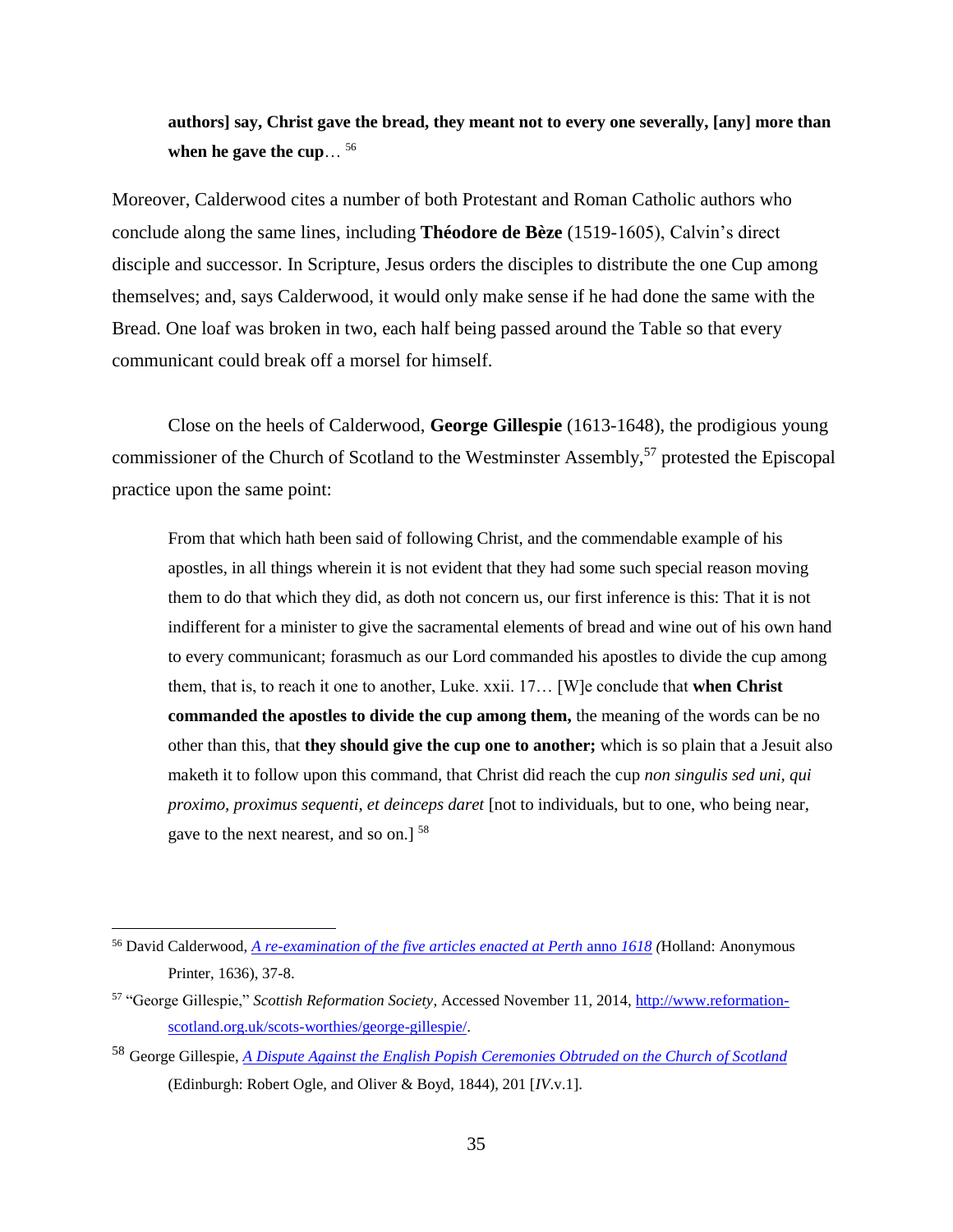> **authors] say, Christ gave the bread, they meant not to every one severally, [any] more than when he gave the cup**… [56]

Moreover, Calderwood cites a number of both Protestant and Roman Catholic authors who conclude along the same lines, including **Théodore de Bèze** (1519-1605), Calvin's direct disciple and successor. In Scripture, Jesus orders the disciples to distribute the one Cup among themselves; and, says Calderwood, it would only make sense if he had done the same with the Bread. One loaf was broken in two, each half being passed around the Table so that every communicant could break off a morsel for himself.

Close on the heels of Calderwood, **George Gillespie** (1613-1648), the prodigious young commissioner of the Church of Scotland to the Westminster Assembly,[57] protested the Episcopal practice upon the same point:

> From that which hath been said of following Christ, and the commendable example of his apostles, in all things wherein it is not evident that they had some such special reason moving them to do that which they did, as doth not concern us, our first inference is this: That it is not indifferent for a minister to give the sacramental elements of bread and wine out of his own hand to every communicant; forasmuch as our Lord commanded his apostles to divide the cup among them, that is, to reach it one to another, Luke. xxii. 17… [W]e conclude that **when Christ commanded the apostles to divide the cup among them,** the meaning of the words can be no other than this, that **they should give the cup one to another;** which is so plain that a Jesuit also maketh it to follow upon this command, that Christ did reach the cup *non singulis sed uni, qui proximo, proximus sequenti, et deinceps daret* [not to individuals, but to one, who being near, gave to the next nearest, and so on.] [58]

---

[56] David Calderwood, *A re-examination of the five articles enacted at Perth* anno *1618* (Holland: Anonymous Printer, 1636), 37-8.

[57] "George Gillespie," *Scottish Reformation Society*, Accessed November 11, 2014, http://www.reformation-scotland.org.uk/scots-worthies/george-gillespie/.

[58] George Gillespie, *A Dispute Against the English Popish Ceremonies Obtruded on the Church of Scotland* (Edinburgh: Robert Ogle, and Oliver & Boyd, 1844), 201 [*IV*.v.1].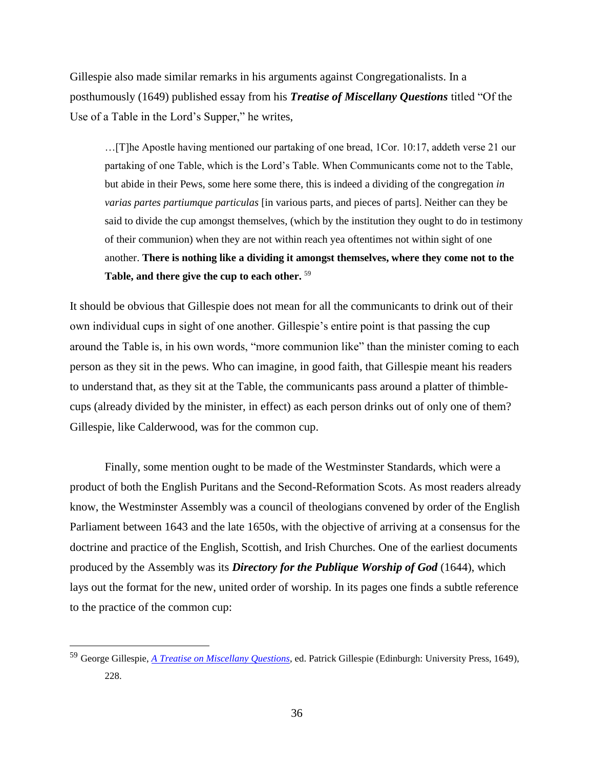Gillespie also made similar remarks in his arguments against Congregationalists. In a posthumously (1649) published essay from his ***Treatise of Miscellany Questions*** titled "Of the Use of a Table in the Lord's Supper," he writes,

> …[T]he Apostle having mentioned our partaking of one bread, 1Cor. 10:17, addeth verse 21 our partaking of one Table, which is the Lord's Table. When Communicants come not to the Table, but abide in their Pews, some here some there, this is indeed a dividing of the congregation *in varias partes partiumque particulas* [in various parts, and pieces of parts]. Neither can they be said to divide the cup amongst themselves, (which by the institution they ought to do in testimony of their communion) when they are not within reach yea oftentimes not within sight of one another. **There is nothing like a dividing it amongst themselves, where they come not to the Table, and there give the cup to each other.** [59]

It should be obvious that Gillespie does not mean for all the communicants to drink out of their own individual cups in sight of one another. Gillespie's entire point is that passing the cup around the Table is, in his own words, "more communion like" than the minister coming to each person as they sit in the pews. Who can imagine, in good faith, that Gillespie meant his readers to understand that, as they sit at the Table, the communicants pass around a platter of thimble-cups (already divided by the minister, in effect) as each person drinks out of only one of them? Gillespie, like Calderwood, was for the common cup.

Finally, some mention ought to be made of the Westminster Standards, which were a product of both the English Puritans and the Second-Reformation Scots. As most readers already know, the Westminster Assembly was a council of theologians convened by order of the English Parliament between 1643 and the late 1650s, with the objective of arriving at a consensus for the doctrine and practice of the English, Scottish, and Irish Churches. One of the earliest documents produced by the Assembly was its ***Directory for the Publique Worship of God*** (1644), which lays out the format for the new, united order of worship. In its pages one finds a subtle reference to the practice of the common cup:

---

[59] George Gillespie, *A Treatise on Miscellany Questions*, ed. Patrick Gillespie (Edinburgh: University Press, 1649), 228.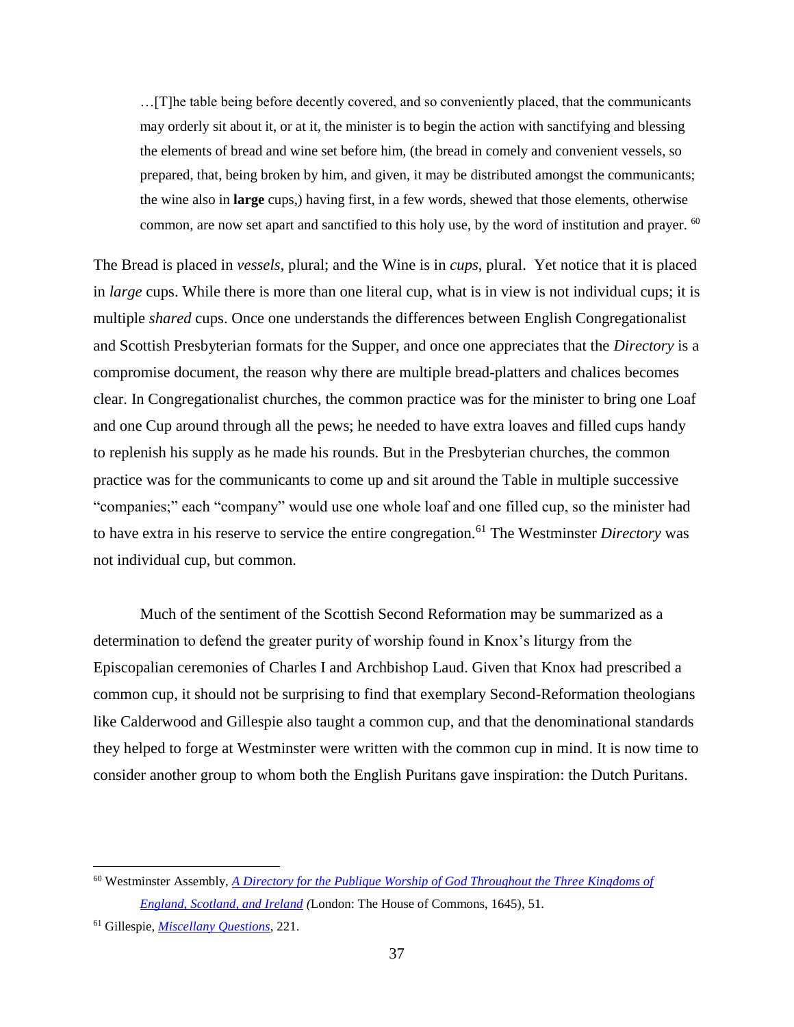> …[T]he table being before decently covered, and so conveniently placed, that the communicants may orderly sit about it, or at it, the minister is to begin the action with sanctifying and blessing the elements of bread and wine set before him, (the bread in comely and convenient vessels, so prepared, that, being broken by him, and given, it may be distributed amongst the communicants; the wine also in **large** cups,) having first, in a few words, shewed that those elements, otherwise common, are now set apart and sanctified to this holy use, by the word of institution and prayer. [60]

The Bread is placed in *vessels*, plural; and the Wine is in *cups*, plural. Yet notice that it is placed in *large* cups. While there is more than one literal cup, what is in view is not individual cups; it is multiple *shared* cups. Once one understands the differences between English Congregationalist and Scottish Presbyterian formats for the Supper, and once one appreciates that the *Directory* is a compromise document, the reason why there are multiple bread-platters and chalices becomes clear. In Congregationalist churches, the common practice was for the minister to bring one Loaf and one Cup around through all the pews; he needed to have extra loaves and filled cups handy to replenish his supply as he made his rounds. But in the Presbyterian churches, the common practice was for the communicants to come up and sit around the Table in multiple successive "companies;" each "company" would use one whole loaf and one filled cup, so the minister had to have extra in his reserve to service the entire congregation.[61] The Westminster *Directory* was not individual cup, but common.

Much of the sentiment of the Scottish Second Reformation may be summarized as a determination to defend the greater purity of worship found in Knox's liturgy from the Episcopalian ceremonies of Charles I and Archbishop Laud. Given that Knox had prescribed a common cup, it should not be surprising to find that exemplary Second-Reformation theologians like Calderwood and Gillespie also taught a common cup, and that the denominational standards they helped to forge at Westminster were written with the common cup in mind. It is now time to consider another group to whom both the English Puritans gave inspiration: the Dutch Puritans.

---

[60] Westminster Assembly, *A Directory for the Publique Worship of God Throughout the Three Kingdoms of England, Scotland, and Ireland* (London: The House of Commons, 1645), 51.

[61] Gillespie, *Miscellany Questions*, 221.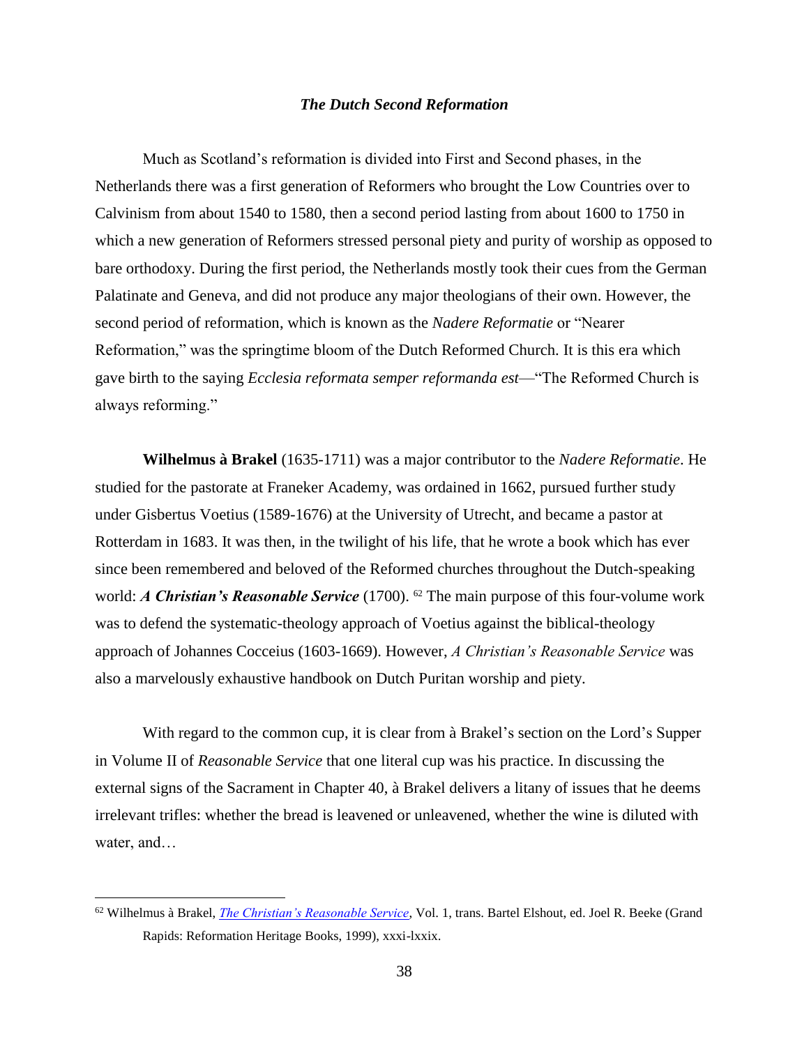### *The Dutch Second Reformation*

Much as Scotland's reformation is divided into First and Second phases, in the Netherlands there was a first generation of Reformers who brought the Low Countries over to Calvinism from about 1540 to 1580, then a second period lasting from about 1600 to 1750 in which a new generation of Reformers stressed personal piety and purity of worship as opposed to bare orthodoxy. During the first period, the Netherlands mostly took their cues from the German Palatinate and Geneva, and did not produce any major theologians of their own. However, the second period of reformation, which is known as the *Nadere Reformatie* or "Nearer Reformation," was the springtime bloom of the Dutch Reformed Church. It is this era which gave birth to the saying *Ecclesia reformata semper reformanda est*—"The Reformed Church is always reforming."

**Wilhelmus à Brakel** (1635-1711) was a major contributor to the *Nadere Reformatie*. He studied for the pastorate at Franeker Academy, was ordained in 1662, pursued further study under Gisbertus Voetius (1589-1676) at the University of Utrecht, and became a pastor at Rotterdam in 1683. It was then, in the twilight of his life, that he wrote a book which has ever since been remembered and beloved of the Reformed churches throughout the Dutch-speaking world: ***A Christian's Reasonable Service*** (1700). [62] The main purpose of this four-volume work was to defend the systematic-theology approach of Voetius against the biblical-theology approach of Johannes Cocceius (1603-1669). However, *A Christian's Reasonable Service* was also a marvelously exhaustive handbook on Dutch Puritan worship and piety.

With regard to the common cup, it is clear from à Brakel's section on the Lord's Supper in Volume II of *Reasonable Service* that one literal cup was his practice. In discussing the external signs of the Sacrament in Chapter 40, à Brakel delivers a litany of issues that he deems irrelevant trifles: whether the bread is leavened or unleavened, whether the wine is diluted with water, and…

---

[62] Wilhelmus à Brakel, *The Christian's Reasonable Service*, Vol. 1, trans. Bartel Elshout, ed. Joel R. Beeke (Grand Rapids: Reformation Heritage Books, 1999), xxxi-lxxix.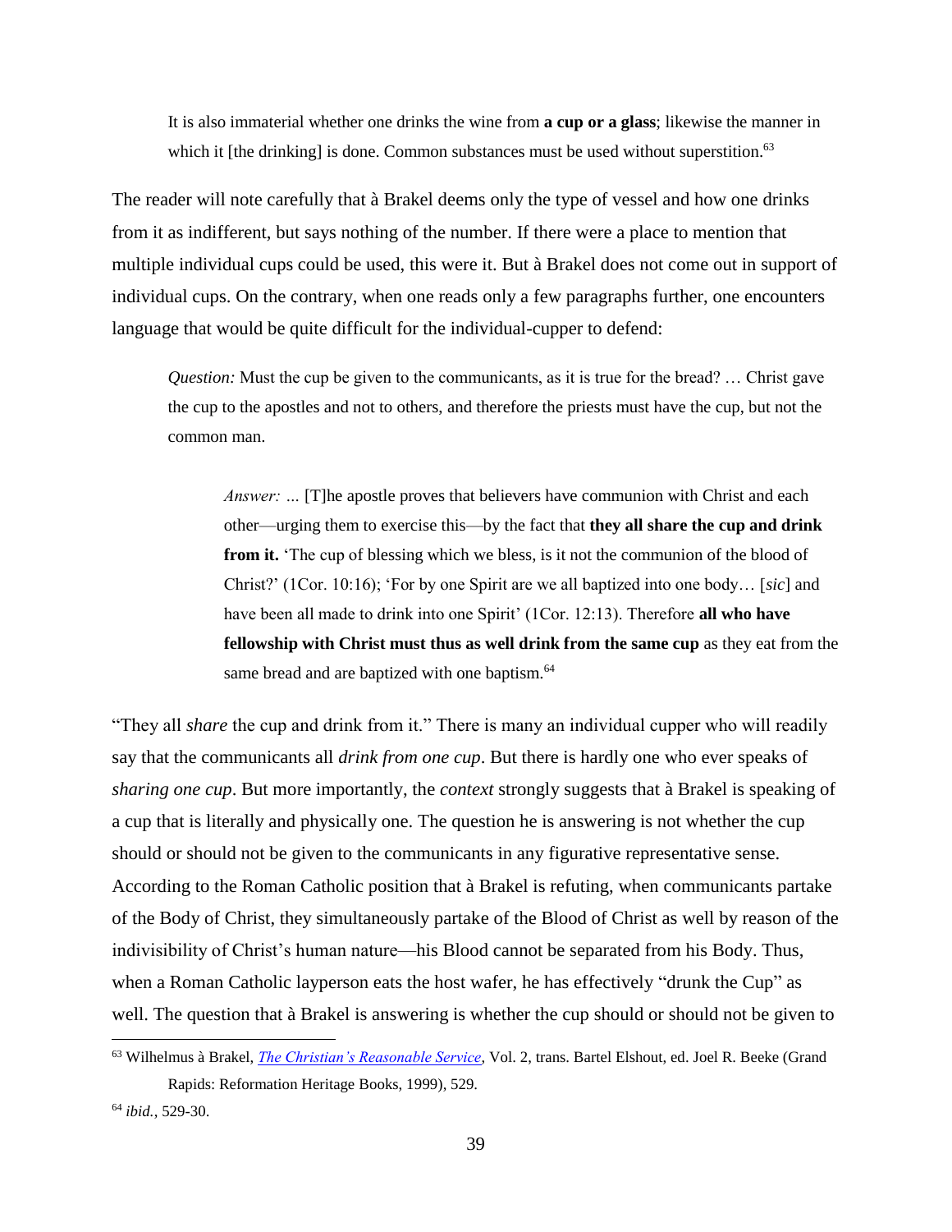> It is also immaterial whether one drinks the wine from **a cup or a glass**; likewise the manner in which it [the drinking] is done. Common substances must be used without superstition.[63]

The reader will note carefully that à Brakel deems only the type of vessel and how one drinks from it as indifferent, but says nothing of the number. If there were a place to mention that multiple individual cups could be used, this were it. But à Brakel does not come out in support of individual cups. On the contrary, when one reads only a few paragraphs further, one encounters language that would be quite difficult for the individual-cupper to defend:

> *Question:* Must the cup be given to the communicants, as it is true for the bread? … Christ gave the cup to the apostles and not to others, and therefore the priests must have the cup, but not the common man.
>
>> *Answer:* … [T]he apostle proves that believers have communion with Christ and each other—urging them to exercise this—by the fact that **they all share the cup and drink from it.** 'The cup of blessing which we bless, is it not the communion of the blood of Christ?' (1Cor. 10:16); 'For by one Spirit are we all baptized into one body… [*sic*] and have been all made to drink into one Spirit' (1Cor. 12:13). Therefore **all who have fellowship with Christ must thus as well drink from the same cup** as they eat from the same bread and are baptized with one baptism.[64]

"They all *share* the cup and drink from it." There is many an individual cupper who will readily say that the communicants all *drink from one cup*. But there is hardly one who ever speaks of *sharing one cup*. But more importantly, the *context* strongly suggests that à Brakel is speaking of a cup that is literally and physically one. The question he is answering is not whether the cup should or should not be given to the communicants in any figurative representative sense. According to the Roman Catholic position that à Brakel is refuting, when communicants partake of the Body of Christ, they simultaneously partake of the Blood of Christ as well by reason of the indivisibility of Christ's human nature—his Blood cannot be separated from his Body. Thus, when a Roman Catholic layperson eats the host wafer, he has effectively "drunk the Cup" as well. The question that à Brakel is answering is whether the cup should or should not be given to

---

[63] Wilhelmus à Brakel, *The Christian's Reasonable Service*, Vol. 2, trans. Bartel Elshout, ed. Joel R. Beeke (Grand Rapids: Reformation Heritage Books, 1999), 529.

[64] *ibid.*, 529-30.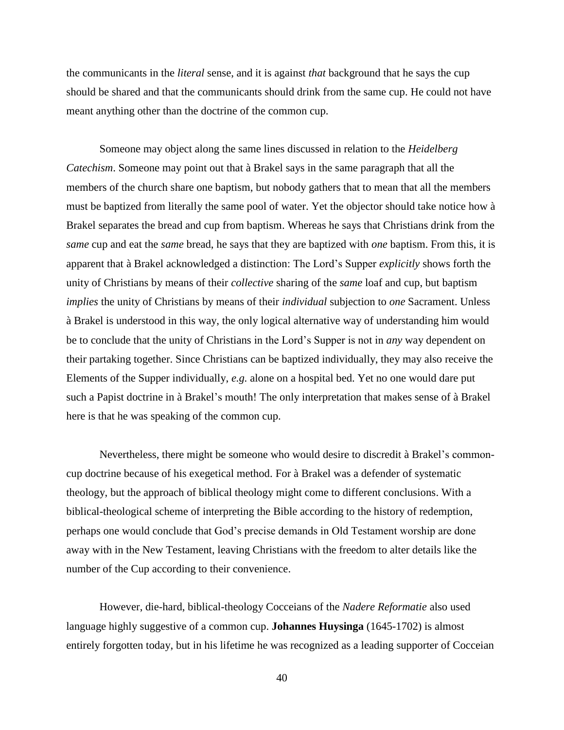the communicants in the *literal* sense, and it is against *that* background that he says the cup should be shared and that the communicants should drink from the same cup. He could not have meant anything other than the doctrine of the common cup.

Someone may object along the same lines discussed in relation to the *Heidelberg Catechism*. Someone may point out that à Brakel says in the same paragraph that all the members of the church share one baptism, but nobody gathers that to mean that all the members must be baptized from literally the same pool of water. Yet the objector should take notice how à Brakel separates the bread and cup from baptism. Whereas he says that Christians drink from the *same* cup and eat the *same* bread, he says that they are baptized with *one* baptism. From this, it is apparent that à Brakel acknowledged a distinction: The Lord's Supper *explicitly* shows forth the unity of Christians by means of their *collective* sharing of the *same* loaf and cup, but baptism *implies* the unity of Christians by means of their *individual* subjection to *one* Sacrament. Unless à Brakel is understood in this way, the only logical alternative way of understanding him would be to conclude that the unity of Christians in the Lord's Supper is not in *any* way dependent on their partaking together. Since Christians can be baptized individually, they may also receive the Elements of the Supper individually, *e.g.* alone on a hospital bed. Yet no one would dare put such a Papist doctrine in à Brakel's mouth! The only interpretation that makes sense of à Brakel here is that he was speaking of the common cup.

Nevertheless, there might be someone who would desire to discredit à Brakel's common-cup doctrine because of his exegetical method. For à Brakel was a defender of systematic theology, but the approach of biblical theology might come to different conclusions. With a biblical-theological scheme of interpreting the Bible according to the history of redemption, perhaps one would conclude that God's precise demands in Old Testament worship are done away with in the New Testament, leaving Christians with the freedom to alter details like the number of the Cup according to their convenience.

However, die-hard, biblical-theology Cocceians of the *Nadere Reformatie* also used language highly suggestive of a common cup. **Johannes Huysinga** (1645-1702) is almost entirely forgotten today, but in his lifetime he was recognized as a leading supporter of Cocceian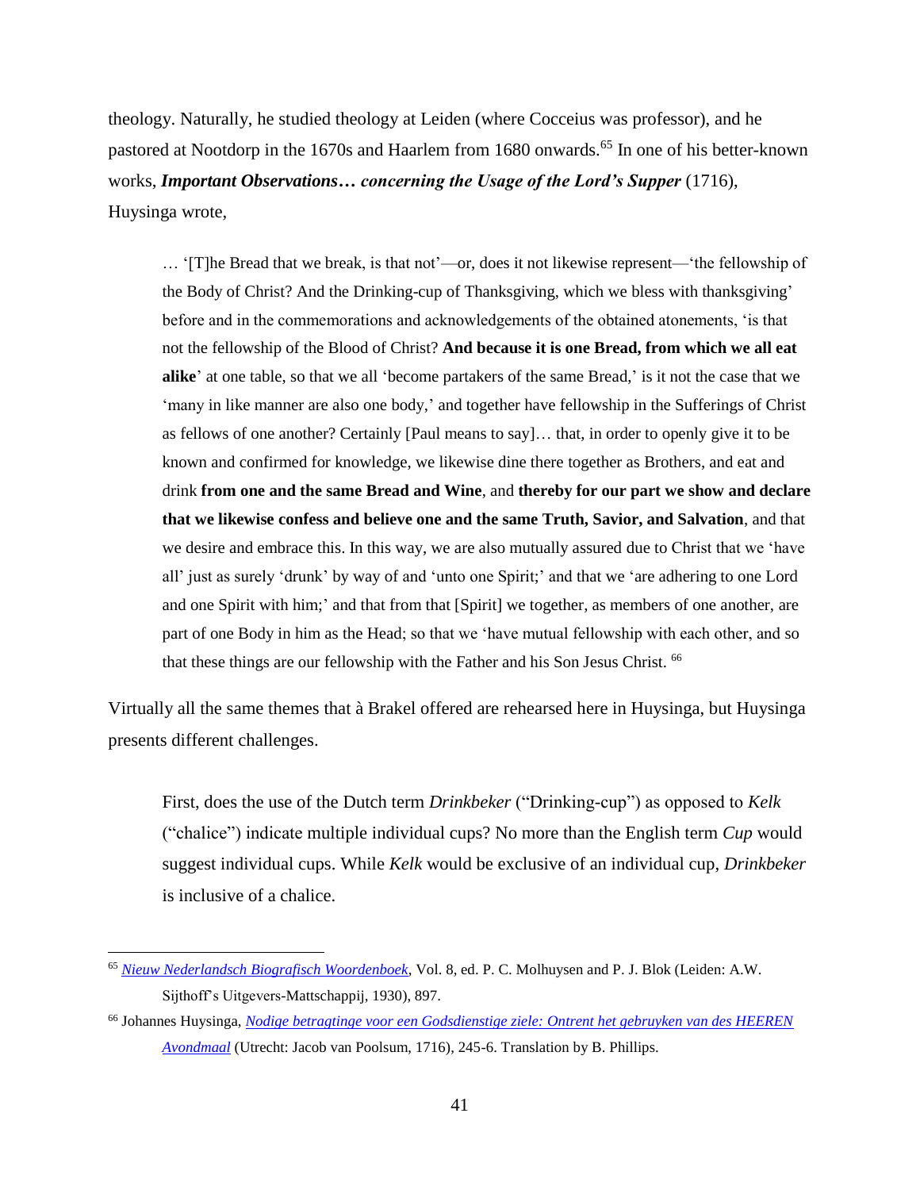theology. Naturally, he studied theology at Leiden (where Cocceius was professor), and he pastored at Nootdorp in the 1670s and Haarlem from 1680 onwards.[65] In one of his better-known works, ***Important Observations… concerning the Usage of the Lord's Supper*** (1716), Huysinga wrote,

> … '[T]he Bread that we break, is that not'—or, does it not likewise represent—'the fellowship of the Body of Christ? And the Drinking-cup of Thanksgiving, which we bless with thanksgiving' before and in the commemorations and acknowledgements of the obtained atonements, 'is that not the fellowship of the Blood of Christ? **And because it is one Bread, from which we all eat alike**' at one table, so that we all 'become partakers of the same Bread,' is it not the case that we 'many in like manner are also one body,' and together have fellowship in the Sufferings of Christ as fellows of one another? Certainly [Paul means to say]… that, in order to openly give it to be known and confirmed for knowledge, we likewise dine there together as Brothers, and eat and drink **from one and the same Bread and Wine**, and **thereby for our part we show and declare that we likewise confess and believe one and the same Truth, Savior, and Salvation**, and that we desire and embrace this. In this way, we are also mutually assured due to Christ that we 'have all' just as surely 'drunk' by way of and 'unto one Spirit;' and that we 'are adhering to one Lord and one Spirit with him;' and that from that [Spirit] we together, as members of one another, are part of one Body in him as the Head; so that we 'have mutual fellowship with each other, and so that these things are our fellowship with the Father and his Son Jesus Christ. [66]

Virtually all the same themes that à Brakel offered are rehearsed here in Huysinga, but Huysinga presents different challenges.

> First, does the use of the Dutch term *Drinkbeker* ("Drinking-cup") as opposed to *Kelk* ("chalice") indicate multiple individual cups? No more than the English term *Cup* would suggest individual cups. While *Kelk* would be exclusive of an individual cup, *Drinkbeker* is inclusive of a chalice.

---

[65] *Nieuw Nederlandsch Biografisch Woordenboek*, Vol. 8, ed. P. C. Molhuysen and P. J. Blok (Leiden: A.W. Sijthoff's Uitgevers-Mattschappij, 1930), 897.

[66] Johannes Huysinga, *Nodige betragtinge voor een Godsdienstige ziele: Ontrent het gebruyken van des HEEREN Avondmaal* (Utrecht: Jacob van Poolsum, 1716), 245-6. Translation by B. Phillips.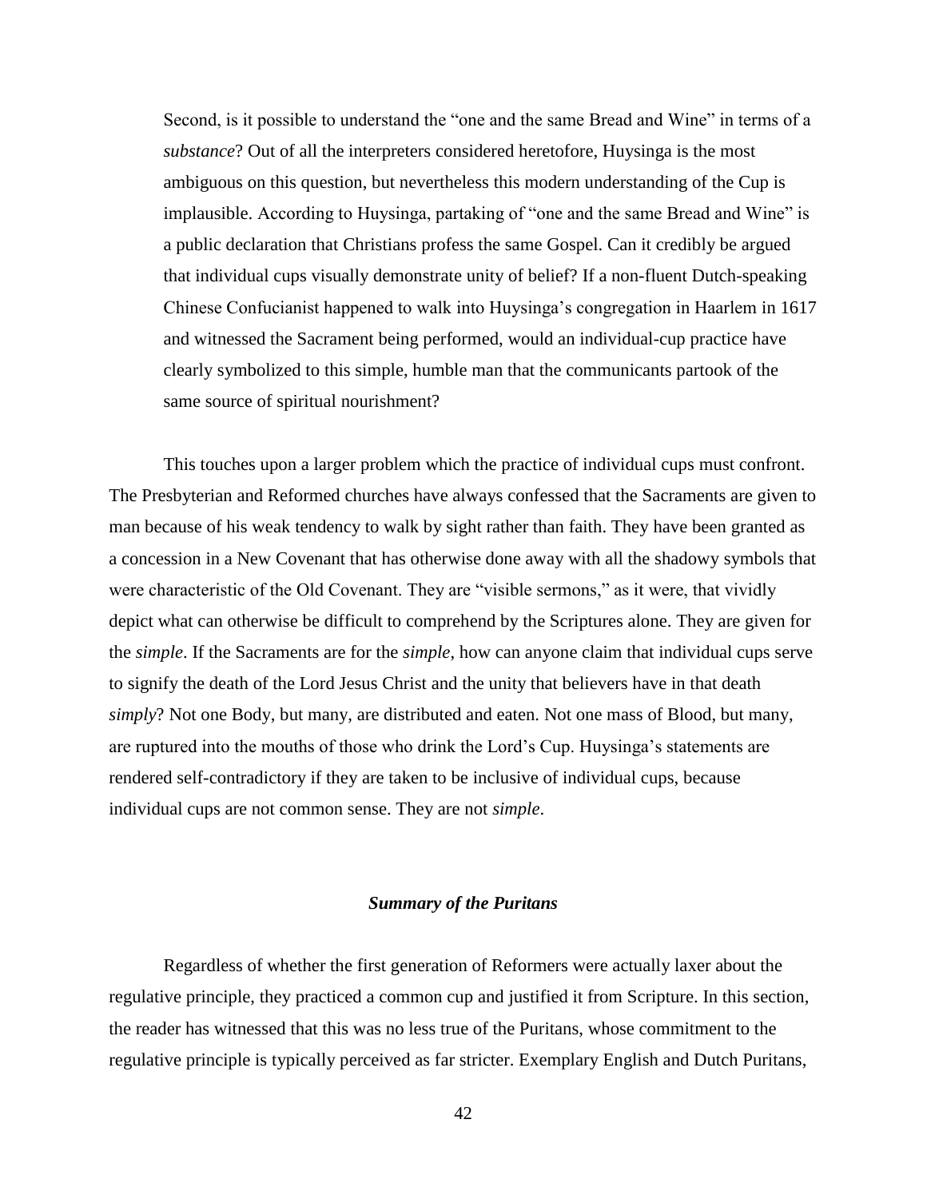> Second, is it possible to understand the "one and the same Bread and Wine" in terms of a *substance*? Out of all the interpreters considered heretofore, Huysinga is the most ambiguous on this question, but nevertheless this modern understanding of the Cup is implausible. According to Huysinga, partaking of "one and the same Bread and Wine" is a public declaration that Christians profess the same Gospel. Can it credibly be argued that individual cups visually demonstrate unity of belief? If a non-fluent Dutch-speaking Chinese Confucianist happened to walk into Huysinga's congregation in Haarlem in 1617 and witnessed the Sacrament being performed, would an individual-cup practice have clearly symbolized to this simple, humble man that the communicants partook of the same source of spiritual nourishment?

This touches upon a larger problem which the practice of individual cups must confront. The Presbyterian and Reformed churches have always confessed that the Sacraments are given to man because of his weak tendency to walk by sight rather than faith. They have been granted as a concession in a New Covenant that has otherwise done away with all the shadowy symbols that were characteristic of the Old Covenant. They are "visible sermons," as it were, that vividly depict what can otherwise be difficult to comprehend by the Scriptures alone. They are given for the *simple*. If the Sacraments are for the *simple*, how can anyone claim that individual cups serve to signify the death of the Lord Jesus Christ and the unity that believers have in that death *simply*? Not one Body, but many, are distributed and eaten. Not one mass of Blood, but many, are ruptured into the mouths of those who drink the Lord's Cup. Huysinga's statements are rendered self-contradictory if they are taken to be inclusive of individual cups, because individual cups are not common sense. They are not *simple*.

### ***Summary of the Puritans***

Regardless of whether the first generation of Reformers were actually laxer about the regulative principle, they practiced a common cup and justified it from Scripture. In this section, the reader has witnessed that this was no less true of the Puritans, whose commitment to the regulative principle is typically perceived as far stricter. Exemplary English and Dutch Puritans,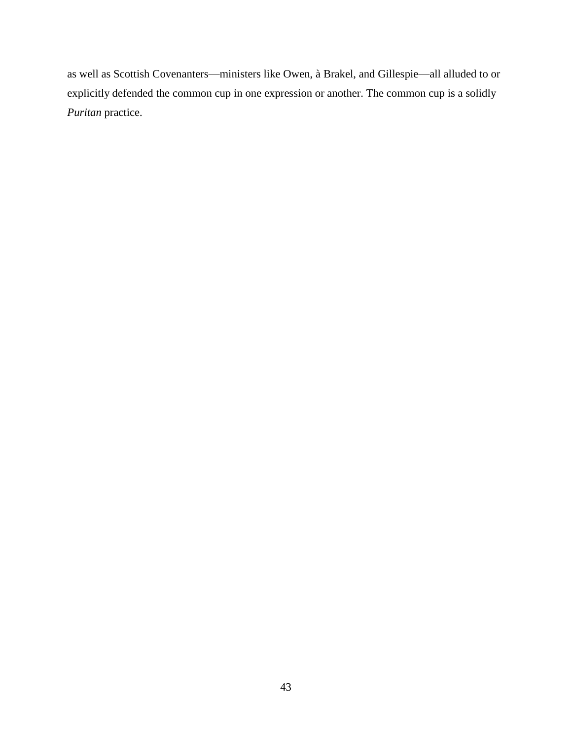as well as Scottish Covenanters—ministers like Owen, à Brakel, and Gillespie—all alluded to or explicitly defended the common cup in one expression or another. The common cup is a solidly *Puritan* practice.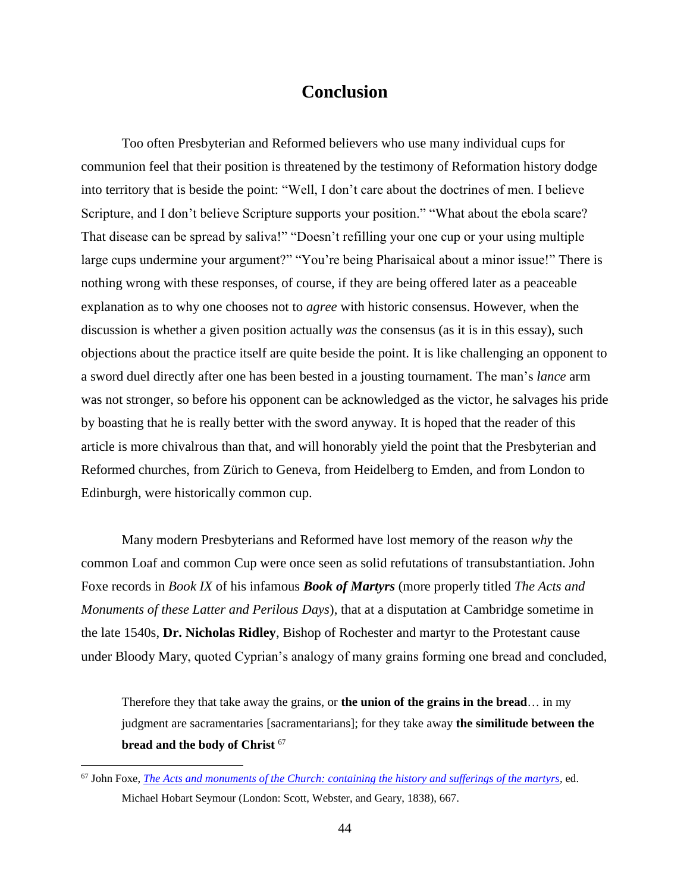# Conclusion

Too often Presbyterian and Reformed believers who use many individual cups for communion feel that their position is threatened by the testimony of Reformation history dodge into territory that is beside the point: "Well, I don't care about the doctrines of men. I believe Scripture, and I don't believe Scripture supports your position." "What about the ebola scare? That disease can be spread by saliva!" "Doesn't refilling your one cup or your using multiple large cups undermine your argument?" "You're being Pharisaical about a minor issue!" There is nothing wrong with these responses, of course, if they are being offered later as a peaceable explanation as to why one chooses not to *agree* with historic consensus. However, when the discussion is whether a given position actually *was* the consensus (as it is in this essay), such objections about the practice itself are quite beside the point. It is like challenging an opponent to a sword duel directly after one has been bested in a jousting tournament. The man's *lance* arm was not stronger, so before his opponent can be acknowledged as the victor, he salvages his pride by boasting that he is really better with the sword anyway. It is hoped that the reader of this article is more chivalrous than that, and will honorably yield the point that the Presbyterian and Reformed churches, from Zürich to Geneva, from Heidelberg to Emden, and from London to Edinburgh, were historically common cup.

Many modern Presbyterians and Reformed have lost memory of the reason *why* the common Loaf and common Cup were once seen as solid refutations of transubstantiation. John Foxe records in *Book IX* of his infamous ***Book of Martyrs*** (more properly titled *The Acts and Monuments of these Latter and Perilous Days*), that at a disputation at Cambridge sometime in the late 1540s, **Dr. Nicholas Ridley**, Bishop of Rochester and martyr to the Protestant cause under Bloody Mary, quoted Cyprian's analogy of many grains forming one bread and concluded,

> Therefore they that take away the grains, or **the union of the grains in the bread**… in my judgment are sacramentaries [sacramentarians]; for they take away **the similitude between the bread and the body of Christ** [67]

---

[67] John Foxe, *The Acts and monuments of the Church: containing the history and sufferings of the martyrs*, ed. Michael Hobart Seymour (London: Scott, Webster, and Geary, 1838), 667.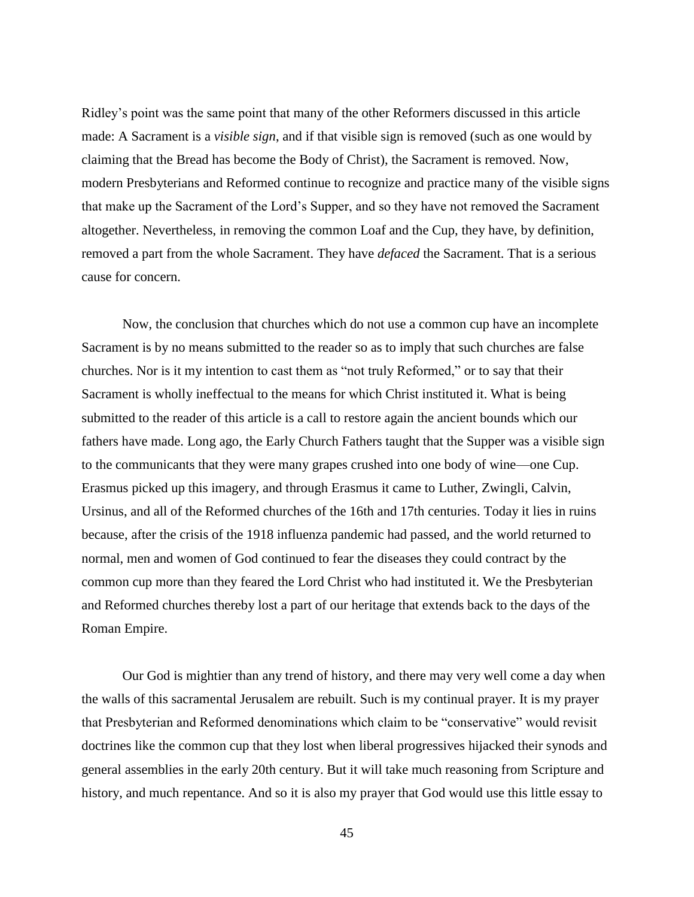Ridley's point was the same point that many of the other Reformers discussed in this article made: A Sacrament is a *visible sign*, and if that visible sign is removed (such as one would by claiming that the Bread has become the Body of Christ), the Sacrament is removed. Now, modern Presbyterians and Reformed continue to recognize and practice many of the visible signs that make up the Sacrament of the Lord's Supper, and so they have not removed the Sacrament altogether. Nevertheless, in removing the common Loaf and the Cup, they have, by definition, removed a part from the whole Sacrament. They have *defaced* the Sacrament. That is a serious cause for concern.

Now, the conclusion that churches which do not use a common cup have an incomplete Sacrament is by no means submitted to the reader so as to imply that such churches are false churches. Nor is it my intention to cast them as "not truly Reformed," or to say that their Sacrament is wholly ineffectual to the means for which Christ instituted it. What is being submitted to the reader of this article is a call to restore again the ancient bounds which our fathers have made. Long ago, the Early Church Fathers taught that the Supper was a visible sign to the communicants that they were many grapes crushed into one body of wine—one Cup. Erasmus picked up this imagery, and through Erasmus it came to Luther, Zwingli, Calvin, Ursinus, and all of the Reformed churches of the 16th and 17th centuries. Today it lies in ruins because, after the crisis of the 1918 influenza pandemic had passed, and the world returned to normal, men and women of God continued to fear the diseases they could contract by the common cup more than they feared the Lord Christ who had instituted it. We the Presbyterian and Reformed churches thereby lost a part of our heritage that extends back to the days of the Roman Empire.

Our God is mightier than any trend of history, and there may very well come a day when the walls of this sacramental Jerusalem are rebuilt. Such is my continual prayer. It is my prayer that Presbyterian and Reformed denominations which claim to be "conservative" would revisit doctrines like the common cup that they lost when liberal progressives hijacked their synods and general assemblies in the early 20th century. But it will take much reasoning from Scripture and history, and much repentance. And so it is also my prayer that God would use this little essay to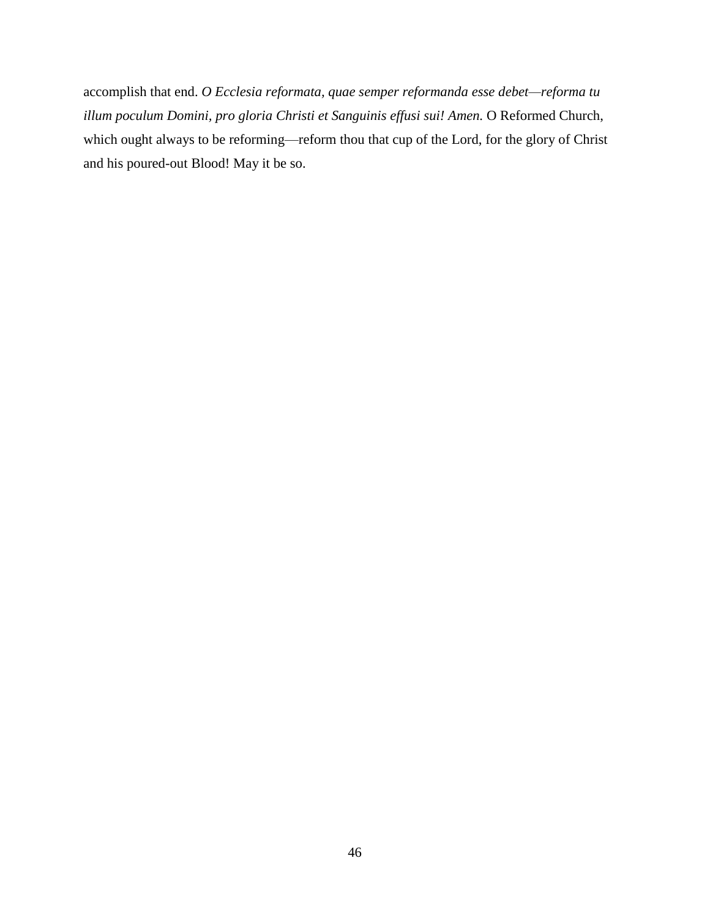accomplish that end. *O Ecclesia reformata, quae semper reformanda esse debet—reforma tu illum poculum Domini, pro gloria Christi et Sanguinis effusi sui! Amen.* O Reformed Church, which ought always to be reforming—reform thou that cup of the Lord, for the glory of Christ and his poured-out Blood! May it be so.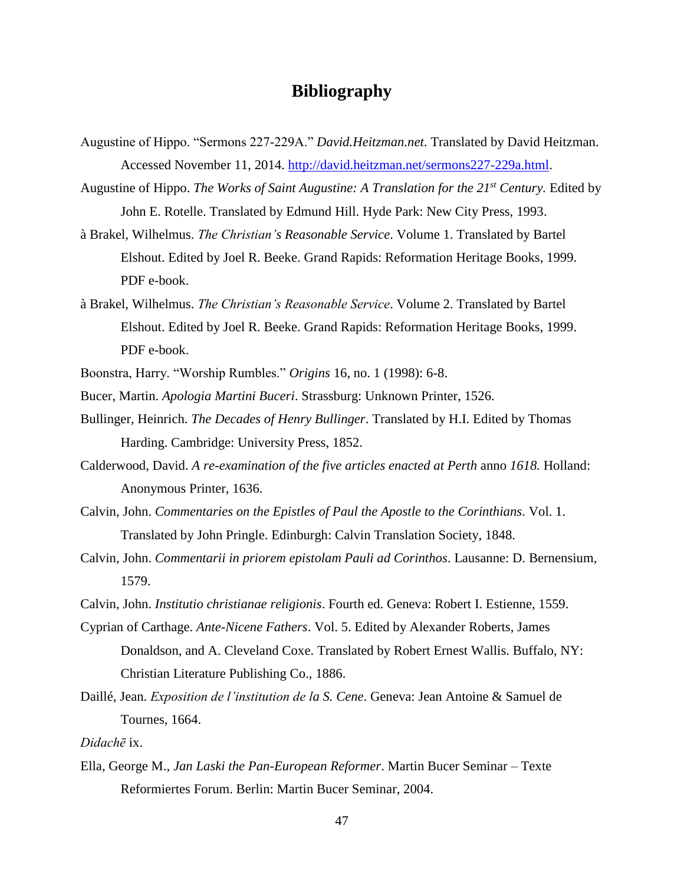# Bibliography

Augustine of Hippo. "Sermons 227-229A." *David.Heitzman.net*. Translated by David Heitzman. Accessed November 11, 2014. http://david.heitzman.net/sermons227-229a.html.

Augustine of Hippo. *The Works of Saint Augustine: A Translation for the 21st Century.* Edited by John E. Rotelle. Translated by Edmund Hill. Hyde Park: New City Press, 1993.

à Brakel, Wilhelmus. *The Christian's Reasonable Service*. Volume 1. Translated by Bartel Elshout. Edited by Joel R. Beeke. Grand Rapids: Reformation Heritage Books, 1999. PDF e-book.

à Brakel, Wilhelmus. *The Christian's Reasonable Service*. Volume 2. Translated by Bartel Elshout. Edited by Joel R. Beeke. Grand Rapids: Reformation Heritage Books, 1999. PDF e-book.

Boonstra, Harry. "Worship Rumbles." *Origins* 16, no. 1 (1998): 6-8.

Bucer, Martin. *Apologia Martini Buceri*. Strassburg: Unknown Printer, 1526.

Bullinger, Heinrich. *The Decades of Henry Bullinger*. Translated by H.I. Edited by Thomas Harding. Cambridge: University Press, 1852.

Calderwood, David. *A re-examination of the five articles enacted at Perth* anno *1618.* Holland: Anonymous Printer, 1636.

Calvin, John. *Commentaries on the Epistles of Paul the Apostle to the Corinthians*. Vol. 1. Translated by John Pringle. Edinburgh: Calvin Translation Society, 1848.

Calvin, John. *Commentarii in priorem epistolam Pauli ad Corinthos*. Lausanne: D. Bernensium, 1579.

Calvin, John. *Institutio christianae religionis*. Fourth ed. Geneva: Robert I. Estienne, 1559.

Cyprian of Carthage. *Ante-Nicene Fathers*. Vol. 5. Edited by Alexander Roberts, James Donaldson, and A. Cleveland Coxe. Translated by Robert Ernest Wallis. Buffalo, NY: Christian Literature Publishing Co., 1886.

Daillé, Jean. *Exposition de l'institution de la S. Cene*. Geneva: Jean Antoine & Samuel de Tournes, 1664.

*Didachē* ix.

Ella, George M., *Jan Laski the Pan-European Reformer*. Martin Bucer Seminar – Texte Reformiertes Forum. Berlin: Martin Bucer Seminar, 2004.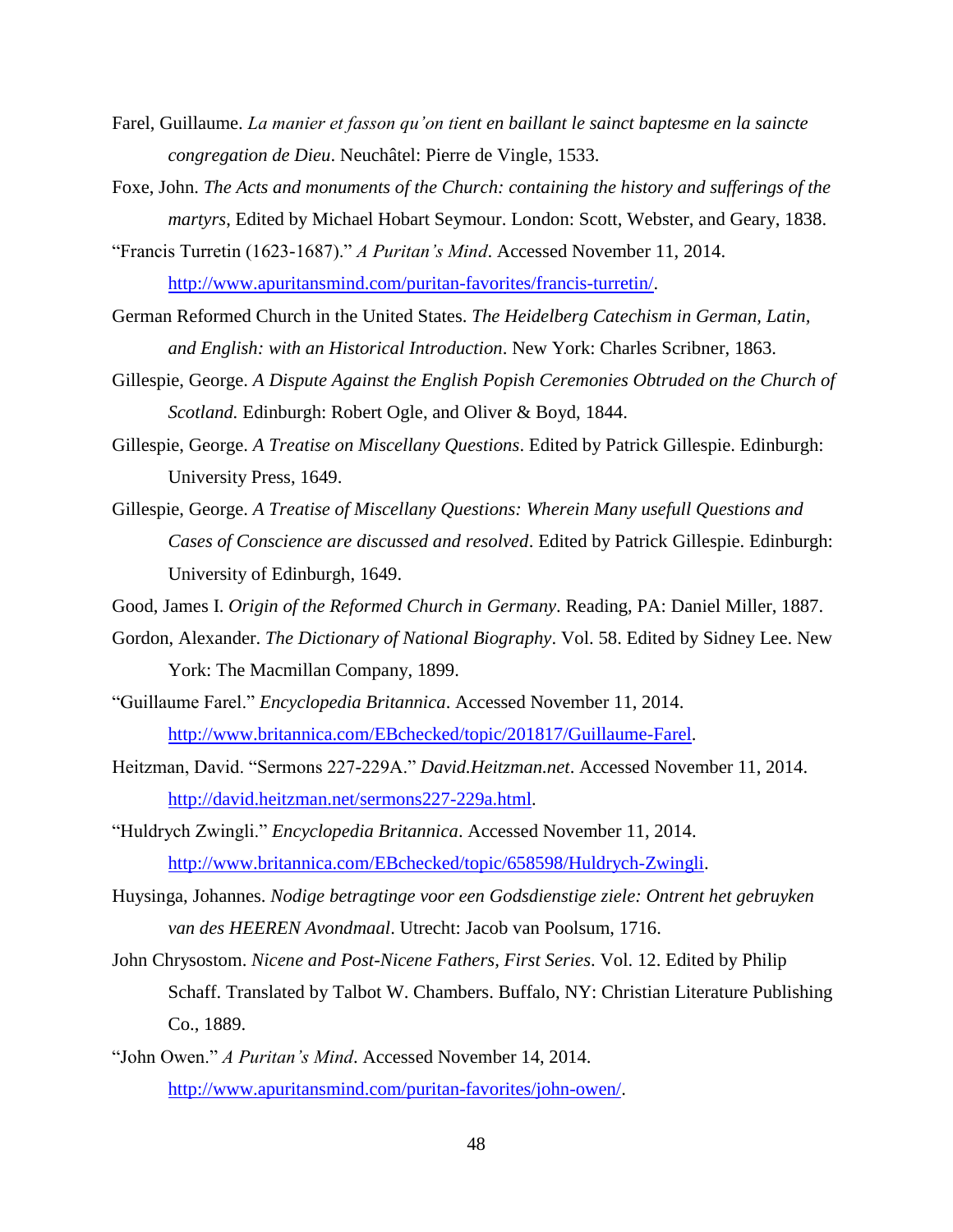Farel, Guillaume. *La manier et fasson qu'on tient en baillant le sainct baptesme en la saincte congregation de Dieu*. Neuchâtel: Pierre de Vingle, 1533.

Foxe, John. *The Acts and monuments of the Church: containing the history and sufferings of the martyrs*, Edited by Michael Hobart Seymour. London: Scott, Webster, and Geary, 1838.

"Francis Turretin (1623-1687)." *A Puritan's Mind*. Accessed November 11, 2014. http://www.apuritansmind.com/puritan-favorites/francis-turretin/.

German Reformed Church in the United States. *The Heidelberg Catechism in German, Latin, and English: with an Historical Introduction*. New York: Charles Scribner, 1863.

Gillespie, George. *A Dispute Against the English Popish Ceremonies Obtruded on the Church of Scotland.* Edinburgh: Robert Ogle, and Oliver & Boyd, 1844.

Gillespie, George. *A Treatise on Miscellany Questions*. Edited by Patrick Gillespie. Edinburgh: University Press, 1649.

Gillespie, George. *A Treatise of Miscellany Questions: Wherein Many usefull Questions and Cases of Conscience are discussed and resolved*. Edited by Patrick Gillespie. Edinburgh: University of Edinburgh, 1649.

Good, James I. *Origin of the Reformed Church in Germany*. Reading, PA: Daniel Miller, 1887.

Gordon, Alexander. *The Dictionary of National Biography*. Vol. 58. Edited by Sidney Lee. New York: The Macmillan Company, 1899.

"Guillaume Farel." *Encyclopedia Britannica*. Accessed November 11, 2014. http://www.britannica.com/EBchecked/topic/201817/Guillaume-Farel.

Heitzman, David. "Sermons 227-229A." *David.Heitzman.net*. Accessed November 11, 2014. http://david.heitzman.net/sermons227-229a.html.

"Huldrych Zwingli." *Encyclopedia Britannica*. Accessed November 11, 2014. http://www.britannica.com/EBchecked/topic/658598/Huldrych-Zwingli.

Huysinga, Johannes. *Nodige betragtinge voor een Godsdienstige ziele: Ontrent het gebruyken van des HEEREN Avondmaal*. Utrecht: Jacob van Poolsum, 1716.

John Chrysostom. *Nicene and Post-Nicene Fathers, First Series*. Vol. 12. Edited by Philip Schaff. Translated by Talbot W. Chambers. Buffalo, NY: Christian Literature Publishing Co., 1889.

"John Owen." *A Puritan's Mind*. Accessed November 14, 2014. http://www.apuritansmind.com/puritan-favorites/john-owen/.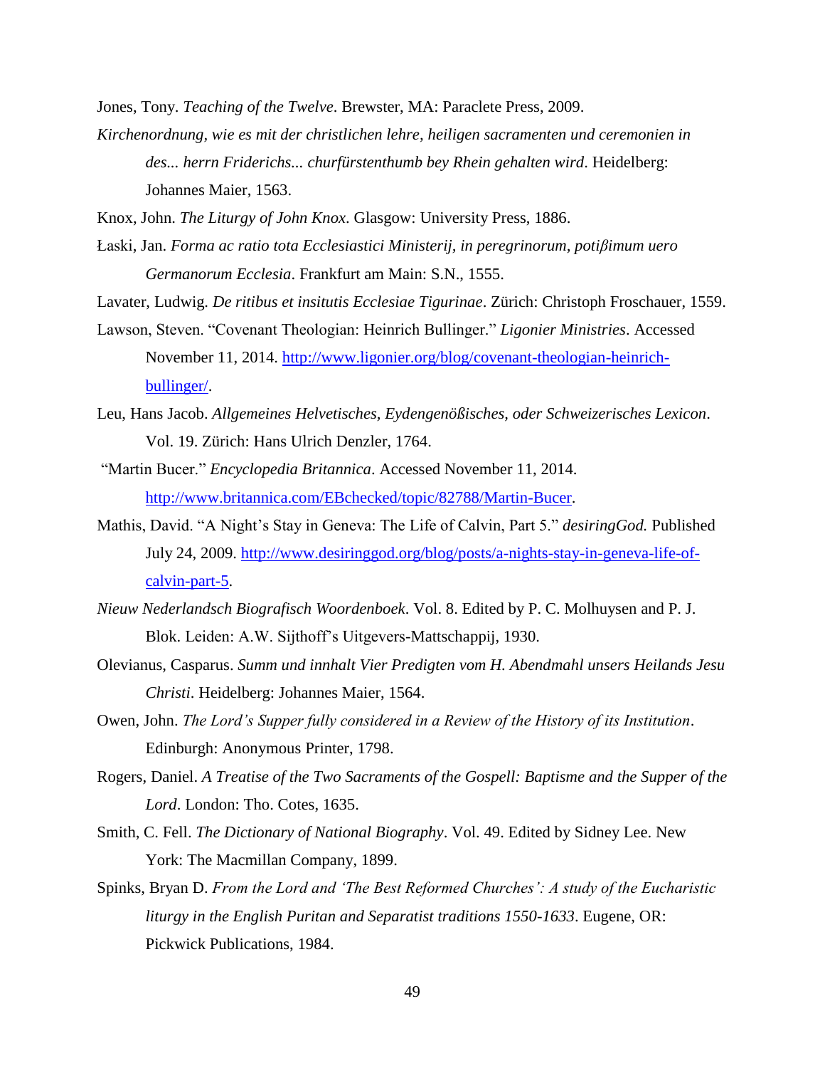Jones, Tony. *Teaching of the Twelve*. Brewster, MA: Paraclete Press, 2009.

*Kirchenordnung, wie es mit der christlichen lehre, heiligen sacramenten und ceremonien in des... herrn Friderichs... churfürstenthumb bey Rhein gehalten wird*. Heidelberg: Johannes Maier, 1563.

Knox, John. *The Liturgy of John Knox*. Glasgow: University Press, 1886.

Łaski, Jan. *Forma ac ratio tota Ecclesiastici Ministerij, in peregrinorum, potiβimum uero Germanorum Ecclesia*. Frankfurt am Main: S.N., 1555.

Lavater, Ludwig. *De ritibus et insitutis Ecclesiae Tigurinae*. Zürich: Christoph Froschauer, 1559.

Lawson, Steven. "Covenant Theologian: Heinrich Bullinger." *Ligonier Ministries*. Accessed November 11, 2014. http://www.ligonier.org/blog/covenant-theologian-heinrich-bullinger/.

Leu, Hans Jacob. *Allgemeines Helvetisches, Eydengenößisches, oder Schweizerisches Lexicon*. Vol. 19. Zürich: Hans Ulrich Denzler, 1764.

"Martin Bucer." *Encyclopedia Britannica*. Accessed November 11, 2014. http://www.britannica.com/EBchecked/topic/82788/Martin-Bucer.

Mathis, David. "A Night's Stay in Geneva: The Life of Calvin, Part 5." *desiringGod.* Published July 24, 2009. http://www.desiringgod.org/blog/posts/a-nights-stay-in-geneva-life-of-calvin-part-5.

*Nieuw Nederlandsch Biografisch Woordenboek*. Vol. 8. Edited by P. C. Molhuysen and P. J. Blok. Leiden: A.W. Sijthoff's Uitgevers-Mattschappij, 1930.

Olevianus, Casparus. *Summ und innhalt Vier Predigten vom H. Abendmahl unsers Heilands Jesu Christi*. Heidelberg: Johannes Maier, 1564.

Owen, John. *The Lord's Supper fully considered in a Review of the History of its Institution*. Edinburgh: Anonymous Printer, 1798.

Rogers, Daniel. *A Treatise of the Two Sacraments of the Gospell: Baptisme and the Supper of the Lord*. London: Tho. Cotes, 1635.

Smith, C. Fell. *The Dictionary of National Biography*. Vol. 49. Edited by Sidney Lee. New York: The Macmillan Company, 1899.

Spinks, Bryan D. *From the Lord and 'The Best Reformed Churches': A study of the Eucharistic liturgy in the English Puritan and Separatist traditions 1550-1633*. Eugene, OR: Pickwick Publications, 1984.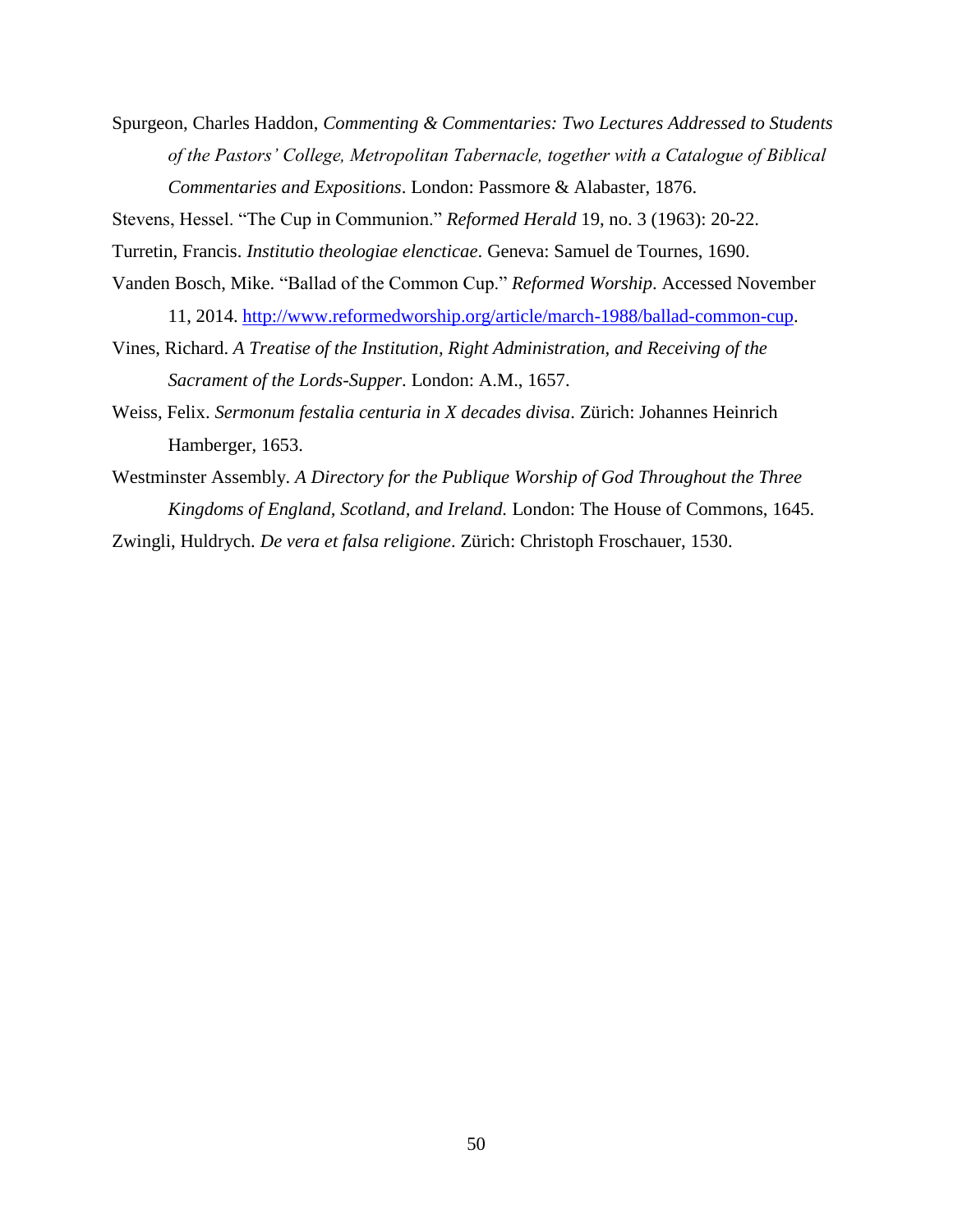Spurgeon, Charles Haddon, *Commenting & Commentaries: Two Lectures Addressed to Students of the Pastors' College, Metropolitan Tabernacle, together with a Catalogue of Biblical Commentaries and Expositions*. London: Passmore & Alabaster, 1876.

Stevens, Hessel. "The Cup in Communion." *Reformed Herald* 19, no. 3 (1963): 20-22.

Turretin, Francis. *Institutio theologiae elencticae*. Geneva: Samuel de Tournes, 1690.

Vanden Bosch, Mike. "Ballad of the Common Cup." *Reformed Worship*. Accessed November 11, 2014. http://www.reformedworship.org/article/march-1988/ballad-common-cup.

Vines, Richard. *A Treatise of the Institution, Right Administration, and Receiving of the Sacrament of the Lords-Supper*. London: A.M., 1657.

Weiss, Felix. *Sermonum festalia centuria in X decades divisa*. Zürich: Johannes Heinrich Hamberger, 1653.

Westminster Assembly. *A Directory for the Publique Worship of God Throughout the Three Kingdoms of England, Scotland, and Ireland.* London: The House of Commons, 1645.

Zwingli, Huldrych. *De vera et falsa religione*. Zürich: Christoph Froschauer, 1530.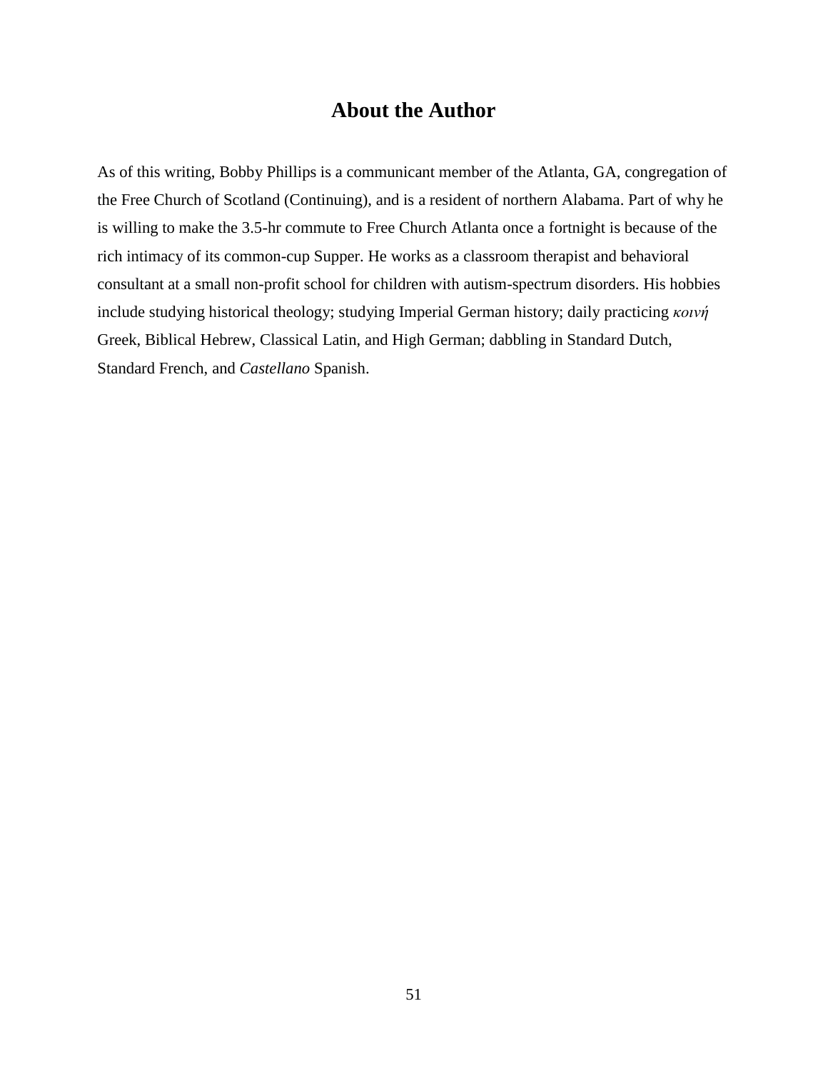## About the Author

As of this writing, Bobby Phillips is a communicant member of the Atlanta, GA, congregation of the Free Church of Scotland (Continuing), and is a resident of northern Alabama. Part of why he is willing to make the 3.5-hr commute to Free Church Atlanta once a fortnight is because of the rich intimacy of its common-cup Supper. He works as a classroom therapist and behavioral consultant at a small non-profit school for children with autism-spectrum disorders. His hobbies include studying historical theology; studying Imperial German history; daily practicing *κοινή* Greek, Biblical Hebrew, Classical Latin, and High German; dabbling in Standard Dutch, Standard French, and *Castellano* Spanish.